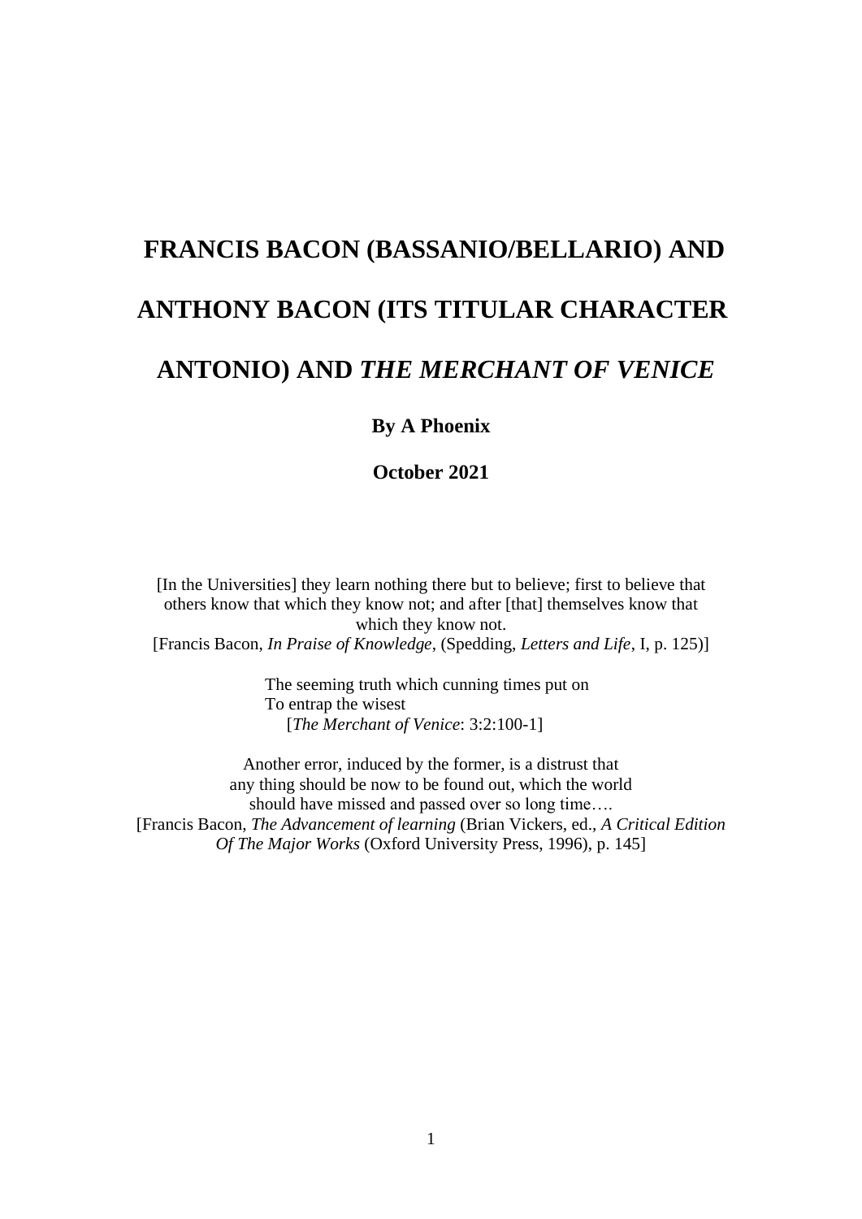# FRANCIS BACON (BASSANIO/BELLARIO) AND ANTHONY BACON (ITS TITULAR CHARACTER ANTONIO) AND *THE MERCHANT OF VENICE*

**By A Phoenix**

**October 2021**

[In the Universities] they learn nothing there but to believe; first to believe that others know that which they know not; and after [that] themselves know that which they know not.
[Francis Bacon, *In Praise of Knowledge*, (Spedding, *Letters and Life*, I, p. 125)]

The seeming truth which cunning times put on
To entrap the wisest
[*The Merchant of Venice*: 3:2:100-1]

Another error, induced by the former, is a distrust that any thing should be now to be found out, which the world should have missed and passed over so long time….
[Francis Bacon, *The Advancement of learning* (Brian Vickers, ed., *A Critical Edition Of The Major Works* (Oxford University Press, 1996), p. 145]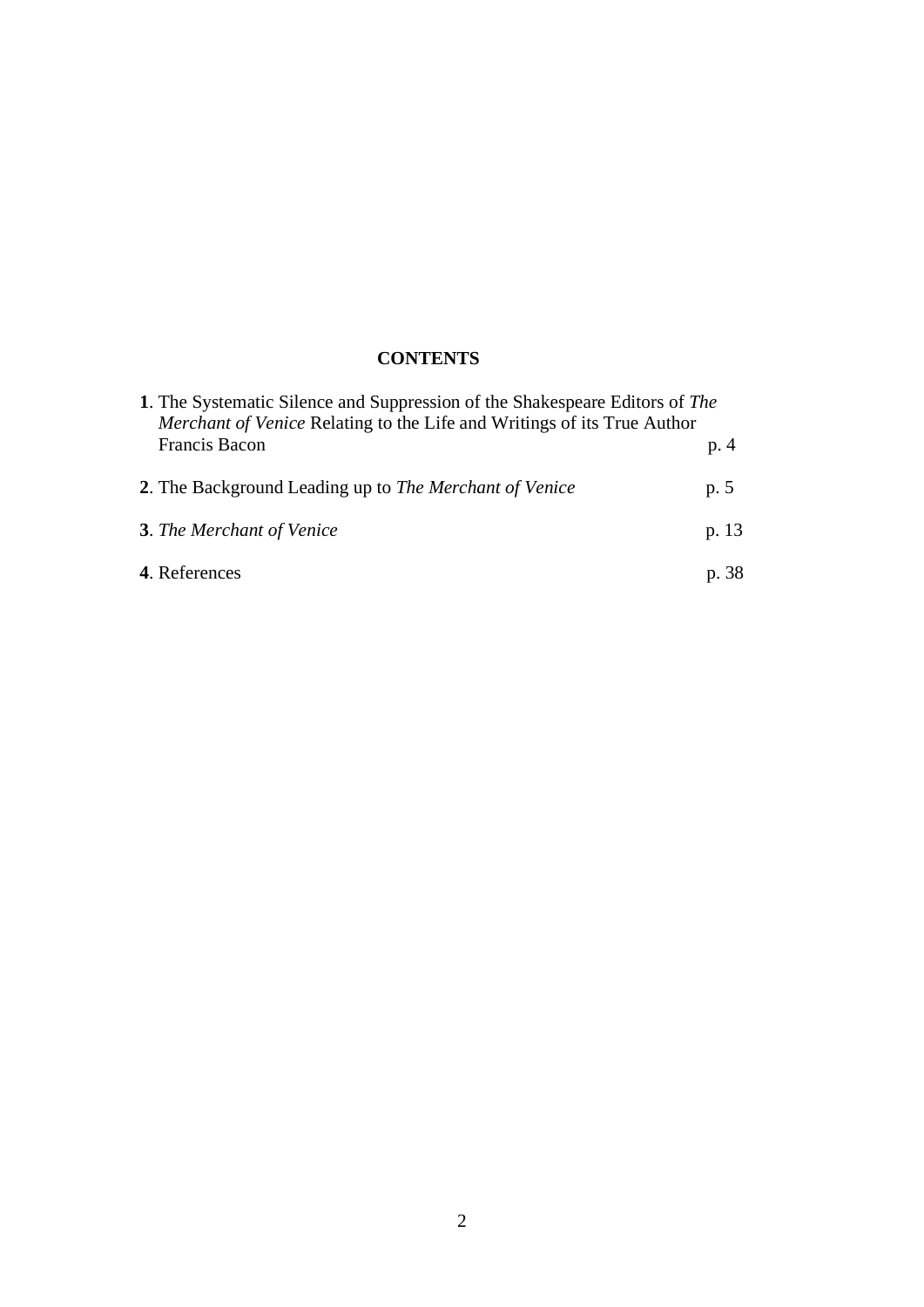## CONTENTS

**1**. The Systematic Silence and Suppression of the Shakespeare Editors of *The Merchant of Venice* Relating to the Life and Writings of its True Author Francis Bacon p. 4

**2**. The Background Leading up to *The Merchant of Venice* p. 5

**3**. *The Merchant of Venice* p. 13

**4**. References p. 38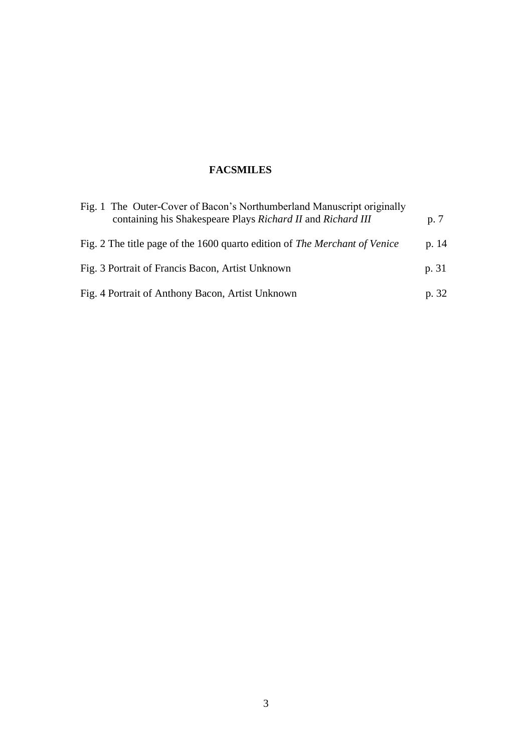## FACSMILES

| | |
|---|---|
| Fig. 1 The Outer-Cover of Bacon's Northumberland Manuscript originally containing his Shakespeare Plays *Richard II* and *Richard III* | p. 7 |
| Fig. 2 The title page of the 1600 quarto edition of *The Merchant of Venice* | p. 14 |
| Fig. 3 Portrait of Francis Bacon, Artist Unknown | p. 31 |
| Fig. 4 Portrait of Anthony Bacon, Artist Unknown | p. 32 |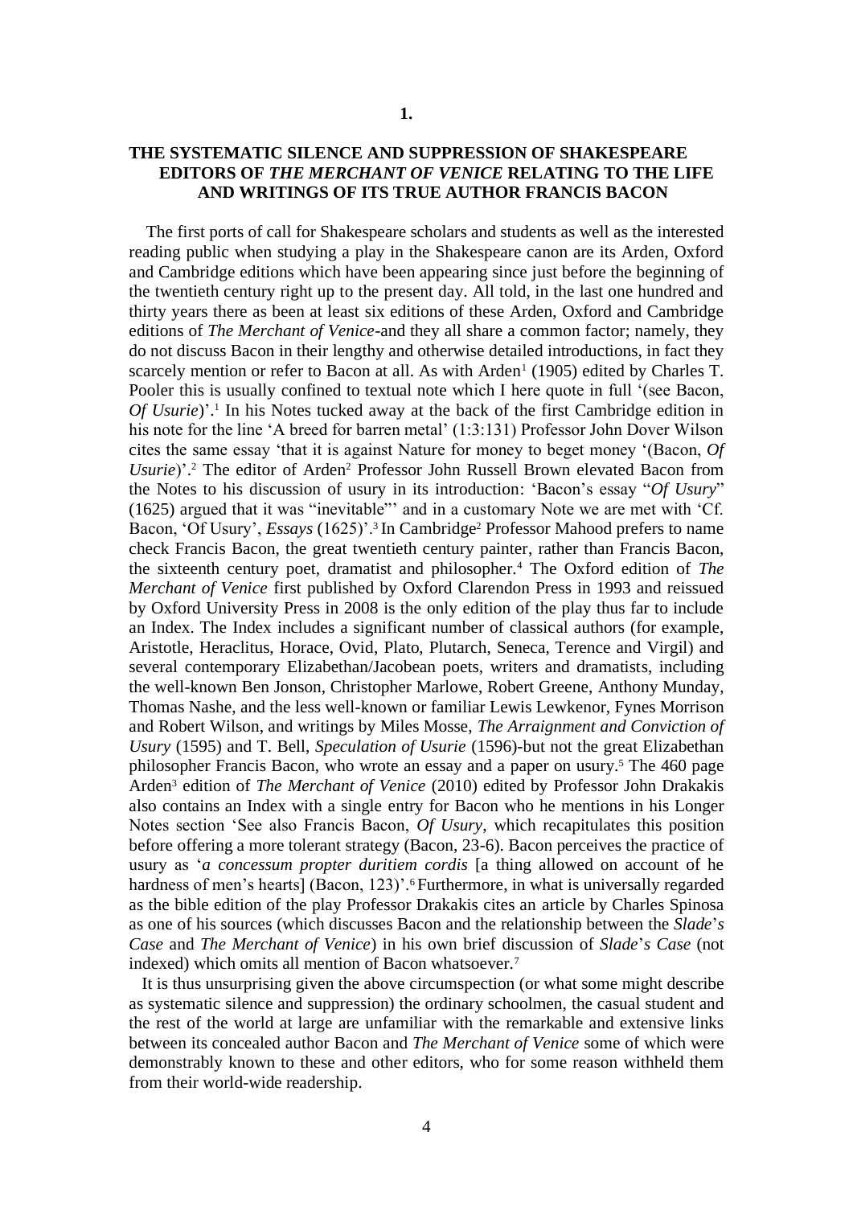## 1.

## THE SYSTEMATIC SILENCE AND SUPPRESSION OF SHAKESPEARE EDITORS OF *THE MERCHANT OF VENICE* RELATING TO THE LIFE AND WRITINGS OF ITS TRUE AUTHOR FRANCIS BACON

The first ports of call for Shakespeare scholars and students as well as the interested reading public when studying a play in the Shakespeare canon are its Arden, Oxford and Cambridge editions which have been appearing since just before the beginning of the twentieth century right up to the present day. All told, in the last one hundred and thirty years there as been at least six editions of these Arden, Oxford and Cambridge editions of *The Merchant of Venice*-and they all share a common factor; namely, they do not discuss Bacon in their lengthy and otherwise detailed introductions, in fact they scarcely mention or refer to Bacon at all. As with Arden[1] (1905) edited by Charles T. Pooler this is usually confined to textual note which I here quote in full '(see Bacon, *Of Usurie*)'.[1] In his Notes tucked away at the back of the first Cambridge edition in his note for the line 'A breed for barren metal' (1:3:131) Professor John Dover Wilson cites the same essay 'that it is against Nature for money to beget money '(Bacon, *Of Usurie*)'.[2] The editor of Arden[2] Professor John Russell Brown elevated Bacon from the Notes to his discussion of usury in its introduction: 'Bacon's essay "*Of Usury*" (1625) argued that it was "inevitable"' and in a customary Note we are met with 'Cf. Bacon, 'Of Usury', *Essays* (1625)'.[3] In Cambridge[2] Professor Mahood prefers to name check Francis Bacon, the great twentieth century painter, rather than Francis Bacon, the sixteenth century poet, dramatist and philosopher.[4] The Oxford edition of *The Merchant of Venice* first published by Oxford Clarendon Press in 1993 and reissued by Oxford University Press in 2008 is the only edition of the play thus far to include an Index. The Index includes a significant number of classical authors (for example, Aristotle, Heraclitus, Horace, Ovid, Plato, Plutarch, Seneca, Terence and Virgil) and several contemporary Elizabethan/Jacobean poets, writers and dramatists, including the well-known Ben Jonson, Christopher Marlowe, Robert Greene, Anthony Munday, Thomas Nashe, and the less well-known or familiar Lewis Lewkenor, Fynes Morrison and Robert Wilson, and writings by Miles Mosse, *The Arraignment and Conviction of Usury* (1595) and T. Bell, *Speculation of Usurie* (1596)-but not the great Elizabethan philosopher Francis Bacon, who wrote an essay and a paper on usury.[5] The 460 page Arden[3] edition of *The Merchant of Venice* (2010) edited by Professor John Drakakis also contains an Index with a single entry for Bacon who he mentions in his Longer Notes section 'See also Francis Bacon, *Of Usury*, which recapitulates this position before offering a more tolerant strategy (Bacon, 23-6). Bacon perceives the practice of usury as '*a concessum propter duritiem cordis* [a thing allowed on account of he hardness of men's hearts] (Bacon, 123)'.[6] Furthermore, in what is universally regarded as the bible edition of the play Professor Drakakis cites an article by Charles Spinosa as one of his sources (which discusses Bacon and the relationship between the *Slade*'*s Case* and *The Merchant of Venice*) in his own brief discussion of *Slade*'*s Case* (not indexed) which omits all mention of Bacon whatsoever.[7]

It is thus unsurprising given the above circumspection (or what some might describe as systematic silence and suppression) the ordinary schoolmen, the casual student and the rest of the world at large are unfamiliar with the remarkable and extensive links between its concealed author Bacon and *The Merchant of Venice* some of which were demonstrably known to these and other editors, who for some reason withheld them from their world-wide readership.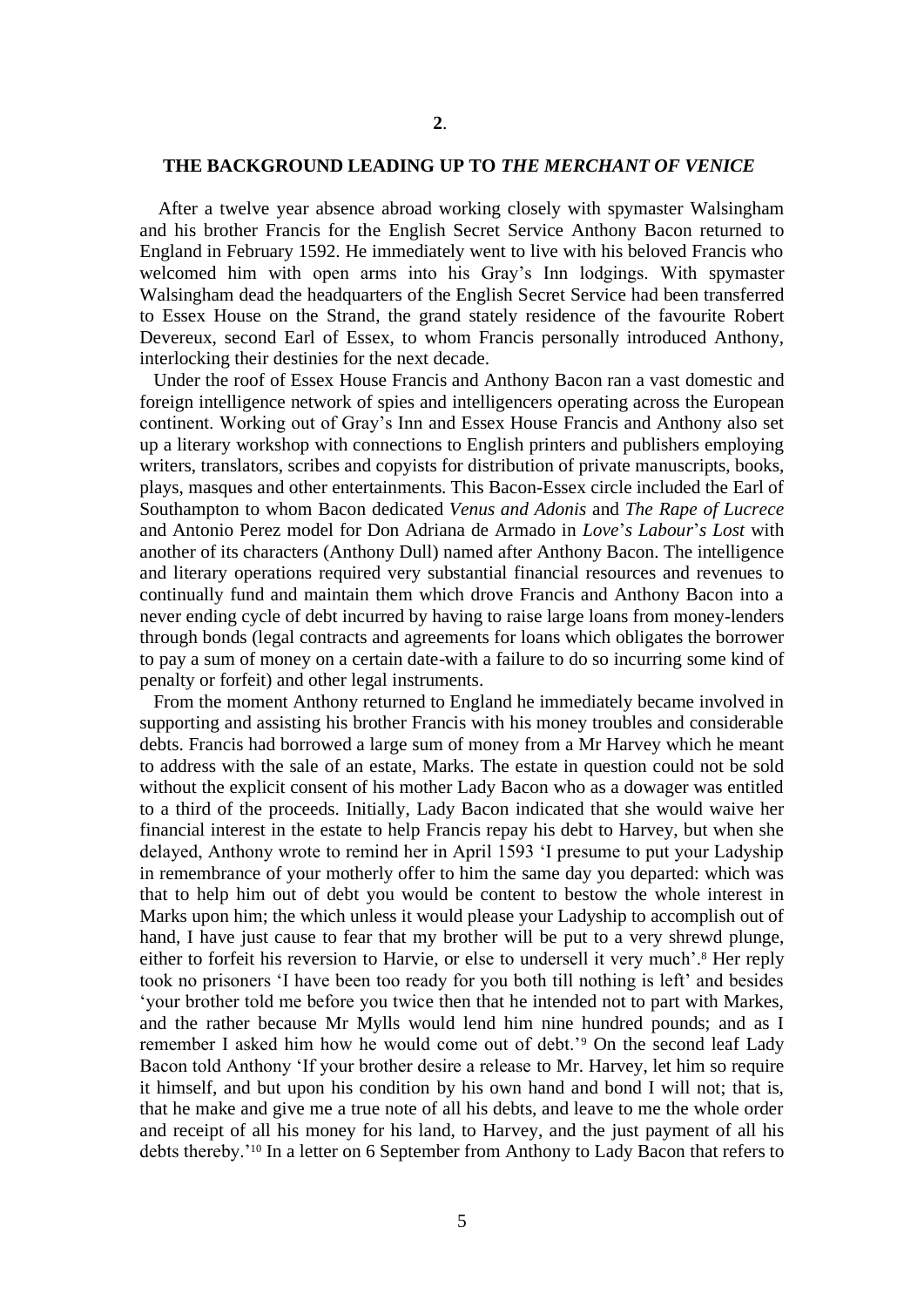**2**.

## THE BACKGROUND LEADING UP TO *THE MERCHANT OF VENICE*

After a twelve year absence abroad working closely with spymaster Walsingham and his brother Francis for the English Secret Service Anthony Bacon returned to England in February 1592. He immediately went to live with his beloved Francis who welcomed him with open arms into his Gray's Inn lodgings. With spymaster Walsingham dead the headquarters of the English Secret Service had been transferred to Essex House on the Strand, the grand stately residence of the favourite Robert Devereux, second Earl of Essex, to whom Francis personally introduced Anthony, interlocking their destinies for the next decade.

Under the roof of Essex House Francis and Anthony Bacon ran a vast domestic and foreign intelligence network of spies and intelligencers operating across the European continent. Working out of Gray's Inn and Essex House Francis and Anthony also set up a literary workshop with connections to English printers and publishers employing writers, translators, scribes and copyists for distribution of private manuscripts, books, plays, masques and other entertainments. This Bacon-Essex circle included the Earl of Southampton to whom Bacon dedicated *Venus and Adonis* and *The Rape of Lucrece* and Antonio Perez model for Don Adriana de Armado in *Love*'*s Labour*'*s Lost* with another of its characters (Anthony Dull) named after Anthony Bacon. The intelligence and literary operations required very substantial financial resources and revenues to continually fund and maintain them which drove Francis and Anthony Bacon into a never ending cycle of debt incurred by having to raise large loans from money-lenders through bonds (legal contracts and agreements for loans which obligates the borrower to pay a sum of money on a certain date-with a failure to do so incurring some kind of penalty or forfeit) and other legal instruments.

From the moment Anthony returned to England he immediately became involved in supporting and assisting his brother Francis with his money troubles and considerable debts. Francis had borrowed a large sum of money from a Mr Harvey which he meant to address with the sale of an estate, Marks. The estate in question could not be sold without the explicit consent of his mother Lady Bacon who as a dowager was entitled to a third of the proceeds. Initially, Lady Bacon indicated that she would waive her financial interest in the estate to help Francis repay his debt to Harvey, but when she delayed, Anthony wrote to remind her in April 1593 'I presume to put your Ladyship in remembrance of your motherly offer to him the same day you departed: which was that to help him out of debt you would be content to bestow the whole interest in Marks upon him; the which unless it would please your Ladyship to accomplish out of hand, I have just cause to fear that my brother will be put to a very shrewd plunge, either to forfeit his reversion to Harvie, or else to undersell it very much'.[8] Her reply took no prisoners 'I have been too ready for you both till nothing is left' and besides 'your brother told me before you twice then that he intended not to part with Markes, and the rather because Mr Mylls would lend him nine hundred pounds; and as I remember I asked him how he would come out of debt.'[9] On the second leaf Lady Bacon told Anthony 'If your brother desire a release to Mr. Harvey, let him so require it himself, and but upon his condition by his own hand and bond I will not; that is, that he make and give me a true note of all his debts, and leave to me the whole order and receipt of all his money for his land, to Harvey, and the just payment of all his debts thereby.'[10] In a letter on 6 September from Anthony to Lady Bacon that refers to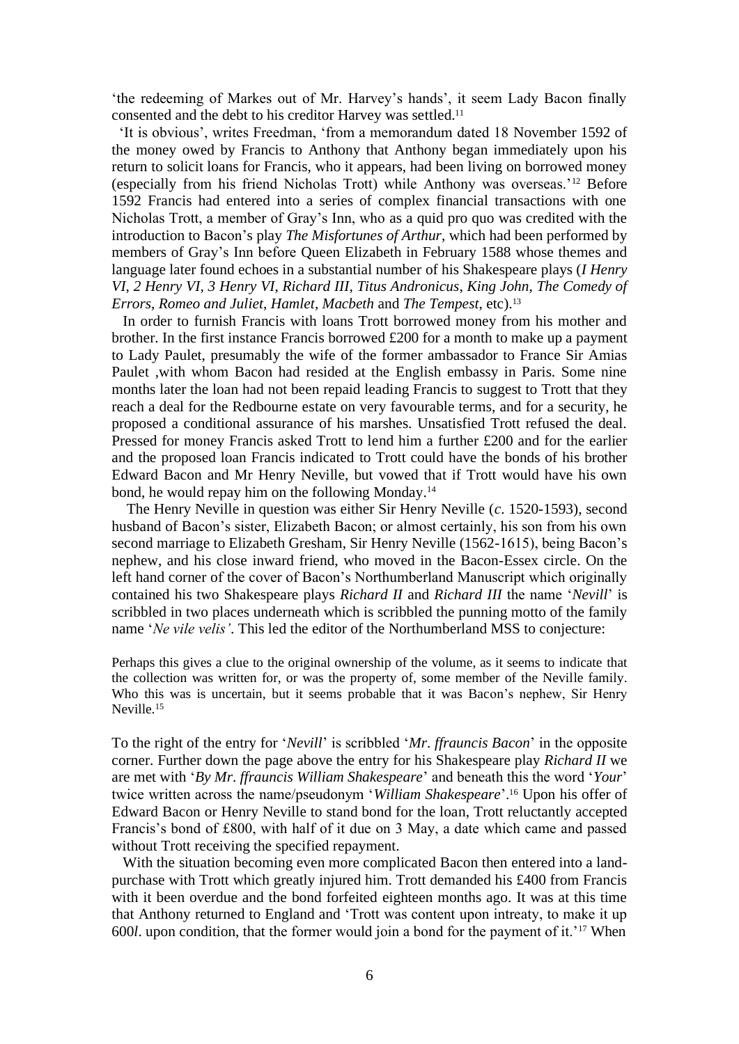'the redeeming of Markes out of Mr. Harvey's hands', it seem Lady Bacon finally consented and the debt to his creditor Harvey was settled.[11]

'It is obvious', writes Freedman, 'from a memorandum dated 18 November 1592 of the money owed by Francis to Anthony that Anthony began immediately upon his return to solicit loans for Francis, who it appears, had been living on borrowed money (especially from his friend Nicholas Trott) while Anthony was overseas.'[12] Before 1592 Francis had entered into a series of complex financial transactions with one Nicholas Trott, a member of Gray's Inn, who as a quid pro quo was credited with the introduction to Bacon's play *The Misfortunes of Arthur*, which had been performed by members of Gray's Inn before Queen Elizabeth in February 1588 whose themes and language later found echoes in a substantial number of his Shakespeare plays (*I Henry VI*, *2 Henry VI*, *3 Henry VI*, *Richard III*, *Titus Andronicus*, *King John*, *The Comedy of Errors*, *Romeo and Juliet*, *Hamlet*, *Macbeth* and *The Tempest*, etc).[13]

In order to furnish Francis with loans Trott borrowed money from his mother and brother. In the first instance Francis borrowed £200 for a month to make up a payment to Lady Paulet, presumably the wife of the former ambassador to France Sir Amias Paulet ,with whom Bacon had resided at the English embassy in Paris. Some nine months later the loan had not been repaid leading Francis to suggest to Trott that they reach a deal for the Redbourne estate on very favourable terms, and for a security, he proposed a conditional assurance of his marshes. Unsatisfied Trott refused the deal. Pressed for money Francis asked Trott to lend him a further £200 and for the earlier and the proposed loan Francis indicated to Trott could have the bonds of his brother Edward Bacon and Mr Henry Neville, but vowed that if Trott would have his own bond, he would repay him on the following Monday.[14]

The Henry Neville in question was either Sir Henry Neville (*c*. 1520-1593), second husband of Bacon's sister, Elizabeth Bacon; or almost certainly, his son from his own second marriage to Elizabeth Gresham, Sir Henry Neville (1562-1615), being Bacon's nephew, and his close inward friend, who moved in the Bacon-Essex circle. On the left hand corner of the cover of Bacon's Northumberland Manuscript which originally contained his two Shakespeare plays *Richard II* and *Richard III* the name '*Nevill*' is scribbled in two places underneath which is scribbled the punning motto of the family name '*Ne vile velis'*. This led the editor of the Northumberland MSS to conjecture:

> Perhaps this gives a clue to the original ownership of the volume, as it seems to indicate that the collection was written for, or was the property of, some member of the Neville family. Who this was is uncertain, but it seems probable that it was Bacon's nephew, Sir Henry Neville.[15]

To the right of the entry for '*Nevill*' is scribbled '*Mr*. *ffrauncis Bacon*' in the opposite corner. Further down the page above the entry for his Shakespeare play *Richard II* we are met with '*By Mr*. *ffrauncis William Shakespeare*' and beneath this the word '*Your*' twice written across the name/pseudonym '*William Shakespeare*'.[16] Upon his offer of Edward Bacon or Henry Neville to stand bond for the loan, Trott reluctantly accepted Francis's bond of £800, with half of it due on 3 May, a date which came and passed without Trott receiving the specified repayment.

With the situation becoming even more complicated Bacon then entered into a land-purchase with Trott which greatly injured him. Trott demanded his £400 from Francis with it been overdue and the bond forfeited eighteen months ago. It was at this time that Anthony returned to England and 'Trott was content upon intreaty, to make it up 600*l*. upon condition, that the former would join a bond for the payment of it.'[17] When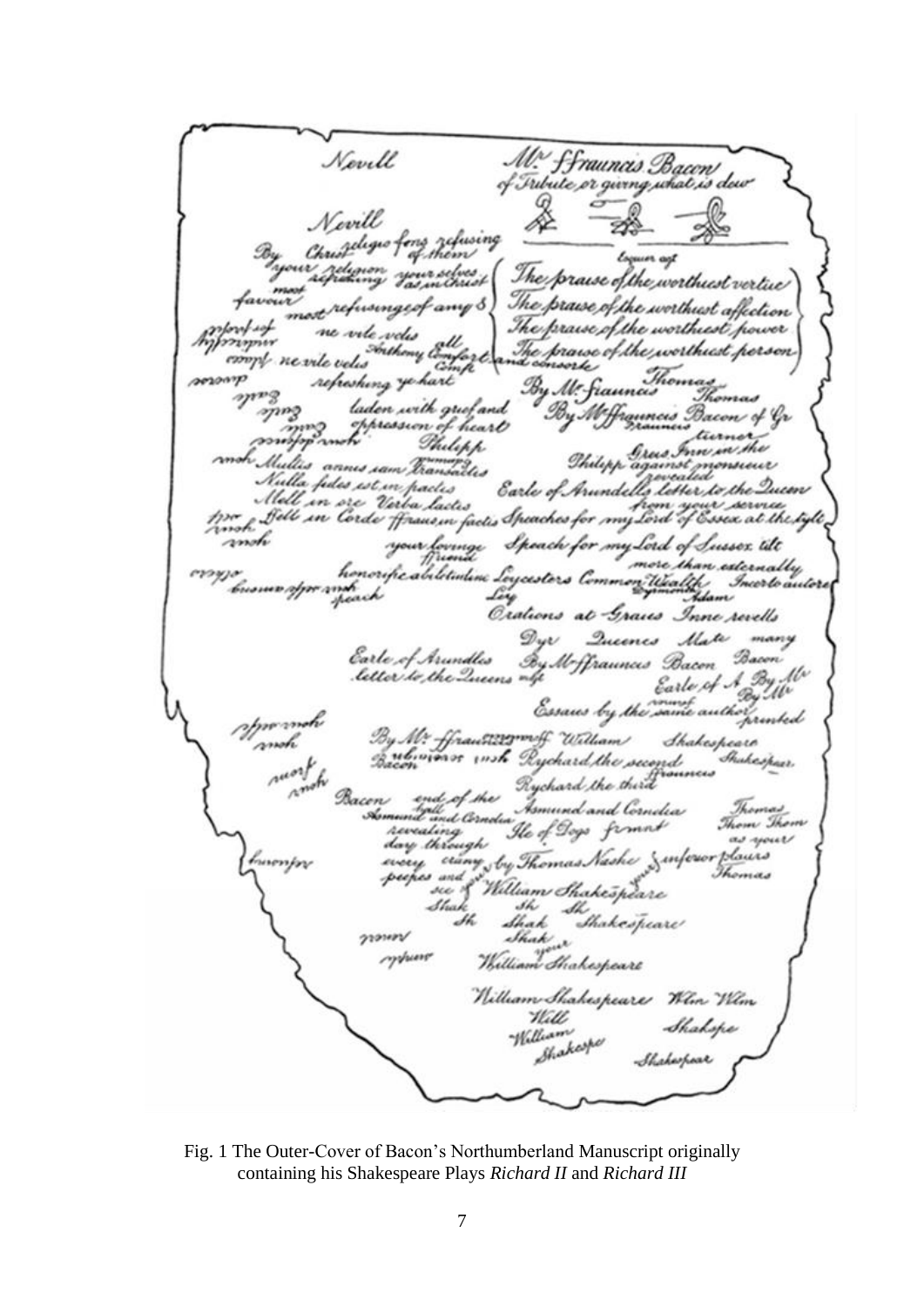Fig. 1 The Outer-Cover of Bacon's Northumberland Manuscript originally containing his Shakespeare Plays *Richard II* and *Richard III*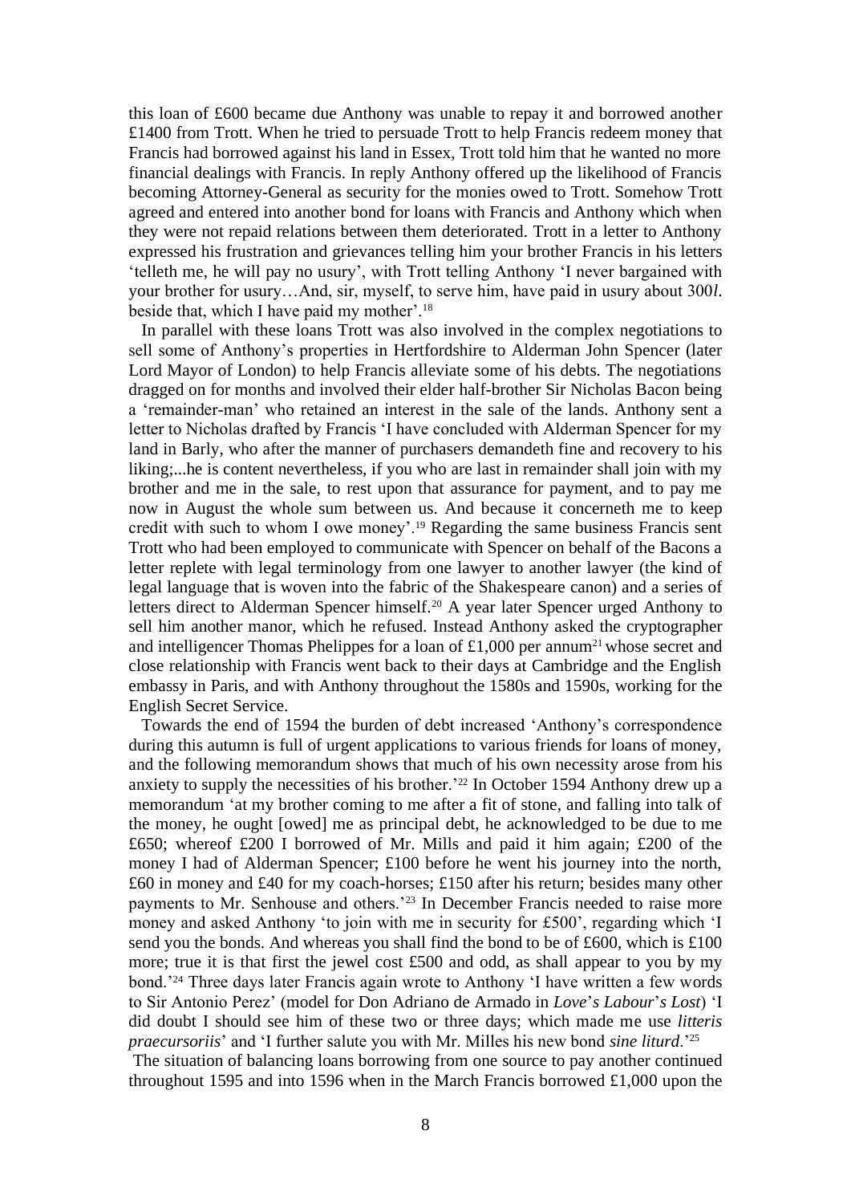this loan of £600 became due Anthony was unable to repay it and borrowed another £1400 from Trott. When he tried to persuade Trott to help Francis redeem money that Francis had borrowed against his land in Essex, Trott told him that he wanted no more financial dealings with Francis. In reply Anthony offered up the likelihood of Francis becoming Attorney-General as security for the monies owed to Trott. Somehow Trott agreed and entered into another bond for loans with Francis and Anthony which when they were not repaid relations between them deteriorated. Trott in a letter to Anthony expressed his frustration and grievances telling him your brother Francis in his letters 'telleth me, he will pay no usury', with Trott telling Anthony 'I never bargained with your brother for usury…And, sir, myself, to serve him, have paid in usury about 300*l*. beside that, which I have paid my mother'.[18]

In parallel with these loans Trott was also involved in the complex negotiations to sell some of Anthony's properties in Hertfordshire to Alderman John Spencer (later Lord Mayor of London) to help Francis alleviate some of his debts. The negotiations dragged on for months and involved their elder half-brother Sir Nicholas Bacon being a 'remainder-man' who retained an interest in the sale of the lands. Anthony sent a letter to Nicholas drafted by Francis 'I have concluded with Alderman Spencer for my land in Barly, who after the manner of purchasers demandeth fine and recovery to his liking;...he is content nevertheless, if you who are last in remainder shall join with my brother and me in the sale, to rest upon that assurance for payment, and to pay me now in August the whole sum between us. And because it concerneth me to keep credit with such to whom I owe money'.[19] Regarding the same business Francis sent Trott who had been employed to communicate with Spencer on behalf of the Bacons a letter replete with legal terminology from one lawyer to another lawyer (the kind of legal language that is woven into the fabric of the Shakespeare canon) and a series of letters direct to Alderman Spencer himself.[20] A year later Spencer urged Anthony to sell him another manor, which he refused. Instead Anthony asked the cryptographer and intelligencer Thomas Phelippes for a loan of £1,000 per annum[21] whose secret and close relationship with Francis went back to their days at Cambridge and the English embassy in Paris, and with Anthony throughout the 1580s and 1590s, working for the English Secret Service.

Towards the end of 1594 the burden of debt increased 'Anthony's correspondence during this autumn is full of urgent applications to various friends for loans of money, and the following memorandum shows that much of his own necessity arose from his anxiety to supply the necessities of his brother.'[22] In October 1594 Anthony drew up a memorandum 'at my brother coming to me after a fit of stone, and falling into talk of the money, he ought [owed] me as principal debt, he acknowledged to be due to me £650; whereof £200 I borrowed of Mr. Mills and paid it him again; £200 of the money I had of Alderman Spencer; £100 before he went his journey into the north, £60 in money and £40 for my coach-horses; £150 after his return; besides many other payments to Mr. Senhouse and others.'[23] In December Francis needed to raise more money and asked Anthony 'to join with me in security for £500', regarding which 'I send you the bonds. And whereas you shall find the bond to be of £600, which is £100 more; true it is that first the jewel cost £500 and odd, as shall appear to you by my bond.'[24] Three days later Francis again wrote to Anthony 'I have written a few words to Sir Antonio Perez' (model for Don Adriano de Armado in *Love's Labour's Lost*) 'I did doubt I should see him of these two or three days; which made me use *litteris praecursoriis*' and 'I further salute you with Mr. Milles his new bond *sine liturd*.'[25]

The situation of balancing loans borrowing from one source to pay another continued throughout 1595 and into 1596 when in the March Francis borrowed £1,000 upon the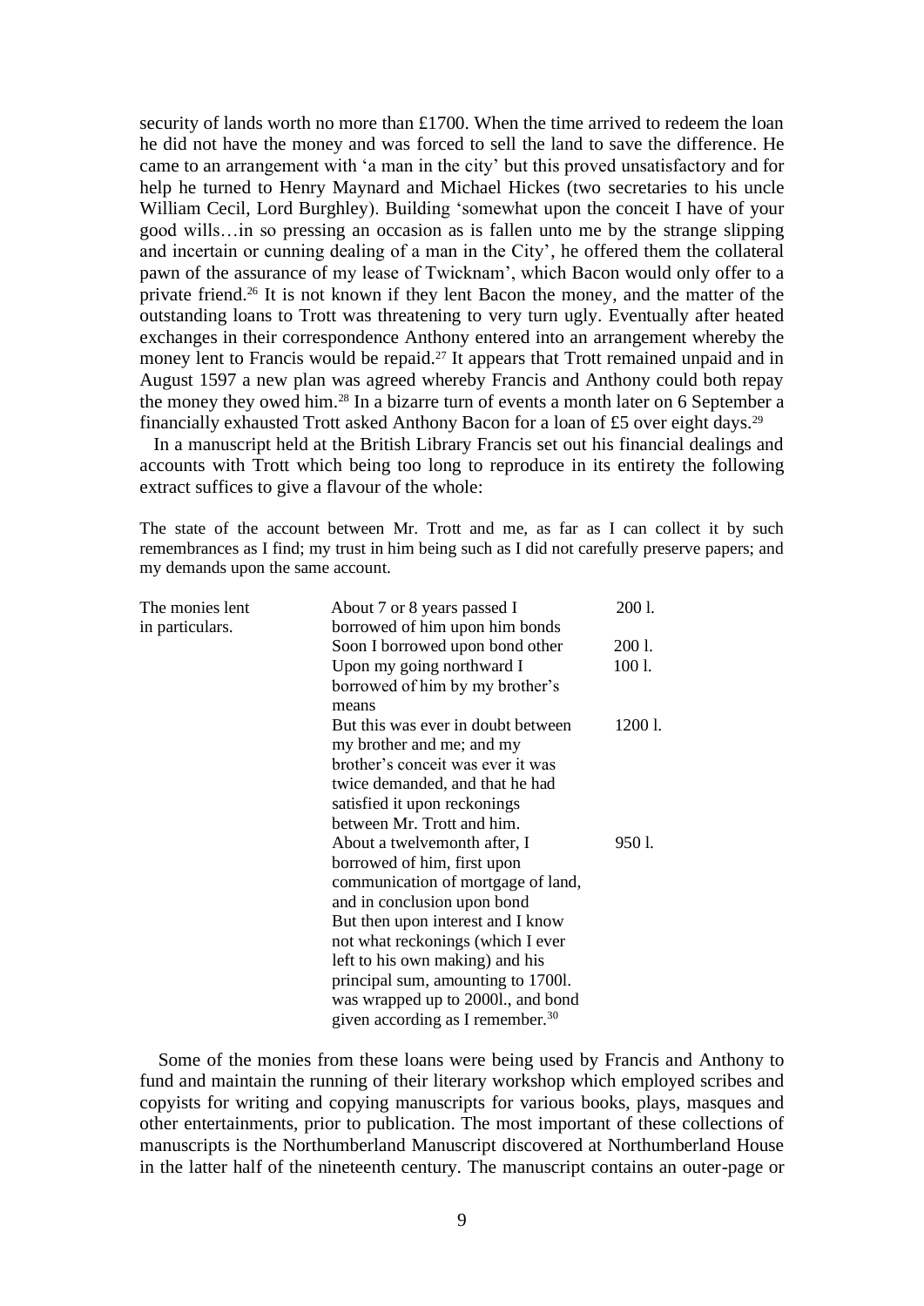security of lands worth no more than £1700. When the time arrived to redeem the loan he did not have the money and was forced to sell the land to save the difference. He came to an arrangement with 'a man in the city' but this proved unsatisfactory and for help he turned to Henry Maynard and Michael Hickes (two secretaries to his uncle William Cecil, Lord Burghley). Building 'somewhat upon the conceit I have of your good wills…in so pressing an occasion as is fallen unto me by the strange slipping and incertain or cunning dealing of a man in the City', he offered them the collateral pawn of the assurance of my lease of Twicknam', which Bacon would only offer to a private friend.[26] It is not known if they lent Bacon the money, and the matter of the outstanding loans to Trott was threatening to very turn ugly. Eventually after heated exchanges in their correspondence Anthony entered into an arrangement whereby the money lent to Francis would be repaid.[27] It appears that Trott remained unpaid and in August 1597 a new plan was agreed whereby Francis and Anthony could both repay the money they owed him.[28] In a bizarre turn of events a month later on 6 September a financially exhausted Trott asked Anthony Bacon for a loan of £5 over eight days.[29]

In a manuscript held at the British Library Francis set out his financial dealings and accounts with Trott which being too long to reproduce in its entirety the following extract suffices to give a flavour of the whole:

The state of the account between Mr. Trott and me, as far as I can collect it by such remembrances as I find; my trust in him being such as I did not carefully preserve papers; and my demands upon the same account.

| | | |
|---|---|---|
| The monies lent in particulars. | About 7 or 8 years passed I borrowed of him upon him bonds | 200 l. |
| | Soon I borrowed upon bond other | 200 l. |
| | Upon my going northward I borrowed of him by my brother's means | 100 l. |
| | But this was ever in doubt between my brother and me; and my brother's conceit was ever it was twice demanded, and that he had satisfied it upon reckonings between Mr. Trott and him. | 1200 l. |
| | About a twelvemonth after, I borrowed of him, first upon communication of mortgage of land, and in conclusion upon bond | 950 l. |
| | But then upon interest and I know not what reckonings (which I ever left to his own making) and his principal sum, amounting to 1700l. was wrapped up to 2000l., and bond given according as I remember.[30] | |

Some of the monies from these loans were being used by Francis and Anthony to fund and maintain the running of their literary workshop which employed scribes and copyists for writing and copying manuscripts for various books, plays, masques and other entertainments, prior to publication. The most important of these collections of manuscripts is the Northumberland Manuscript discovered at Northumberland House in the latter half of the nineteenth century. The manuscript contains an outer-page or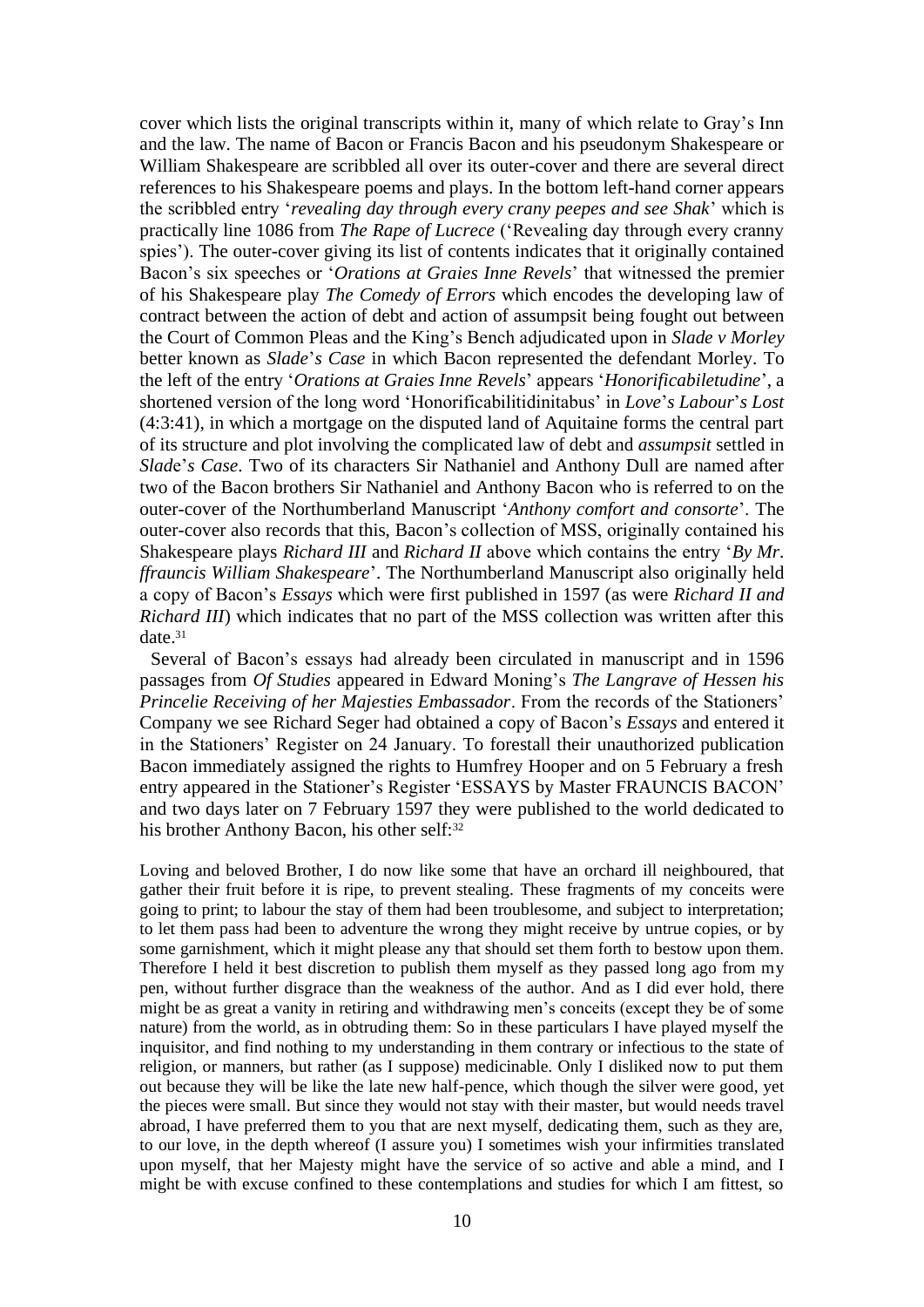cover which lists the original transcripts within it, many of which relate to Gray's Inn and the law. The name of Bacon or Francis Bacon and his pseudonym Shakespeare or William Shakespeare are scribbled all over its outer-cover and there are several direct references to his Shakespeare poems and plays. In the bottom left-hand corner appears the scribbled entry '*revealing day through every crany peepes and see Shak*' which is practically line 1086 from *The Rape of Lucrece* ('Revealing day through every cranny spies'). The outer-cover giving its list of contents indicates that it originally contained Bacon's six speeches or '*Orations at Graies Inne Revels*' that witnessed the premier of his Shakespeare play *The Comedy of Errors* which encodes the developing law of contract between the action of debt and action of assumpsit being fought out between the Court of Common Pleas and the King's Bench adjudicated upon in *Slade v Morley* better known as *Slade*'*s Case* in which Bacon represented the defendant Morley. To the left of the entry '*Orations at Graies Inne Revels*' appears '*Honorificabiletudine*', a shortened version of the long word 'Honorificabilitidinitabus' in *Love*'*s Labour*'*s Lost* (4:3:41), in which a mortgage on the disputed land of Aquitaine forms the central part of its structure and plot involving the complicated law of debt and *assumpsit* settled in *Slade*'*s Case*. Two of its characters Sir Nathaniel and Anthony Dull are named after two of the Bacon brothers Sir Nathaniel and Anthony Bacon who is referred to on the outer-cover of the Northumberland Manuscript '*Anthony comfort and consorte*'. The outer-cover also records that this, Bacon's collection of MSS, originally contained his Shakespeare plays *Richard III* and *Richard II* above which contains the entry '*By Mr. ffrauncis William Shakespeare*'. The Northumberland Manuscript also originally held a copy of Bacon's *Essays* which were first published in 1597 (as were *Richard II and Richard III*) which indicates that no part of the MSS collection was written after this date.[31]

Several of Bacon's essays had already been circulated in manuscript and in 1596 passages from *Of Studies* appeared in Edward Moning's *The Langrave of Hessen his Princelie Receiving of her Majesties Embassador*. From the records of the Stationers' Company we see Richard Seger had obtained a copy of Bacon's *Essays* and entered it in the Stationers' Register on 24 January. To forestall their unauthorized publication Bacon immediately assigned the rights to Humfrey Hooper and on 5 February a fresh entry appeared in the Stationer's Register 'ESSAYS by Master FRAUNCIS BACON' and two days later on 7 February 1597 they were published to the world dedicated to his brother Anthony Bacon, his other self:[32]

Loving and beloved Brother, I do now like some that have an orchard ill neighboured, that gather their fruit before it is ripe, to prevent stealing. These fragments of my conceits were going to print; to labour the stay of them had been troublesome, and subject to interpretation; to let them pass had been to adventure the wrong they might receive by untrue copies, or by some garnishment, which it might please any that should set them forth to bestow upon them. Therefore I held it best discretion to publish them myself as they passed long ago from my pen, without further disgrace than the weakness of the author. And as I did ever hold, there might be as great a vanity in retiring and withdrawing men's conceits (except they be of some nature) from the world, as in obtruding them: So in these particulars I have played myself the inquisitor, and find nothing to my understanding in them contrary or infectious to the state of religion, or manners, but rather (as I suppose) medicinable. Only I disliked now to put them out because they will be like the late new half-pence, which though the silver were good, yet the pieces were small. But since they would not stay with their master, but would needs travel abroad, I have preferred them to you that are next myself, dedicating them, such as they are, to our love, in the depth whereof (I assure you) I sometimes wish your infirmities translated upon myself, that her Majesty might have the service of so active and able a mind, and I might be with excuse confined to these contemplations and studies for which I am fittest, so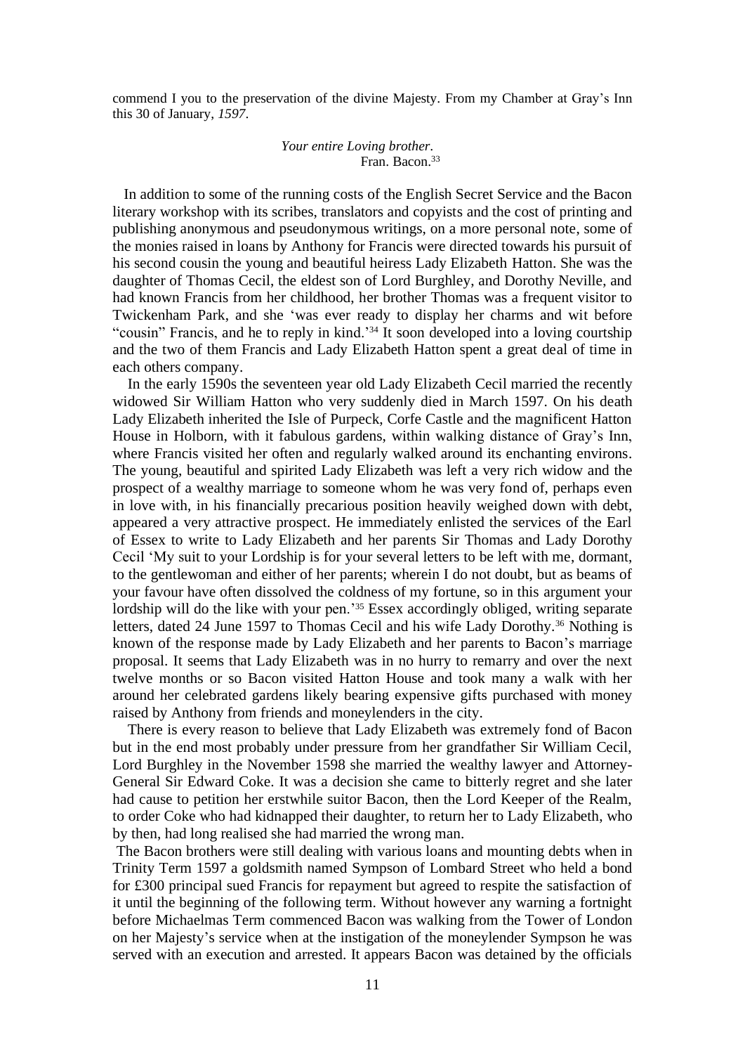commend I you to the preservation of the divine Majesty. From my Chamber at Gray's Inn this 30 of January, *1597*.

*Your entire Loving brother.*
Fran. Bacon.[33]

In addition to some of the running costs of the English Secret Service and the Bacon literary workshop with its scribes, translators and copyists and the cost of printing and publishing anonymous and pseudonymous writings, on a more personal note, some of the monies raised in loans by Anthony for Francis were directed towards his pursuit of his second cousin the young and beautiful heiress Lady Elizabeth Hatton. She was the daughter of Thomas Cecil, the eldest son of Lord Burghley, and Dorothy Neville, and had known Francis from her childhood, her brother Thomas was a frequent visitor to Twickenham Park, and she 'was ever ready to display her charms and wit before "cousin" Francis, and he to reply in kind.'[34] It soon developed into a loving courtship and the two of them Francis and Lady Elizabeth Hatton spent a great deal of time in each others company.

In the early 1590s the seventeen year old Lady Elizabeth Cecil married the recently widowed Sir William Hatton who very suddenly died in March 1597. On his death Lady Elizabeth inherited the Isle of Purpeck, Corfe Castle and the magnificent Hatton House in Holborn, with it fabulous gardens, within walking distance of Gray's Inn, where Francis visited her often and regularly walked around its enchanting environs. The young, beautiful and spirited Lady Elizabeth was left a very rich widow and the prospect of a wealthy marriage to someone whom he was very fond of, perhaps even in love with, in his financially precarious position heavily weighed down with debt, appeared a very attractive prospect. He immediately enlisted the services of the Earl of Essex to write to Lady Elizabeth and her parents Sir Thomas and Lady Dorothy Cecil 'My suit to your Lordship is for your several letters to be left with me, dormant, to the gentlewoman and either of her parents; wherein I do not doubt, but as beams of your favour have often dissolved the coldness of my fortune, so in this argument your lordship will do the like with your pen.'[35] Essex accordingly obliged, writing separate letters, dated 24 June 1597 to Thomas Cecil and his wife Lady Dorothy.[36] Nothing is known of the response made by Lady Elizabeth and her parents to Bacon's marriage proposal. It seems that Lady Elizabeth was in no hurry to remarry and over the next twelve months or so Bacon visited Hatton House and took many a walk with her around her celebrated gardens likely bearing expensive gifts purchased with money raised by Anthony from friends and moneylenders in the city.

There is every reason to believe that Lady Elizabeth was extremely fond of Bacon but in the end most probably under pressure from her grandfather Sir William Cecil, Lord Burghley in the November 1598 she married the wealthy lawyer and Attorney-General Sir Edward Coke. It was a decision she came to bitterly regret and she later had cause to petition her erstwhile suitor Bacon, then the Lord Keeper of the Realm, to order Coke who had kidnapped their daughter, to return her to Lady Elizabeth, who by then, had long realised she had married the wrong man.

The Bacon brothers were still dealing with various loans and mounting debts when in Trinity Term 1597 a goldsmith named Sympson of Lombard Street who held a bond for £300 principal sued Francis for repayment but agreed to respite the satisfaction of it until the beginning of the following term. Without however any warning a fortnight before Michaelmas Term commenced Bacon was walking from the Tower of London on her Majesty's service when at the instigation of the moneylender Sympson he was served with an execution and arrested. It appears Bacon was detained by the officials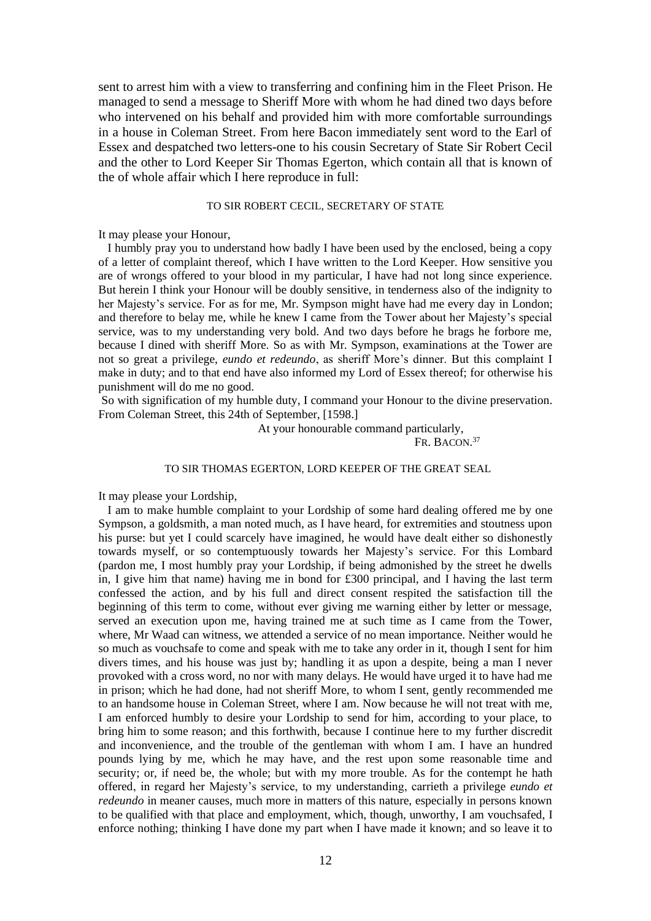sent to arrest him with a view to transferring and confining him in the Fleet Prison. He managed to send a message to Sheriff More with whom he had dined two days before who intervened on his behalf and provided him with more comfortable surroundings in a house in Coleman Street. From here Bacon immediately sent word to the Earl of Essex and despatched two letters-one to his cousin Secretary of State Sir Robert Cecil and the other to Lord Keeper Sir Thomas Egerton, which contain all that is known of the of whole affair which I here reproduce in full:

TO SIR ROBERT CECIL, SECRETARY OF STATE

It may please your Honour,

I humbly pray you to understand how badly I have been used by the enclosed, being a copy of a letter of complaint thereof, which I have written to the Lord Keeper. How sensitive you are of wrongs offered to your blood in my particular, I have had not long since experience. But herein I think your Honour will be doubly sensitive, in tenderness also of the indignity to her Majesty's service. For as for me, Mr. Sympson might have had me every day in London; and therefore to belay me, while he knew I came from the Tower about her Majesty's special service, was to my understanding very bold. And two days before he brags he forbore me, because I dined with sheriff More. So as with Mr. Sympson, examinations at the Tower are not so great a privilege, *eundo et redeundo*, as sheriff More's dinner. But this complaint I make in duty; and to that end have also informed my Lord of Essex thereof; for otherwise his punishment will do me no good.

So with signification of my humble duty, I command your Honour to the divine preservation. From Coleman Street, this 24th of September, [1598.]

At your honourable command particularly,

FR. BACON.[37]

TO SIR THOMAS EGERTON, LORD KEEPER OF THE GREAT SEAL

It may please your Lordship,

I am to make humble complaint to your Lordship of some hard dealing offered me by one Sympson, a goldsmith, a man noted much, as I have heard, for extremities and stoutness upon his purse: but yet I could scarcely have imagined, he would have dealt either so dishonestly towards myself, or so contemptuously towards her Majesty's service. For this Lombard (pardon me, I most humbly pray your Lordship, if being admonished by the street he dwells in, I give him that name) having me in bond for £300 principal, and I having the last term confessed the action, and by his full and direct consent respited the satisfaction till the beginning of this term to come, without ever giving me warning either by letter or message, served an execution upon me, having trained me at such time as I came from the Tower, where, Mr Waad can witness, we attended a service of no mean importance. Neither would he so much as vouchsafe to come and speak with me to take any order in it, though I sent for him divers times, and his house was just by; handling it as upon a despite, being a man I never provoked with a cross word, no nor with many delays. He would have urged it to have had me in prison; which he had done, had not sheriff More, to whom I sent, gently recommended me to an handsome house in Coleman Street, where I am. Now because he will not treat with me, I am enforced humbly to desire your Lordship to send for him, according to your place, to bring him to some reason; and this forthwith, because I continue here to my further discredit and inconvenience, and the trouble of the gentleman with whom I am. I have an hundred pounds lying by me, which he may have, and the rest upon some reasonable time and security; or, if need be, the whole; but with my more trouble. As for the contempt he hath offered, in regard her Majesty's service, to my understanding, carrieth a privilege *eundo et redeundo* in meaner causes, much more in matters of this nature, especially in persons known to be qualified with that place and employment, which, though, unworthy, I am vouchsafed, I enforce nothing; thinking I have done my part when I have made it known; and so leave it to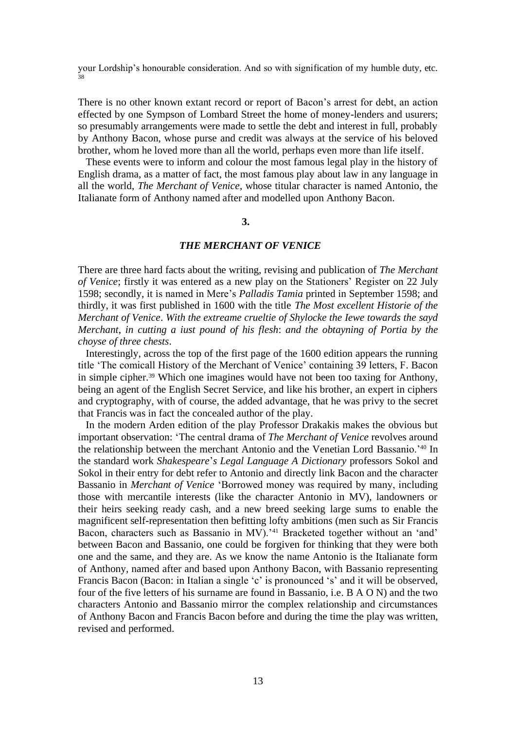your Lordship's honourable consideration. And so with signification of my humble duty, etc.[38]

There is no other known extant record or report of Bacon's arrest for debt, an action effected by one Sympson of Lombard Street the home of money-lenders and usurers; so presumably arrangements were made to settle the debt and interest in full, probably by Anthony Bacon, whose purse and credit was always at the service of his beloved brother, whom he loved more than all the world, perhaps even more than life itself.

These events were to inform and colour the most famous legal play in the history of English drama, as a matter of fact, the most famous play about law in any language in all the world, *The Merchant of Venice*, whose titular character is named Antonio, the Italianate form of Anthony named after and modelled upon Anthony Bacon.

## 3.

## *THE MERCHANT OF VENICE*

There are three hard facts about the writing, revising and publication of *The Merchant of Venice*; firstly it was entered as a new play on the Stationers' Register on 22 July 1598; secondly, it is named in Mere's *Palladis Tamia* printed in September 1598; and thirdly, it was first published in 1600 with the title *The Most excellent Historie of the Merchant of Venice*. *With the extreame crueltie of Shylocke the Iewe towards the sayd Merchant, in cutting a iust pound of his flesh*: *and the obtayning of Portia by the choyse of three chests*.

Interestingly, across the top of the first page of the 1600 edition appears the running title 'The comicall History of the Merchant of Venice' containing 39 letters, F. Bacon in simple cipher.[39] Which one imagines would have not been too taxing for Anthony, being an agent of the English Secret Service, and like his brother, an expert in ciphers and cryptography, with of course, the added advantage, that he was privy to the secret that Francis was in fact the concealed author of the play.

In the modern Arden edition of the play Professor Drakakis makes the obvious but important observation: 'The central drama of *The Merchant of Venice* revolves around the relationship between the merchant Antonio and the Venetian Lord Bassanio.'[40] In the standard work *Shakespeare*'*s Legal Language A Dictionary* professors Sokol and Sokol in their entry for debt refer to Antonio and directly link Bacon and the character Bassanio in *Merchant of Venice* 'Borrowed money was required by many, including those with mercantile interests (like the character Antonio in MV), landowners or their heirs seeking ready cash, and a new breed seeking large sums to enable the magnificent self-representation then befitting lofty ambitions (men such as Sir Francis Bacon, characters such as Bassanio in MV).'[41] Bracketed together without an 'and' between Bacon and Bassanio, one could be forgiven for thinking that they were both one and the same, and they are. As we know the name Antonio is the Italianate form of Anthony, named after and based upon Anthony Bacon, with Bassanio representing Francis Bacon (Bacon: in Italian a single 'c' is pronounced 's' and it will be observed, four of the five letters of his surname are found in Bassanio, i.e. B A O N) and the two characters Antonio and Bassanio mirror the complex relationship and circumstances of Anthony Bacon and Francis Bacon before and during the time the play was written, revised and performed.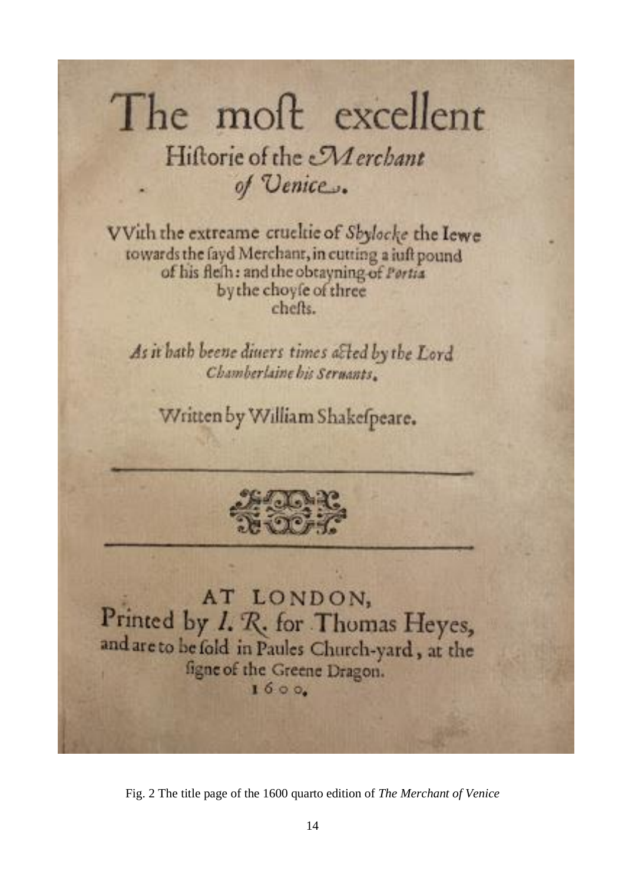The moſt excellent

Hiſtorie of the *Merchant of Venice.*

VVith the extreame crueltie of *Shylocke* the Iewe towards the ſayd Merchant, in cutting a iuſt pound of his fleſh: and the obtayning of *Portia* by the choyſe of three cheſts.

*As it hath beene diuers times acted by the Lord Chamberlaine his Seruants.*

Written by William Shakeſpeare.

AT LONDON,
Printed by *I. R.* for Thomas Heyes, and are to be ſold in Paules Church-yard, at the ſigne of the Greene Dragon.
1600.

Fig. 2 The title page of the 1600 quarto edition of *The Merchant of Venice*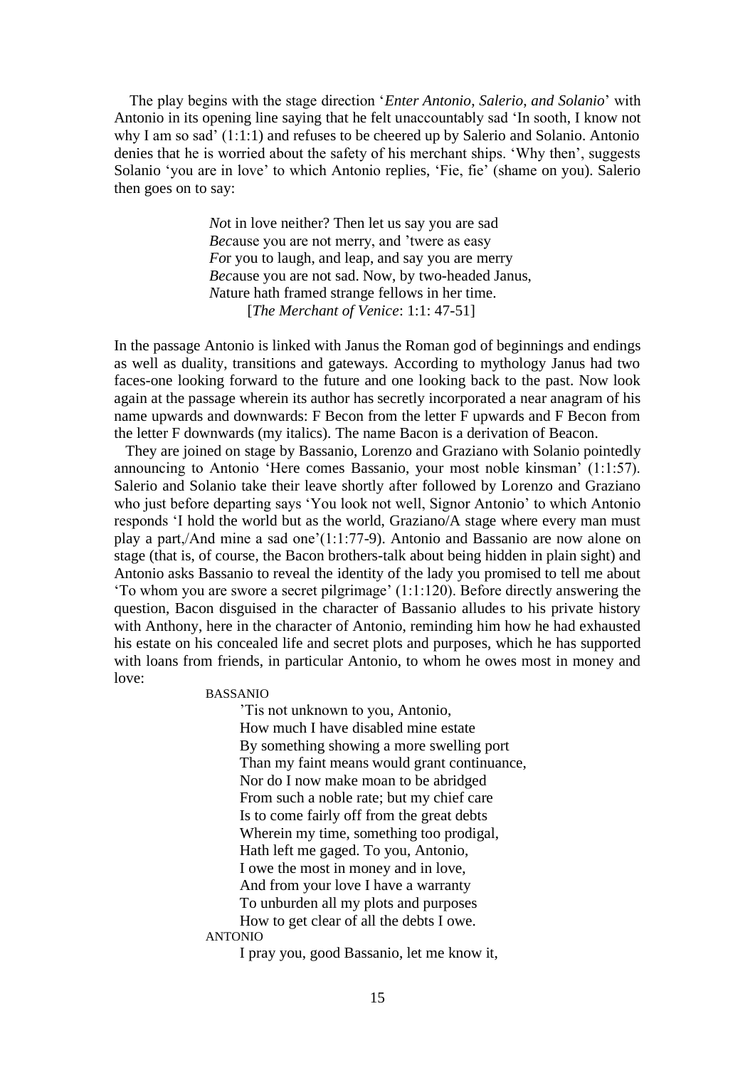The play begins with the stage direction '*Enter Antonio, Salerio, and Solanio*' with Antonio in its opening line saying that he felt unaccountably sad 'In sooth, I know not why I am so sad' (1:1:1) and refuses to be cheered up by Salerio and Solanio. Antonio denies that he is worried about the safety of his merchant ships. 'Why then', suggests Solanio 'you are in love' to which Antonio replies, 'Fie, fie' (shame on you). Salerio then goes on to say:

> *No*t in love neither? Then let us say you are sad
> *Bec*ause you are not merry, and 'twere as easy
> *F*or you to laugh, and leap, and say you are merry
> *Bec*ause you are not sad. Now, by two-headed Janus,
> *N*ature hath framed strange fellows in her time.
> [*The Merchant of Venice*: 1:1: 47-51]

In the passage Antonio is linked with Janus the Roman god of beginnings and endings as well as duality, transitions and gateways. According to mythology Janus had two faces-one looking forward to the future and one looking back to the past. Now look again at the passage wherein its author has secretly incorporated a near anagram of his name upwards and downwards: F Becon from the letter F upwards and F Becon from the letter F downwards (my italics). The name Bacon is a derivation of Beacon.

They are joined on stage by Bassanio, Lorenzo and Graziano with Solanio pointedly announcing to Antonio 'Here comes Bassanio, your most noble kinsman' (1:1:57). Salerio and Solanio take their leave shortly after followed by Lorenzo and Graziano who just before departing says 'You look not well, Signor Antonio' to which Antonio responds 'I hold the world but as the world, Graziano/A stage where every man must play a part,/And mine a sad one'(1:1:77-9). Antonio and Bassanio are now alone on stage (that is, of course, the Bacon brothers-talk about being hidden in plain sight) and Antonio asks Bassanio to reveal the identity of the lady you promised to tell me about 'To whom you are swore a secret pilgrimage' (1:1:120). Before directly answering the question, Bacon disguised in the character of Bassanio alludes to his private history with Anthony, here in the character of Antonio, reminding him how he had exhausted his estate on his concealed life and secret plots and purposes, which he has supported with loans from friends, in particular Antonio, to whom he owes most in money and love:

> BASSANIO
> 'Tis not unknown to you, Antonio,
> How much I have disabled mine estate
> By something showing a more swelling port
> Than my faint means would grant continuance,
> Nor do I now make moan to be abridged
> From such a noble rate; but my chief care
> Is to come fairly off from the great debts
> Wherein my time, something too prodigal,
> Hath left me gaged. To you, Antonio,
> I owe the most in money and in love,
> And from your love I have a warranty
> To unburden all my plots and purposes
> How to get clear of all the debts I owe.
>
> ANTONIO
> I pray you, good Bassanio, let me know it,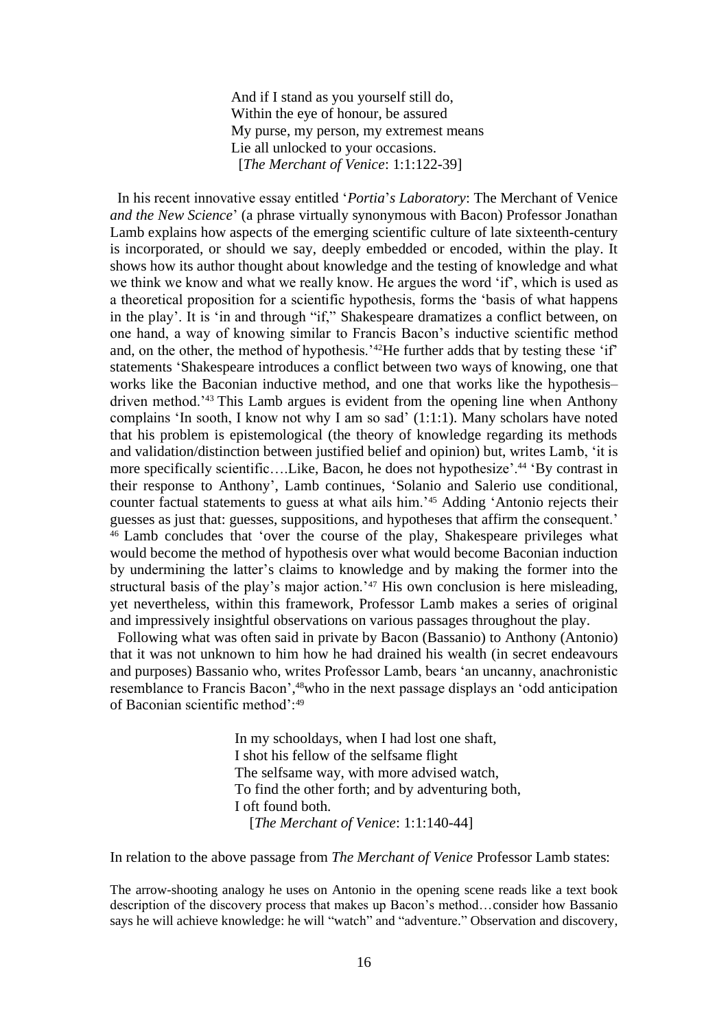> And if I stand as you yourself still do,
> Within the eye of honour, be assured
> My purse, my person, my extremest means
> Lie all unlocked to your occasions.
> [*The Merchant of Venice*: 1:1:122-39]

In his recent innovative essay entitled '*Portia*'*s Laboratory*: The Merchant of Venice *and the New Science*' (a phrase virtually synonymous with Bacon) Professor Jonathan Lamb explains how aspects of the emerging scientific culture of late sixteenth-century is incorporated, or should we say, deeply embedded or encoded, within the play. It shows how its author thought about knowledge and the testing of knowledge and what we think we know and what we really know. He argues the word 'if', which is used as a theoretical proposition for a scientific hypothesis, forms the 'basis of what happens in the play'. It is 'in and through "if," Shakespeare dramatizes a conflict between, on one hand, a way of knowing similar to Francis Bacon's inductive scientific method and, on the other, the method of hypothesis.'[42] He further adds that by testing these 'if' statements 'Shakespeare introduces a conflict between two ways of knowing, one that works like the Baconian inductive method, and one that works like the hypothesis–driven method.'[43] This Lamb argues is evident from the opening line when Anthony complains 'In sooth, I know not why I am so sad' (1:1:1). Many scholars have noted that his problem is epistemological (the theory of knowledge regarding its methods and validation/distinction between justified belief and opinion) but, writes Lamb, 'it is more specifically scientific….Like, Bacon, he does not hypothesize'.[44] 'By contrast in their response to Anthony', Lamb continues, 'Solanio and Salerio use conditional, counter factual statements to guess at what ails him.'[45] Adding 'Antonio rejects their guesses as just that: guesses, suppositions, and hypotheses that affirm the consequent.'[46] Lamb concludes that 'over the course of the play, Shakespeare privileges what would become the method of hypothesis over what would become Baconian induction by undermining the latter's claims to knowledge and by making the former into the structural basis of the play's major action.'[47] His own conclusion is here misleading, yet nevertheless, within this framework, Professor Lamb makes a series of original and impressively insightful observations on various passages throughout the play.

Following what was often said in private by Bacon (Bassanio) to Anthony (Antonio) that it was not unknown to him how he had drained his wealth (in secret endeavours and purposes) Bassanio who, writes Professor Lamb, bears 'an uncanny, anachronistic resemblance to Francis Bacon',[48] who in the next passage displays an 'odd anticipation of Baconian scientific method':[49]

> In my schooldays, when I had lost one shaft,
> I shot his fellow of the selfsame flight
> The selfsame way, with more advised watch,
> To find the other forth; and by adventuring both,
> I oft found both.
> [*The Merchant of Venice*: 1:1:140-44]

In relation to the above passage from *The Merchant of Venice* Professor Lamb states:

> The arrow-shooting analogy he uses on Antonio in the opening scene reads like a text book description of the discovery process that makes up Bacon's method…consider how Bassanio says he will achieve knowledge: he will "watch" and "adventure." Observation and discovery,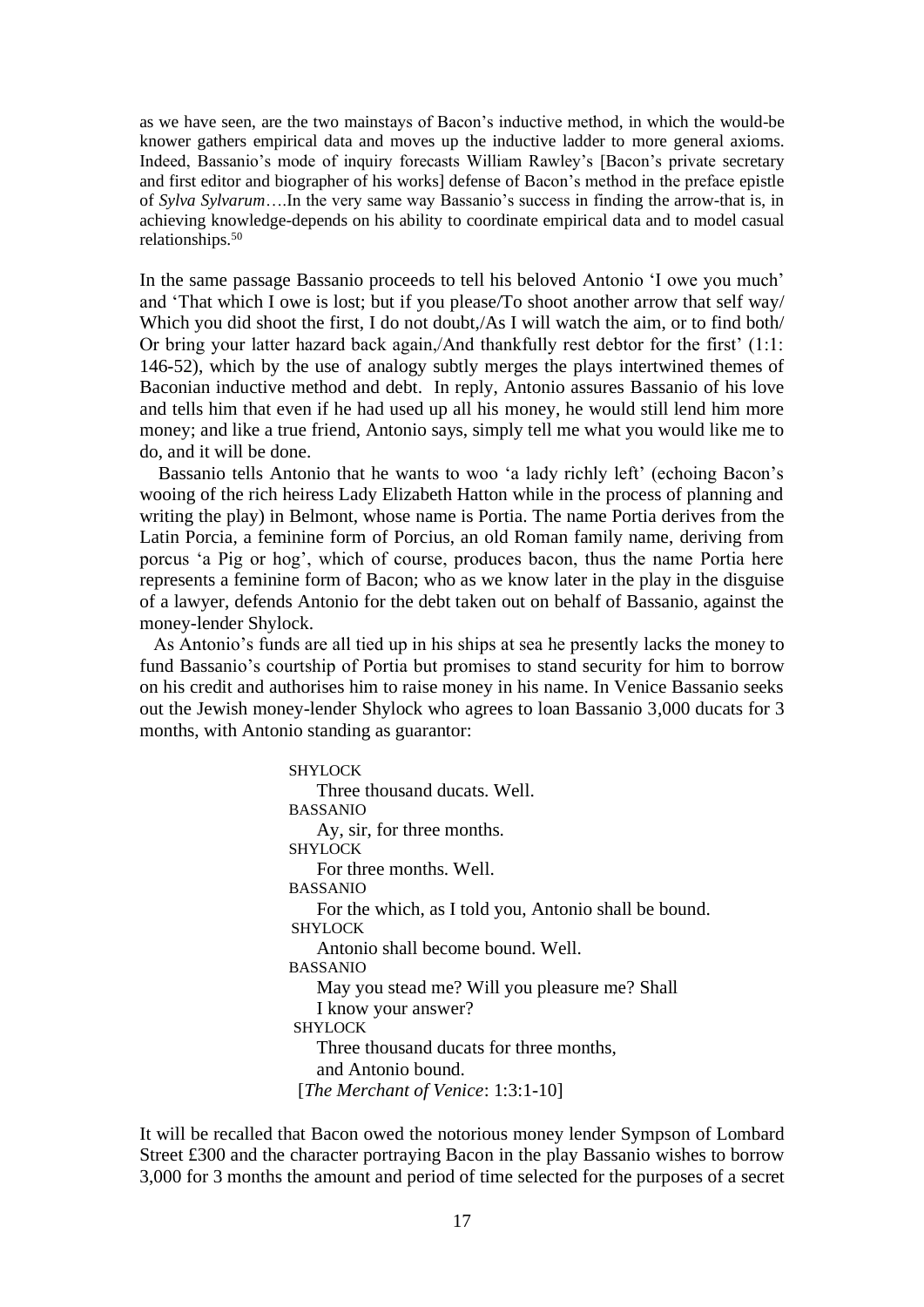as we have seen, are the two mainstays of Bacon's inductive method, in which the would-be knower gathers empirical data and moves up the inductive ladder to more general axioms. Indeed, Bassanio's mode of inquiry forecasts William Rawley's [Bacon's private secretary and first editor and biographer of his works] defense of Bacon's method in the preface epistle of *Sylva Sylvarum*….In the very same way Bassanio's success in finding the arrow-that is, in achieving knowledge-depends on his ability to coordinate empirical data and to model casual relationships.[50]

In the same passage Bassanio proceeds to tell his beloved Antonio 'I owe you much' and 'That which I owe is lost; but if you please/To shoot another arrow that self way/ Which you did shoot the first, I do not doubt,/As I will watch the aim, or to find both/ Or bring your latter hazard back again,/And thankfully rest debtor for the first' (1:1: 146-52), which by the use of analogy subtly merges the plays intertwined themes of Baconian inductive method and debt. In reply, Antonio assures Bassanio of his love and tells him that even if he had used up all his money, he would still lend him more money; and like a true friend, Antonio says, simply tell me what you would like me to do, and it will be done.

Bassanio tells Antonio that he wants to woo 'a lady richly left' (echoing Bacon's wooing of the rich heiress Lady Elizabeth Hatton while in the process of planning and writing the play) in Belmont, whose name is Portia. The name Portia derives from the Latin Porcia, a feminine form of Porcius, an old Roman family name, deriving from porcus 'a Pig or hog', which of course, produces bacon, thus the name Portia here represents a feminine form of Bacon; who as we know later in the play in the disguise of a lawyer, defends Antonio for the debt taken out on behalf of Bassanio, against the money-lender Shylock.

As Antonio's funds are all tied up in his ships at sea he presently lacks the money to fund Bassanio's courtship of Portia but promises to stand security for him to borrow on his credit and authorises him to raise money in his name. In Venice Bassanio seeks out the Jewish money-lender Shylock who agrees to loan Bassanio 3,000 ducats for 3 months, with Antonio standing as guarantor:

> SHYLOCK
> Three thousand ducats. Well.
> BASSANIO
> Ay, sir, for three months.
> SHYLOCK
> For three months. Well.
> BASSANIO
> For the which, as I told you, Antonio shall be bound.
> SHYLOCK
> Antonio shall become bound. Well.
> BASSANIO
> May you stead me? Will you pleasure me? Shall
> I know your answer?
> SHYLOCK
> Three thousand ducats for three months,
> and Antonio bound.
> [*The Merchant of Venice*: 1:3:1-10]

It will be recalled that Bacon owed the notorious money lender Sympson of Lombard Street £300 and the character portraying Bacon in the play Bassanio wishes to borrow 3,000 for 3 months the amount and period of time selected for the purposes of a secret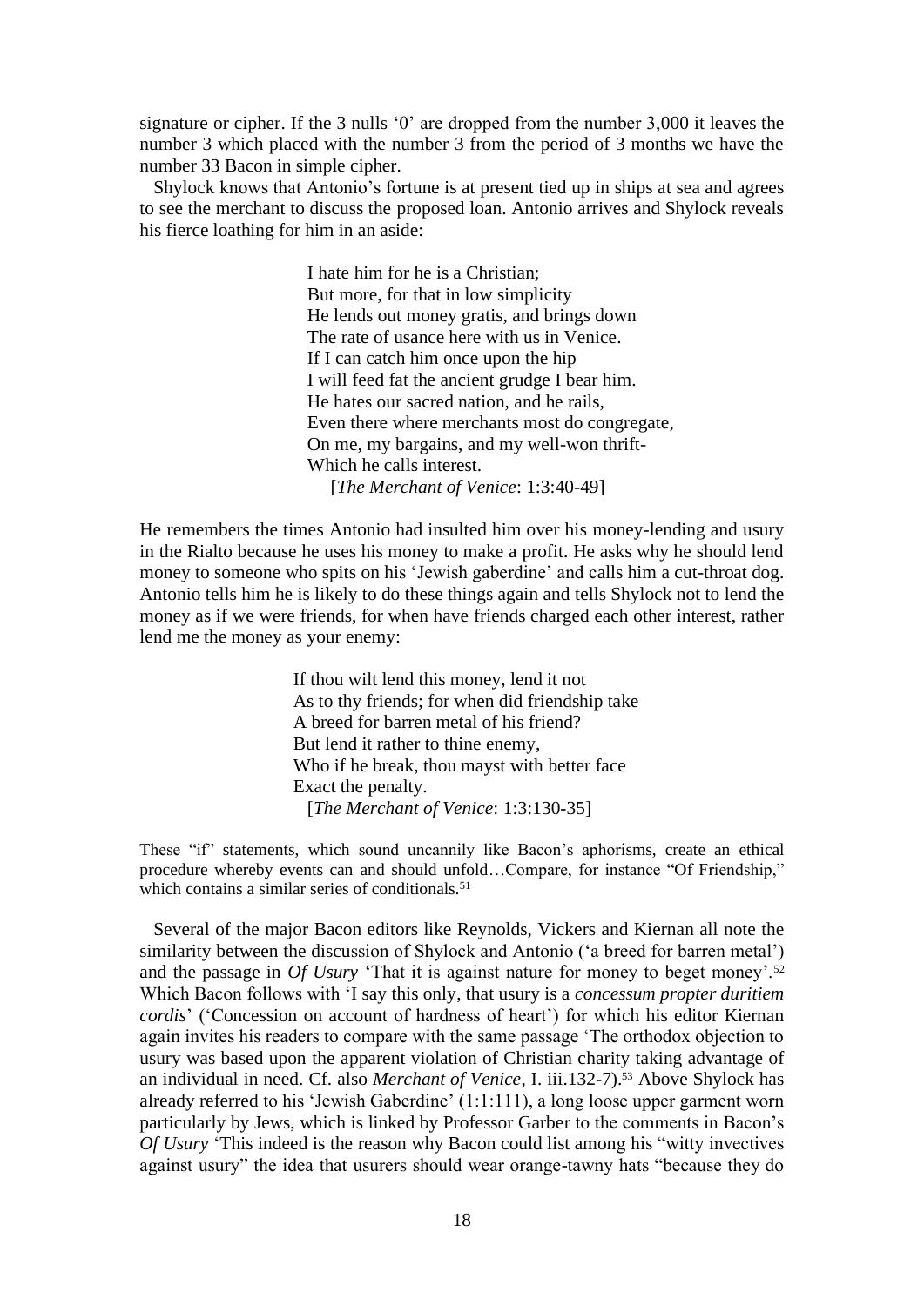signature or cipher. If the 3 nulls '0' are dropped from the number 3,000 it leaves the number 3 which placed with the number 3 from the period of 3 months we have the number 33 Bacon in simple cipher.

Shylock knows that Antonio's fortune is at present tied up in ships at sea and agrees to see the merchant to discuss the proposed loan. Antonio arrives and Shylock reveals his fierce loathing for him in an aside:

> I hate him for he is a Christian;
> But more, for that in low simplicity
> He lends out money gratis, and brings down
> The rate of usance here with us in Venice.
> If I can catch him once upon the hip
> I will feed fat the ancient grudge I bear him.
> He hates our sacred nation, and he rails,
> Even there where merchants most do congregate,
> On me, my bargains, and my well-won thrift-
> Which he calls interest.
> [*The Merchant of Venice*: 1:3:40-49]

He remembers the times Antonio had insulted him over his money-lending and usury in the Rialto because he uses his money to make a profit. He asks why he should lend money to someone who spits on his 'Jewish gaberdine' and calls him a cut-throat dog. Antonio tells him he is likely to do these things again and tells Shylock not to lend the money as if we were friends, for when have friends charged each other interest, rather lend me the money as your enemy:

> If thou wilt lend this money, lend it not
> As to thy friends; for when did friendship take
> A breed for barren metal of his friend?
> But lend it rather to thine enemy,
> Who if he break, thou mayst with better face
> Exact the penalty.
> [*The Merchant of Venice*: 1:3:130-35]

These "if" statements, which sound uncannily like Bacon's aphorisms, create an ethical procedure whereby events can and should unfold…Compare, for instance "Of Friendship," which contains a similar series of conditionals.[51]

Several of the major Bacon editors like Reynolds, Vickers and Kiernan all note the similarity between the discussion of Shylock and Antonio ('a breed for barren metal') and the passage in *Of Usury* 'That it is against nature for money to beget money'.[52] Which Bacon follows with 'I say this only, that usury is a *concessum propter duritiem cordis*' ('Concession on account of hardness of heart') for which his editor Kiernan again invites his readers to compare with the same passage 'The orthodox objection to usury was based upon the apparent violation of Christian charity taking advantage of an individual in need. Cf. also *Merchant of Venice*, I. iii.132-7).[53] Above Shylock has already referred to his 'Jewish Gaberdine' (1:1:111), a long loose upper garment worn particularly by Jews, which is linked by Professor Garber to the comments in Bacon's *Of Usury* 'This indeed is the reason why Bacon could list among his "witty invectives against usury" the idea that usurers should wear orange-tawny hats "because they do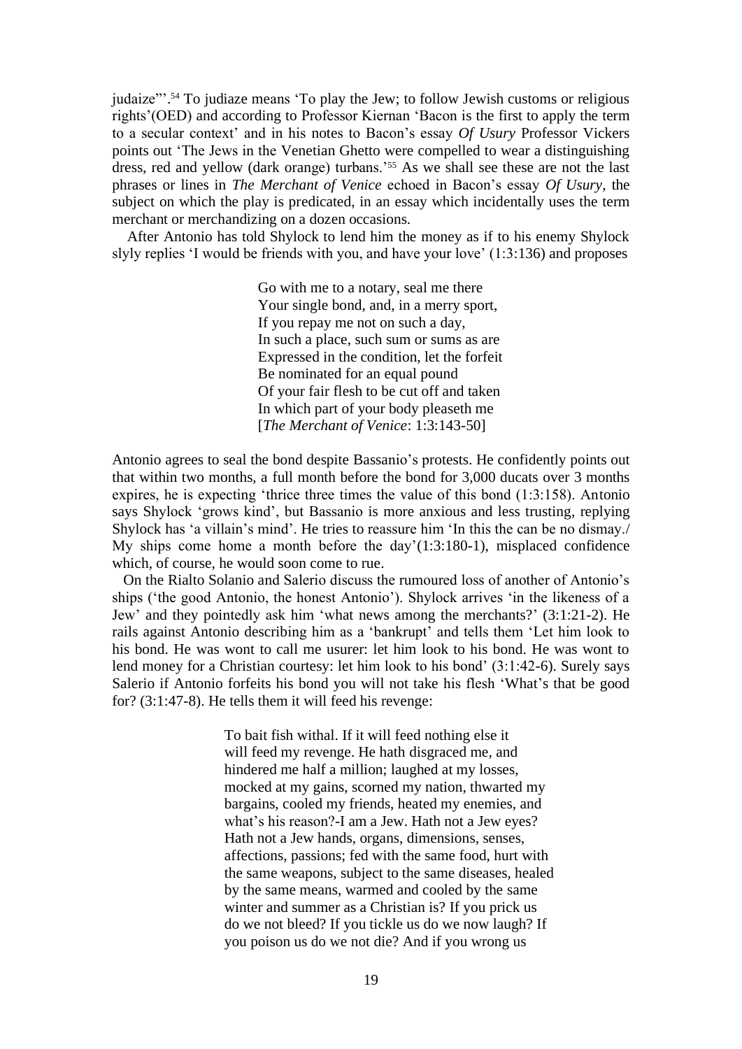judaize"'.[54] To judiaze means 'To play the Jew; to follow Jewish customs or religious rights'(OED) and according to Professor Kiernan 'Bacon is the first to apply the term to a secular context' and in his notes to Bacon's essay *Of Usury* Professor Vickers points out 'The Jews in the Venetian Ghetto were compelled to wear a distinguishing dress, red and yellow (dark orange) turbans.'[55] As we shall see these are not the last phrases or lines in *The Merchant of Venice* echoed in Bacon's essay *Of Usury*, the subject on which the play is predicated, in an essay which incidentally uses the term merchant or merchandizing on a dozen occasions.

After Antonio has told Shylock to lend him the money as if to his enemy Shylock slyly replies 'I would be friends with you, and have your love' (1:3:136) and proposes

> Go with me to a notary, seal me there
> Your single bond, and, in a merry sport,
> If you repay me not on such a day,
> In such a place, such sum or sums as are
> Expressed in the condition, let the forfeit
> Be nominated for an equal pound
> Of your fair flesh to be cut off and taken
> In which part of your body pleaseth me
> [*The Merchant of Venice*: 1:3:143-50]

Antonio agrees to seal the bond despite Bassanio's protests. He confidently points out that within two months, a full month before the bond for 3,000 ducats over 3 months expires, he is expecting 'thrice three times the value of this bond (1:3:158). Antonio says Shylock 'grows kind', but Bassanio is more anxious and less trusting, replying Shylock has 'a villain's mind'. He tries to reassure him 'In this the can be no dismay./ My ships come home a month before the day'(1:3:180-1), misplaced confidence which, of course, he would soon come to rue.

On the Rialto Solanio and Salerio discuss the rumoured loss of another of Antonio's ships ('the good Antonio, the honest Antonio'). Shylock arrives 'in the likeness of a Jew' and they pointedly ask him 'what news among the merchants?' (3:1:21-2). He rails against Antonio describing him as a 'bankrupt' and tells them 'Let him look to his bond. He was wont to call me usurer: let him look to his bond. He was wont to lend money for a Christian courtesy: let him look to his bond' (3:1:42-6). Surely says Salerio if Antonio forfeits his bond you will not take his flesh 'What's that be good for? (3:1:47-8). He tells them it will feed his revenge:

> To bait fish withal. If it will feed nothing else it
> will feed my revenge. He hath disgraced me, and
> hindered me half a million; laughed at my losses,
> mocked at my gains, scorned my nation, thwarted my
> bargains, cooled my friends, heated my enemies, and
> what's his reason?-I am a Jew. Hath not a Jew eyes?
> Hath not a Jew hands, organs, dimensions, senses,
> affections, passions; fed with the same food, hurt with
> the same weapons, subject to the same diseases, healed
> by the same means, warmed and cooled by the same
> winter and summer as a Christian is? If you prick us
> do we not bleed? If you tickle us do we now laugh? If
> you poison us do we not die? And if you wrong us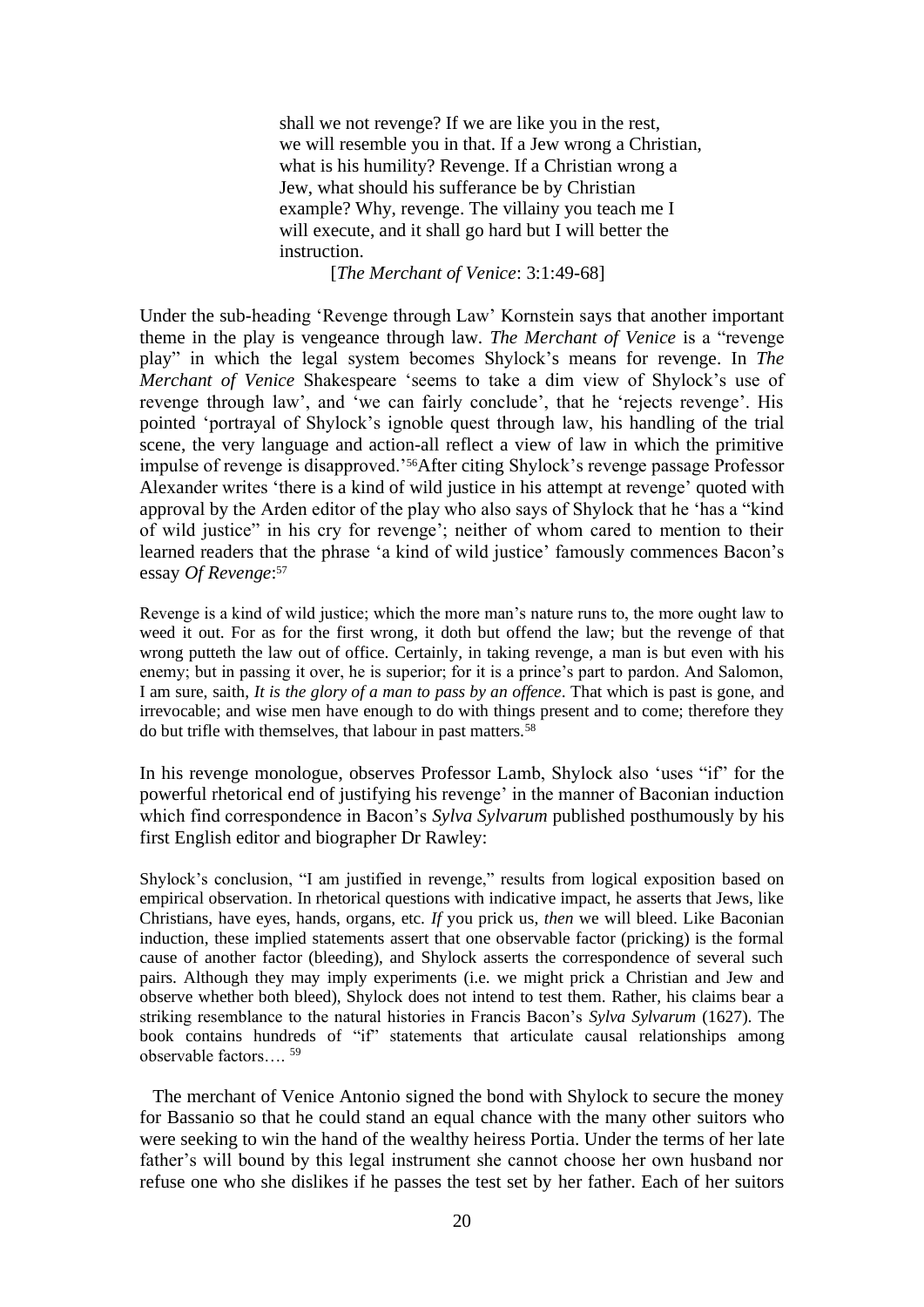> shall we not revenge? If we are like you in the rest,
> we will resemble you in that. If a Jew wrong a Christian,
> what is his humility? Revenge. If a Christian wrong a
> Jew, what should his sufferance be by Christian
> example? Why, revenge. The villainy you teach me I
> will execute, and it shall go hard but I will better the
> instruction.
>
> [*The Merchant of Venice*: 3:1:49-68]

Under the sub-heading 'Revenge through Law' Kornstein says that another important theme in the play is vengeance through law. *The Merchant of Venice* is a "revenge play" in which the legal system becomes Shylock's means for revenge. In *The Merchant of Venice* Shakespeare 'seems to take a dim view of Shylock's use of revenge through law', and 'we can fairly conclude', that he 'rejects revenge'. His pointed 'portrayal of Shylock's ignoble quest through law, his handling of the trial scene, the very language and action-all reflect a view of law in which the primitive impulse of revenge is disapproved.'[56] After citing Shylock's revenge passage Professor Alexander writes 'there is a kind of wild justice in his attempt at revenge' quoted with approval by the Arden editor of the play who also says of Shylock that he 'has a "kind of wild justice" in his cry for revenge'; neither of whom cared to mention to their learned readers that the phrase 'a kind of wild justice' famously commences Bacon's essay *Of Revenge*:[57]

> Revenge is a kind of wild justice; which the more man's nature runs to, the more ought law to weed it out. For as for the first wrong, it doth but offend the law; but the revenge of that wrong putteth the law out of office. Certainly, in taking revenge, a man is but even with his enemy; but in passing it over, he is superior; for it is a prince's part to pardon. And Salomon, I am sure, saith, *It is the glory of a man to pass by an offence*. That which is past is gone, and irrevocable; and wise men have enough to do with things present and to come; therefore they do but trifle with themselves, that labour in past matters.[58]

In his revenge monologue, observes Professor Lamb, Shylock also 'uses "if" for the powerful rhetorical end of justifying his revenge' in the manner of Baconian induction which find correspondence in Bacon's *Sylva Sylvarum* published posthumously by his first English editor and biographer Dr Rawley:

> Shylock's conclusion, "I am justified in revenge," results from logical exposition based on empirical observation. In rhetorical questions with indicative impact, he asserts that Jews, like Christians, have eyes, hands, organs, etc. *If* you prick us, *then* we will bleed. Like Baconian induction, these implied statements assert that one observable factor (pricking) is the formal cause of another factor (bleeding), and Shylock asserts the correspondence of several such pairs. Although they may imply experiments (i.e. we might prick a Christian and Jew and observe whether both bleed), Shylock does not intend to test them. Rather, his claims bear a striking resemblance to the natural histories in Francis Bacon's *Sylva Sylvarum* (1627). The book contains hundreds of "if" statements that articulate causal relationships among observable factors…. [59]

The merchant of Venice Antonio signed the bond with Shylock to secure the money for Bassanio so that he could stand an equal chance with the many other suitors who were seeking to win the hand of the wealthy heiress Portia. Under the terms of her late father's will bound by this legal instrument she cannot choose her own husband nor refuse one who she dislikes if he passes the test set by her father. Each of her suitors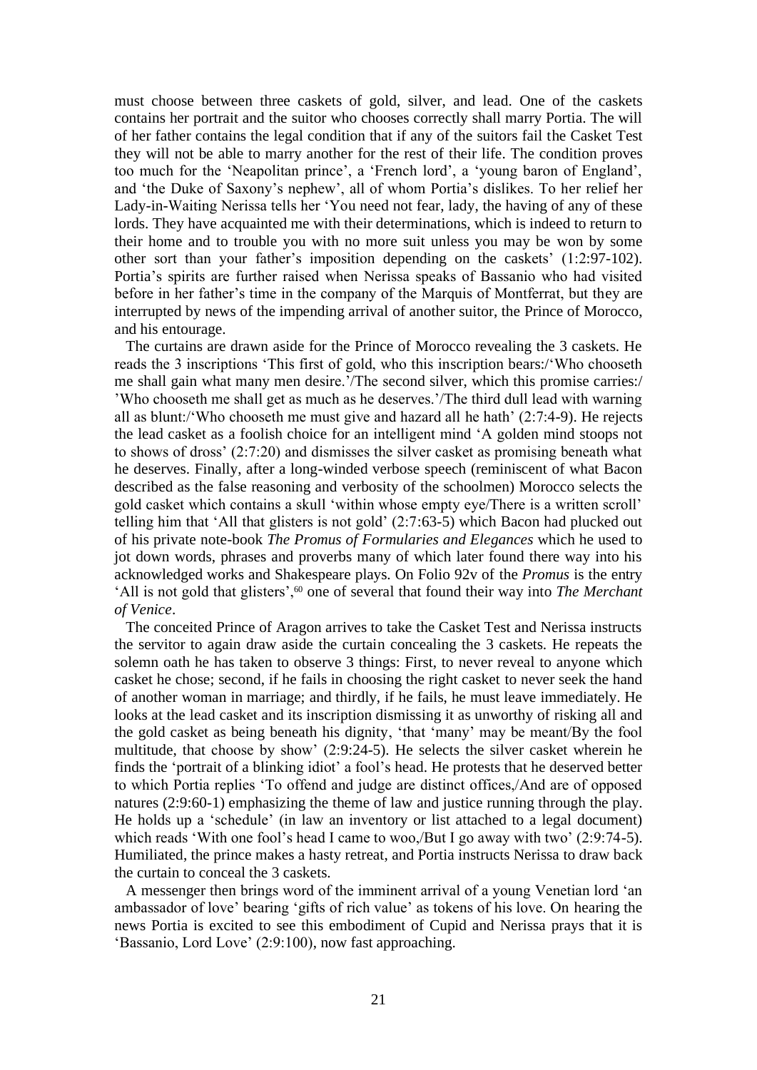must choose between three caskets of gold, silver, and lead. One of the caskets contains her portrait and the suitor who chooses correctly shall marry Portia. The will of her father contains the legal condition that if any of the suitors fail the Casket Test they will not be able to marry another for the rest of their life. The condition proves too much for the 'Neapolitan prince', a 'French lord', a 'young baron of England', and 'the Duke of Saxony's nephew', all of whom Portia's dislikes. To her relief her Lady-in-Waiting Nerissa tells her 'You need not fear, lady, the having of any of these lords. They have acquainted me with their determinations, which is indeed to return to their home and to trouble you with no more suit unless you may be won by some other sort than your father's imposition depending on the caskets' (1:2:97-102). Portia's spirits are further raised when Nerissa speaks of Bassanio who had visited before in her father's time in the company of the Marquis of Montferrat, but they are interrupted by news of the impending arrival of another suitor, the Prince of Morocco, and his entourage.

The curtains are drawn aside for the Prince of Morocco revealing the 3 caskets. He reads the 3 inscriptions 'This first of gold, who this inscription bears:/'Who chooseth me shall gain what many men desire.'/The second silver, which this promise carries:/ 'Who chooseth me shall get as much as he deserves.'/The third dull lead with warning all as blunt:/'Who chooseth me must give and hazard all he hath' (2:7:4-9). He rejects the lead casket as a foolish choice for an intelligent mind 'A golden mind stoops not to shows of dross' (2:7:20) and dismisses the silver casket as promising beneath what he deserves. Finally, after a long-winded verbose speech (reminiscent of what Bacon described as the false reasoning and verbosity of the schoolmen) Morocco selects the gold casket which contains a skull 'within whose empty eye/There is a written scroll' telling him that 'All that glisters is not gold' (2:7:63-5) which Bacon had plucked out of his private note-book *The Promus of Formularies and Elegances* which he used to jot down words, phrases and proverbs many of which later found there way into his acknowledged works and Shakespeare plays. On Folio 92v of the *Promus* is the entry 'All is not gold that glisters',[60] one of several that found their way into *The Merchant of Venice*.

The conceited Prince of Aragon arrives to take the Casket Test and Nerissa instructs the servitor to again draw aside the curtain concealing the 3 caskets. He repeats the solemn oath he has taken to observe 3 things: First, to never reveal to anyone which casket he chose; second, if he fails in choosing the right casket to never seek the hand of another woman in marriage; and thirdly, if he fails, he must leave immediately. He looks at the lead casket and its inscription dismissing it as unworthy of risking all and the gold casket as being beneath his dignity, 'that 'many' may be meant/By the fool multitude, that choose by show' (2:9:24-5). He selects the silver casket wherein he finds the 'portrait of a blinking idiot' a fool's head. He protests that he deserved better to which Portia replies 'To offend and judge are distinct offices,/And are of opposed natures (2:9:60-1) emphasizing the theme of law and justice running through the play. He holds up a 'schedule' (in law an inventory or list attached to a legal document) which reads 'With one fool's head I came to woo,/But I go away with two' (2:9:74-5). Humiliated, the prince makes a hasty retreat, and Portia instructs Nerissa to draw back the curtain to conceal the 3 caskets.

A messenger then brings word of the imminent arrival of a young Venetian lord 'an ambassador of love' bearing 'gifts of rich value' as tokens of his love. On hearing the news Portia is excited to see this embodiment of Cupid and Nerissa prays that it is 'Bassanio, Lord Love' (2:9:100), now fast approaching.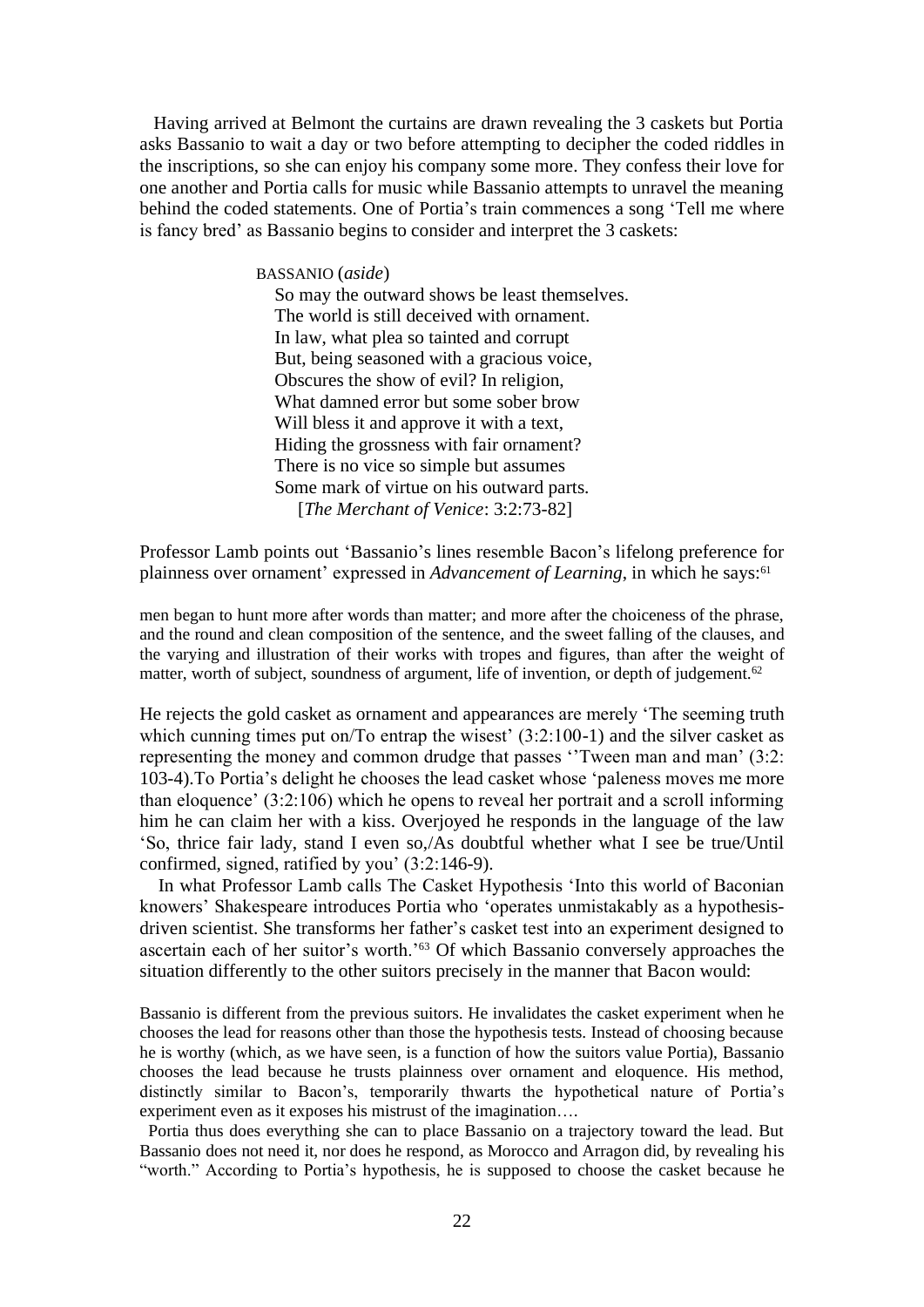Having arrived at Belmont the curtains are drawn revealing the 3 caskets but Portia asks Bassanio to wait a day or two before attempting to decipher the coded riddles in the inscriptions, so she can enjoy his company some more. They confess their love for one another and Portia calls for music while Bassanio attempts to unravel the meaning behind the coded statements. One of Portia's train commences a song 'Tell me where is fancy bred' as Bassanio begins to consider and interpret the 3 caskets:

> BASSANIO (*aside*)
> So may the outward shows be least themselves.
> The world is still deceived with ornament.
> In law, what plea so tainted and corrupt
> But, being seasoned with a gracious voice,
> Obscures the show of evil? In religion,
> What damned error but some sober brow
> Will bless it and approve it with a text,
> Hiding the grossness with fair ornament?
> There is no vice so simple but assumes
> Some mark of virtue on his outward parts.
> [*The Merchant of Venice*: 3:2:73-82]

Professor Lamb points out 'Bassanio's lines resemble Bacon's lifelong preference for plainness over ornament' expressed in *Advancement of Learning*, in which he says:[61]

> men began to hunt more after words than matter; and more after the choiceness of the phrase, and the round and clean composition of the sentence, and the sweet falling of the clauses, and the varying and illustration of their works with tropes and figures, than after the weight of matter, worth of subject, soundness of argument, life of invention, or depth of judgement.[62]

He rejects the gold casket as ornament and appearances are merely 'The seeming truth which cunning times put on/To entrap the wisest' (3:2:100-1) and the silver casket as representing the money and common drudge that passes ''Tween man and man' (3:2: 103-4).To Portia's delight he chooses the lead casket whose 'paleness moves me more than eloquence' (3:2:106) which he opens to reveal her portrait and a scroll informing him he can claim her with a kiss. Overjoyed he responds in the language of the law 'So, thrice fair lady, stand I even so,/As doubtful whether what I see be true/Until confirmed, signed, ratified by you' (3:2:146-9).

In what Professor Lamb calls The Casket Hypothesis 'Into this world of Baconian knowers' Shakespeare introduces Portia who 'operates unmistakably as a hypothesis-driven scientist. She transforms her father's casket test into an experiment designed to ascertain each of her suitor's worth.'[63] Of which Bassanio conversely approaches the situation differently to the other suitors precisely in the manner that Bacon would:

> Bassanio is different from the previous suitors. He invalidates the casket experiment when he chooses the lead for reasons other than those the hypothesis tests. Instead of choosing because he is worthy (which, as we have seen, is a function of how the suitors value Portia), Bassanio chooses the lead because he trusts plainness over ornament and eloquence. His method, distinctly similar to Bacon's, temporarily thwarts the hypothetical nature of Portia's experiment even as it exposes his mistrust of the imagination….
>
> Portia thus does everything she can to place Bassanio on a trajectory toward the lead. But Bassanio does not need it, nor does he respond, as Morocco and Arragon did, by revealing his "worth." According to Portia's hypothesis, he is supposed to choose the casket because he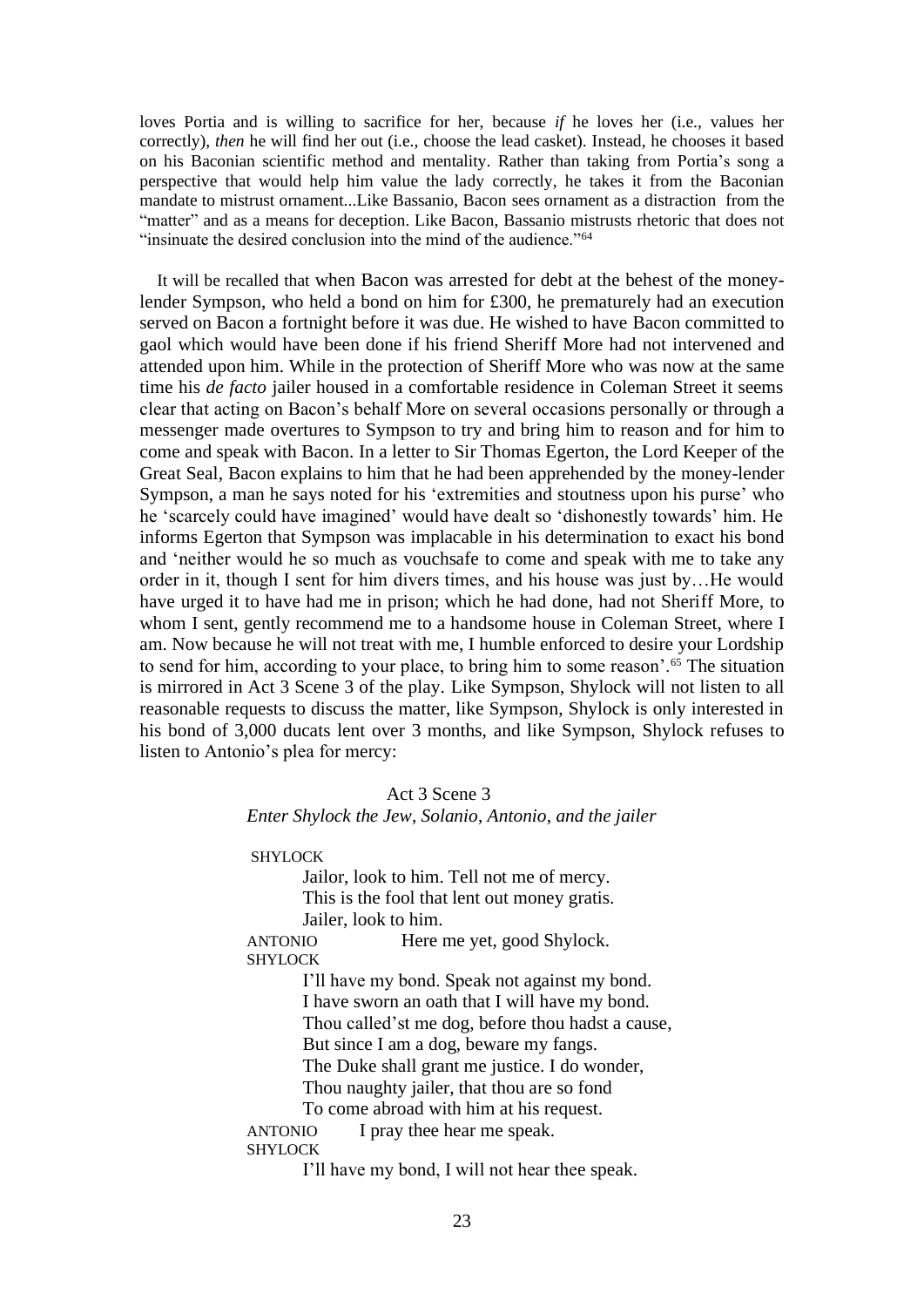loves Portia and is willing to sacrifice for her, because *if* he loves her (i.e., values her correctly), *then* he will find her out (i.e., choose the lead casket). Instead, he chooses it based on his Baconian scientific method and mentality. Rather than taking from Portia's song a perspective that would help him value the lady correctly, he takes it from the Baconian mandate to mistrust ornament...Like Bassanio, Bacon sees ornament as a distraction from the "matter" and as a means for deception. Like Bacon, Bassanio mistrusts rhetoric that does not "insinuate the desired conclusion into the mind of the audience."[64]

It will be recalled that when Bacon was arrested for debt at the behest of the money-lender Sympson, who held a bond on him for £300, he prematurely had an execution served on Bacon a fortnight before it was due. He wished to have Bacon committed to gaol which would have been done if his friend Sheriff More had not intervened and attended upon him. While in the protection of Sheriff More who was now at the same time his *de facto* jailer housed in a comfortable residence in Coleman Street it seems clear that acting on Bacon's behalf More on several occasions personally or through a messenger made overtures to Sympson to try and bring him to reason and for him to come and speak with Bacon. In a letter to Sir Thomas Egerton, the Lord Keeper of the Great Seal, Bacon explains to him that he had been apprehended by the money-lender Sympson, a man he says noted for his 'extremities and stoutness upon his purse' who he 'scarcely could have imagined' would have dealt so 'dishonestly towards' him. He informs Egerton that Sympson was implacable in his determination to exact his bond and 'neither would he so much as vouchsafe to come and speak with me to take any order in it, though I sent for him divers times, and his house was just by…He would have urged it to have had me in prison; which he had done, had not Sheriff More, to whom I sent, gently recommend me to a handsome house in Coleman Street, where I am. Now because he will not treat with me, I humble enforced to desire your Lordship to send for him, according to your place, to bring him to some reason'.[65] The situation is mirrored in Act 3 Scene 3 of the play. Like Sympson, Shylock will not listen to all reasonable requests to discuss the matter, like Sympson, Shylock is only interested in his bond of 3,000 ducats lent over 3 months, and like Sympson, Shylock refuses to listen to Antonio's plea for mercy:

Act 3 Scene 3
*Enter Shylock the Jew, Solanio, Antonio, and the jailer*

SHYLOCK
Jailor, look to him. Tell not me of mercy.
This is the fool that lent out money gratis.
Jailer, look to him.

ANTONIO Here me yet, good Shylock.

SHYLOCK
I'll have my bond. Speak not against my bond.
I have sworn an oath that I will have my bond.
Thou called'st me dog, before thou hadst a cause,
But since I am a dog, beware my fangs.
The Duke shall grant me justice. I do wonder,
Thou naughty jailer, that thou are so fond
To come abroad with him at his request.

ANTONIO I pray thee hear me speak.

SHYLOCK
I'll have my bond, I will not hear thee speak.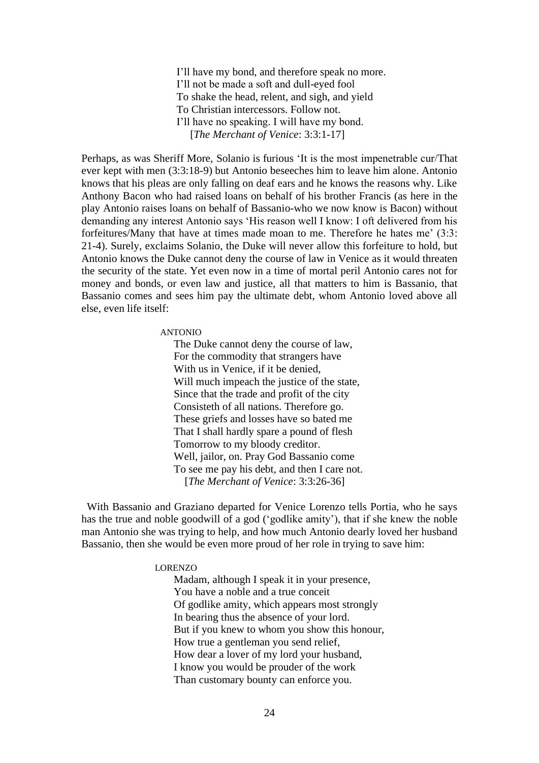> I'll have my bond, and therefore speak no more.
> I'll not be made a soft and dull-eyed fool
> To shake the head, relent, and sigh, and yield
> To Christian intercessors. Follow not.
> I'll have no speaking. I will have my bond.
> [*The Merchant of Venice*: 3:3:1-17]

Perhaps, as was Sheriff More, Solanio is furious 'It is the most impenetrable cur/That ever kept with men (3:3:18-9) but Antonio beseeches him to leave him alone. Antonio knows that his pleas are only falling on deaf ears and he knows the reasons why. Like Anthony Bacon who had raised loans on behalf of his brother Francis (as here in the play Antonio raises loans on behalf of Bassanio-who we now know is Bacon) without demanding any interest Antonio says 'His reason well I know: I oft delivered from his forfeitures/Many that have at times made moan to me. Therefore he hates me' (3:3: 21-4). Surely, exclaims Solanio, the Duke will never allow this forfeiture to hold, but Antonio knows the Duke cannot deny the course of law in Venice as it would threaten the security of the state. Yet even now in a time of mortal peril Antonio cares not for money and bonds, or even law and justice, all that matters to him is Bassanio, that Bassanio comes and sees him pay the ultimate debt, whom Antonio loved above all else, even life itself:

> ANTONIO
> The Duke cannot deny the course of law,
> For the commodity that strangers have
> With us in Venice, if it be denied,
> Will much impeach the justice of the state,
> Since that the trade and profit of the city
> Consisteth of all nations. Therefore go.
> These griefs and losses have so bated me
> That I shall hardly spare a pound of flesh
> Tomorrow to my bloody creditor.
> Well, jailor, on. Pray God Bassanio come
> To see me pay his debt, and then I care not.
> [*The Merchant of Venice*: 3:3:26-36]

With Bassanio and Graziano departed for Venice Lorenzo tells Portia, who he says has the true and noble goodwill of a god ('godlike amity'), that if she knew the noble man Antonio she was trying to help, and how much Antonio dearly loved her husband Bassanio, then she would be even more proud of her role in trying to save him:

> LORENZO
> Madam, although I speak it in your presence,
> You have a noble and a true conceit
> Of godlike amity, which appears most strongly
> In bearing thus the absence of your lord.
> But if you knew to whom you show this honour,
> How true a gentleman you send relief,
> How dear a lover of my lord your husband,
> I know you would be prouder of the work
> Than customary bounty can enforce you.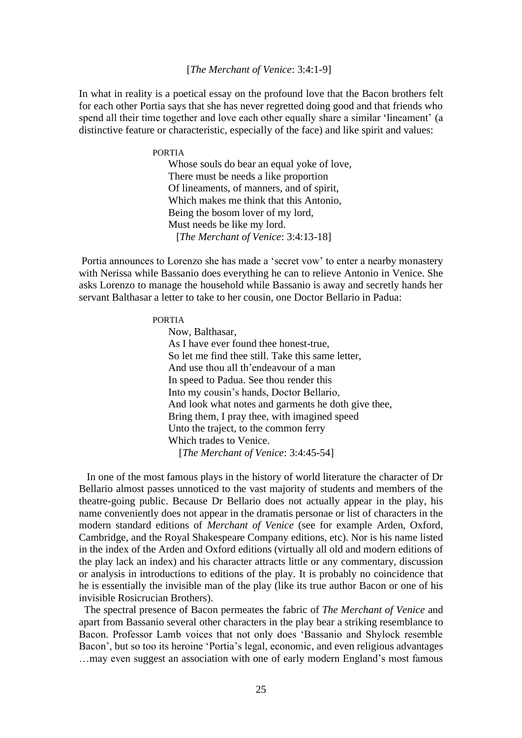[*The Merchant of Venice*: 3:4:1-9]

In what in reality is a poetical essay on the profound love that the Bacon brothers felt for each other Portia says that she has never regretted doing good and that friends who spend all their time together and love each other equally share a similar 'lineament' (a distinctive feature or characteristic, especially of the face) and like spirit and values:

> PORTIA
> Whose souls do bear an equal yoke of love,
> There must be needs a like proportion
> Of lineaments, of manners, and of spirit,
> Which makes me think that this Antonio,
> Being the bosom lover of my lord,
> Must needs be like my lord.
> [*The Merchant of Venice*: 3:4:13-18]

Portia announces to Lorenzo she has made a 'secret vow' to enter a nearby monastery with Nerissa while Bassanio does everything he can to relieve Antonio in Venice. She asks Lorenzo to manage the household while Bassanio is away and secretly hands her servant Balthasar a letter to take to her cousin, one Doctor Bellario in Padua:

> PORTIA
> Now, Balthasar,
> As I have ever found thee honest-true,
> So let me find thee still. Take this same letter,
> And use thou all th'endeavour of a man
> In speed to Padua. See thou render this
> Into my cousin's hands, Doctor Bellario,
> And look what notes and garments he doth give thee,
> Bring them, I pray thee, with imagined speed
> Unto the traject, to the common ferry
> Which trades to Venice.
> [*The Merchant of Venice*: 3:4:45-54]

In one of the most famous plays in the history of world literature the character of Dr Bellario almost passes unnoticed to the vast majority of students and members of the theatre-going public. Because Dr Bellario does not actually appear in the play, his name conveniently does not appear in the dramatis personae or list of characters in the modern standard editions of *Merchant of Venice* (see for example Arden, Oxford, Cambridge, and the Royal Shakespeare Company editions, etc). Nor is his name listed in the index of the Arden and Oxford editions (virtually all old and modern editions of the play lack an index) and his character attracts little or any commentary, discussion or analysis in introductions to editions of the play. It is probably no coincidence that he is essentially the invisible man of the play (like its true author Bacon or one of his invisible Rosicrucian Brothers).

The spectral presence of Bacon permeates the fabric of *The Merchant of Venice* and apart from Bassanio several other characters in the play bear a striking resemblance to Bacon. Professor Lamb voices that not only does 'Bassanio and Shylock resemble Bacon', but so too its heroine 'Portia's legal, economic, and even religious advantages …may even suggest an association with one of early modern England's most famous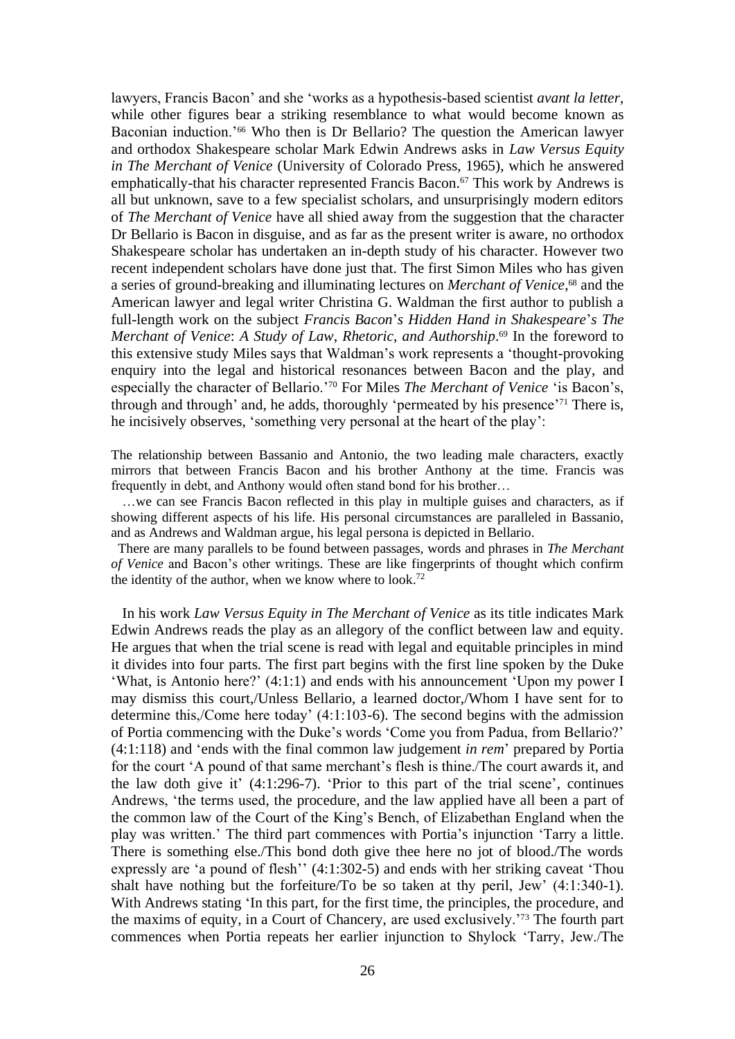lawyers, Francis Bacon' and she 'works as a hypothesis-based scientist *avant la letter*, while other figures bear a striking resemblance to what would become known as Baconian induction.'[66] Who then is Dr Bellario? The question the American lawyer and orthodox Shakespeare scholar Mark Edwin Andrews asks in *Law Versus Equity in The Merchant of Venice* (University of Colorado Press, 1965), which he answered emphatically-that his character represented Francis Bacon.[67] This work by Andrews is all but unknown, save to a few specialist scholars, and unsurprisingly modern editors of *The Merchant of Venice* have all shied away from the suggestion that the character Dr Bellario is Bacon in disguise, and as far as the present writer is aware, no orthodox Shakespeare scholar has undertaken an in-depth study of his character. However two recent independent scholars have done just that. The first Simon Miles who has given a series of ground-breaking and illuminating lectures on *Merchant of Venice*,[68] and the American lawyer and legal writer Christina G. Waldman the first author to publish a full-length work on the subject *Francis Bacon*'*s Hidden Hand in Shakespeare*'*s The Merchant of Venice*: *A Study of Law*, *Rhetoric*, *and Authorship*.[69] In the foreword to this extensive study Miles says that Waldman's work represents a 'thought-provoking enquiry into the legal and historical resonances between Bacon and the play, and especially the character of Bellario.'[70] For Miles *The Merchant of Venice* 'is Bacon's, through and through' and, he adds, thoroughly 'permeated by his presence'[71] There is, he incisively observes, 'something very personal at the heart of the play':

> The relationship between Bassanio and Antonio, the two leading male characters, exactly mirrors that between Francis Bacon and his brother Anthony at the time. Francis was frequently in debt, and Anthony would often stand bond for his brother…
>
> …we can see Francis Bacon reflected in this play in multiple guises and characters, as if showing different aspects of his life. His personal circumstances are paralleled in Bassanio, and as Andrews and Waldman argue, his legal persona is depicted in Bellario.
>
> There are many parallels to be found between passages, words and phrases in *The Merchant of Venice* and Bacon's other writings. These are like fingerprints of thought which confirm the identity of the author, when we know where to look.[72]

In his work *Law Versus Equity in The Merchant of Venice* as its title indicates Mark Edwin Andrews reads the play as an allegory of the conflict between law and equity. He argues that when the trial scene is read with legal and equitable principles in mind it divides into four parts. The first part begins with the first line spoken by the Duke 'What, is Antonio here?' (4:1:1) and ends with his announcement 'Upon my power I may dismiss this court,/Unless Bellario, a learned doctor,/Whom I have sent for to determine this,/Come here today' (4:1:103-6). The second begins with the admission of Portia commencing with the Duke's words 'Come you from Padua, from Bellario?' (4:1:118) and 'ends with the final common law judgement *in rem*' prepared by Portia for the court 'A pound of that same merchant's flesh is thine./The court awards it, and the law doth give it' (4:1:296-7). 'Prior to this part of the trial scene', continues Andrews, 'the terms used, the procedure, and the law applied have all been a part of the common law of the Court of the King's Bench, of Elizabethan England when the play was written.' The third part commences with Portia's injunction 'Tarry a little. There is something else./This bond doth give thee here no jot of blood./The words expressly are 'a pound of flesh'' (4:1:302-5) and ends with her striking caveat 'Thou shalt have nothing but the forfeiture/To be so taken at thy peril, Jew' (4:1:340-1). With Andrews stating 'In this part, for the first time, the principles, the procedure, and the maxims of equity, in a Court of Chancery, are used exclusively.'[73] The fourth part commences when Portia repeats her earlier injunction to Shylock 'Tarry, Jew./The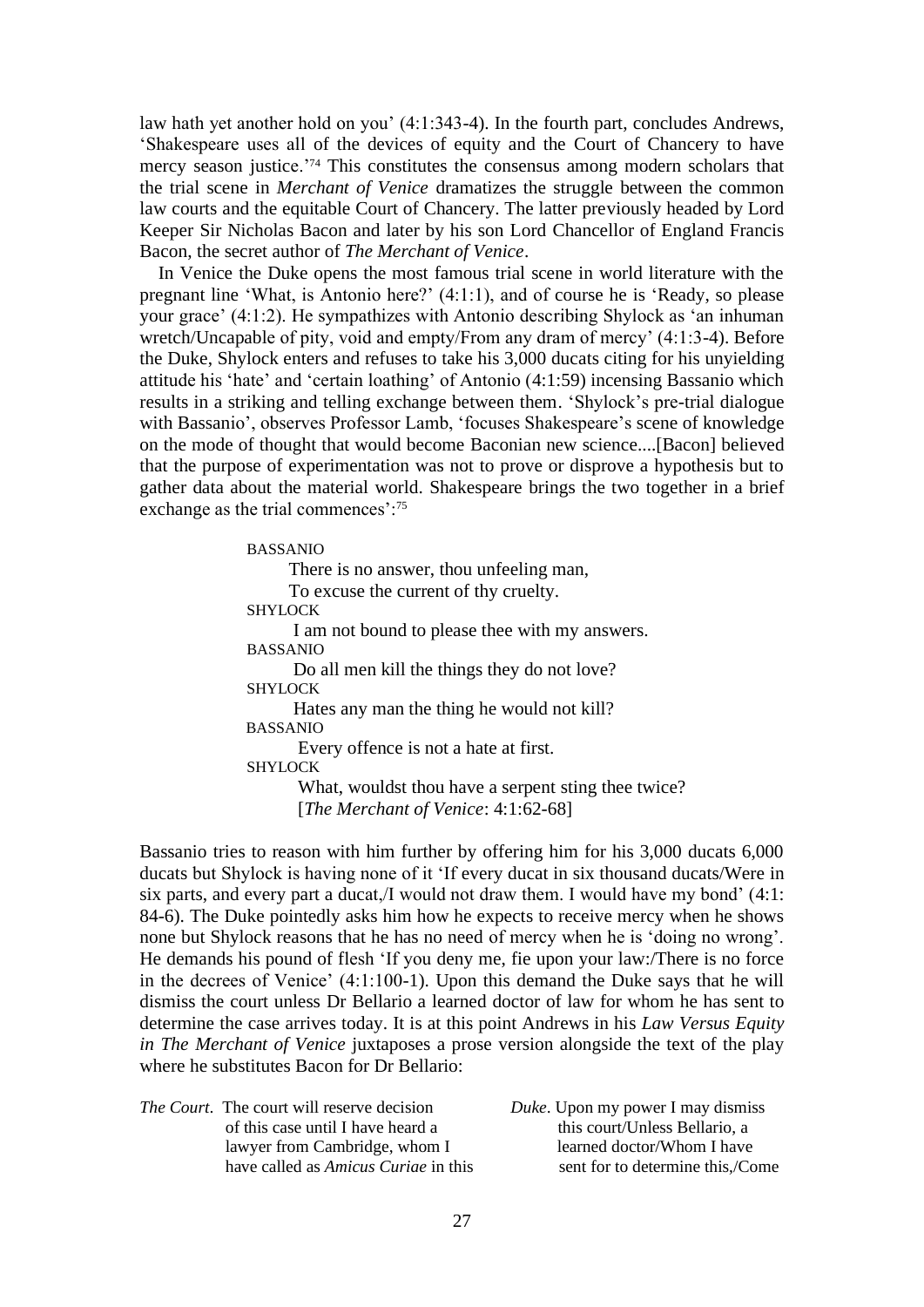law hath yet another hold on you' (4:1:343-4). In the fourth part, concludes Andrews, 'Shakespeare uses all of the devices of equity and the Court of Chancery to have mercy season justice.'[74] This constitutes the consensus among modern scholars that the trial scene in *Merchant of Venice* dramatizes the struggle between the common law courts and the equitable Court of Chancery. The latter previously headed by Lord Keeper Sir Nicholas Bacon and later by his son Lord Chancellor of England Francis Bacon, the secret author of *The Merchant of Venice*.

In Venice the Duke opens the most famous trial scene in world literature with the pregnant line 'What, is Antonio here?' (4:1:1), and of course he is 'Ready, so please your grace' (4:1:2). He sympathizes with Antonio describing Shylock as 'an inhuman wretch/Uncapable of pity, void and empty/From any dram of mercy' (4:1:3-4). Before the Duke, Shylock enters and refuses to take his 3,000 ducats citing for his unyielding attitude his 'hate' and 'certain loathing' of Antonio (4:1:59) incensing Bassanio which results in a striking and telling exchange between them. 'Shylock's pre-trial dialogue with Bassanio', observes Professor Lamb, 'focuses Shakespeare's scene of knowledge on the mode of thought that would become Baconian new science....[Bacon] believed that the purpose of experimentation was not to prove or disprove a hypothesis but to gather data about the material world. Shakespeare brings the two together in a brief exchange as the trial commences':[75]

> BASSANIO
> There is no answer, thou unfeeling man,
> To excuse the current of thy cruelty.
> SHYLOCK
> I am not bound to please thee with my answers.
> BASSANIO
> Do all men kill the things they do not love?
> SHYLOCK
> Hates any man the thing he would not kill?
> BASSANIO
> Every offence is not a hate at first.
> SHYLOCK
> What, wouldst thou have a serpent sting thee twice?
> [*The Merchant of Venice*: 4:1:62-68]

Bassanio tries to reason with him further by offering him for his 3,000 ducats 6,000 ducats but Shylock is having none of it 'If every ducat in six thousand ducats/Were in six parts, and every part a ducat,/I would not draw them. I would have my bond' (4:1: 84-6). The Duke pointedly asks him how he expects to receive mercy when he shows none but Shylock reasons that he has no need of mercy when he is 'doing no wrong'. He demands his pound of flesh 'If you deny me, fie upon your law:/There is no force in the decrees of Venice' (4:1:100-1). Upon this demand the Duke says that he will dismiss the court unless Dr Bellario a learned doctor of law for whom he has sent to determine the case arrives today. It is at this point Andrews in his *Law Versus Equity in The Merchant of Venice* juxtaposes a prose version alongside the text of the play where he substitutes Bacon for Dr Bellario:

| | |
|---|---|
| *The Court*. The court will reserve decision of this case until I have heard a lawyer from Cambridge, whom I have called as *Amicus Curiae* in this | *Duke*. Upon my power I may dismiss this court/Unless Bellario, a learned doctor/Whom I have sent for to determine this,/Come |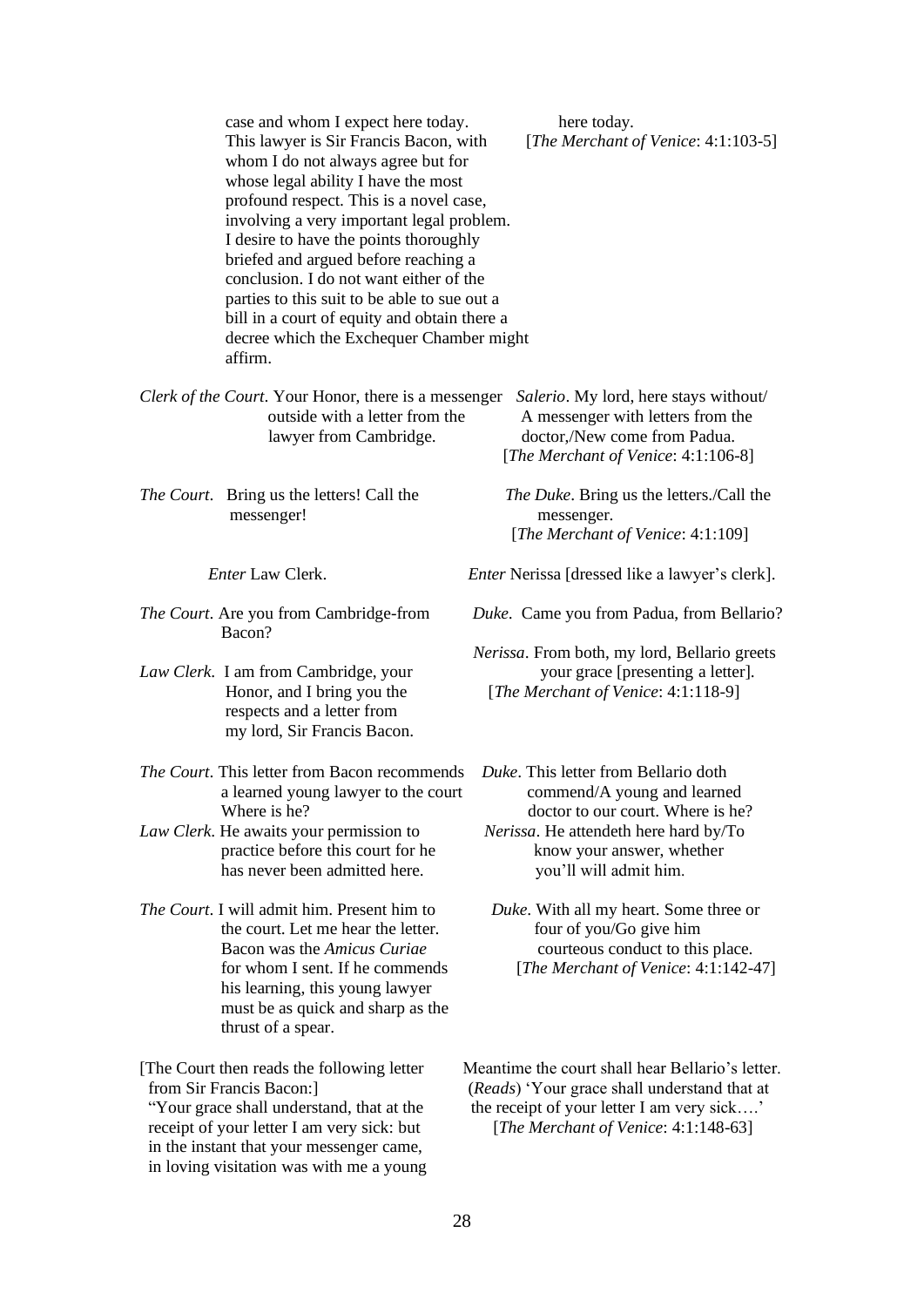case and whom I expect here today. This lawyer is Sir Francis Bacon, with whom I do not always agree but for whose legal ability I have the most profound respect. This is a novel case, involving a very important legal problem. I desire to have the points thoroughly briefed and argued before reaching a conclusion. I do not want either of the parties to this suit to be able to sue out a bill in a court of equity and obtain there a decree which the Exchequer Chamber might affirm.

here today. [*The Merchant of Venice*: 4:1:103-5]

*Clerk of the Court*. Your Honor, there is a messenger outside with a letter from the lawyer from Cambridge.

*Salerio*. My lord, here stays without/ A messenger with letters from the doctor,/New come from Padua. [*The Merchant of Venice*: 4:1:106-8]

*The Court*. Bring us the letters! Call the messenger!

*The Duke*. Bring us the letters./Call the messenger. [*The Merchant of Venice*: 4:1:109]

*Enter* Law Clerk.

*Enter* Nerissa [dressed like a lawyer's clerk].

*The Court*. Are you from Cambridge-from Bacon?

*Duke*. Came you from Padua, from Bellario?

*Law Clerk*. I am from Cambridge, your Honor, and I bring you the respects and a letter from my lord, Sir Francis Bacon.

*Nerissa*. From both, my lord, Bellario greets your grace [presenting a letter]. [*The Merchant of Venice*: 4:1:118-9]

*The Court*. This letter from Bacon recommends a learned young lawyer to the court Where is he?

*Duke*. This letter from Bellario doth commend/A young and learned doctor to our court. Where is he?

*Law Clerk*. He awaits your permission to practice before this court for he has never been admitted here.

*Nerissa*. He attendeth here hard by/To know your answer, whether you'll will admit him.

*The Court*. I will admit him. Present him to the court. Let me hear the letter. Bacon was the *Amicus Curiae* for whom I sent. If he commends his learning, this young lawyer must be as quick and sharp as the thrust of a spear.

*Duke*. With all my heart. Some three or four of you/Go give him courteous conduct to this place. [*The Merchant of Venice*: 4:1:142-47]

[The Court then reads the following letter from Sir Francis Bacon:] "Your grace shall understand, that at the receipt of your letter I am very sick: but in the instant that your messenger came, in loving visitation was with me a young

Meantime the court shall hear Bellario's letter. (*Reads*) 'Your grace shall understand that at the receipt of your letter I am very sick….' [*The Merchant of Venice*: 4:1:148-63]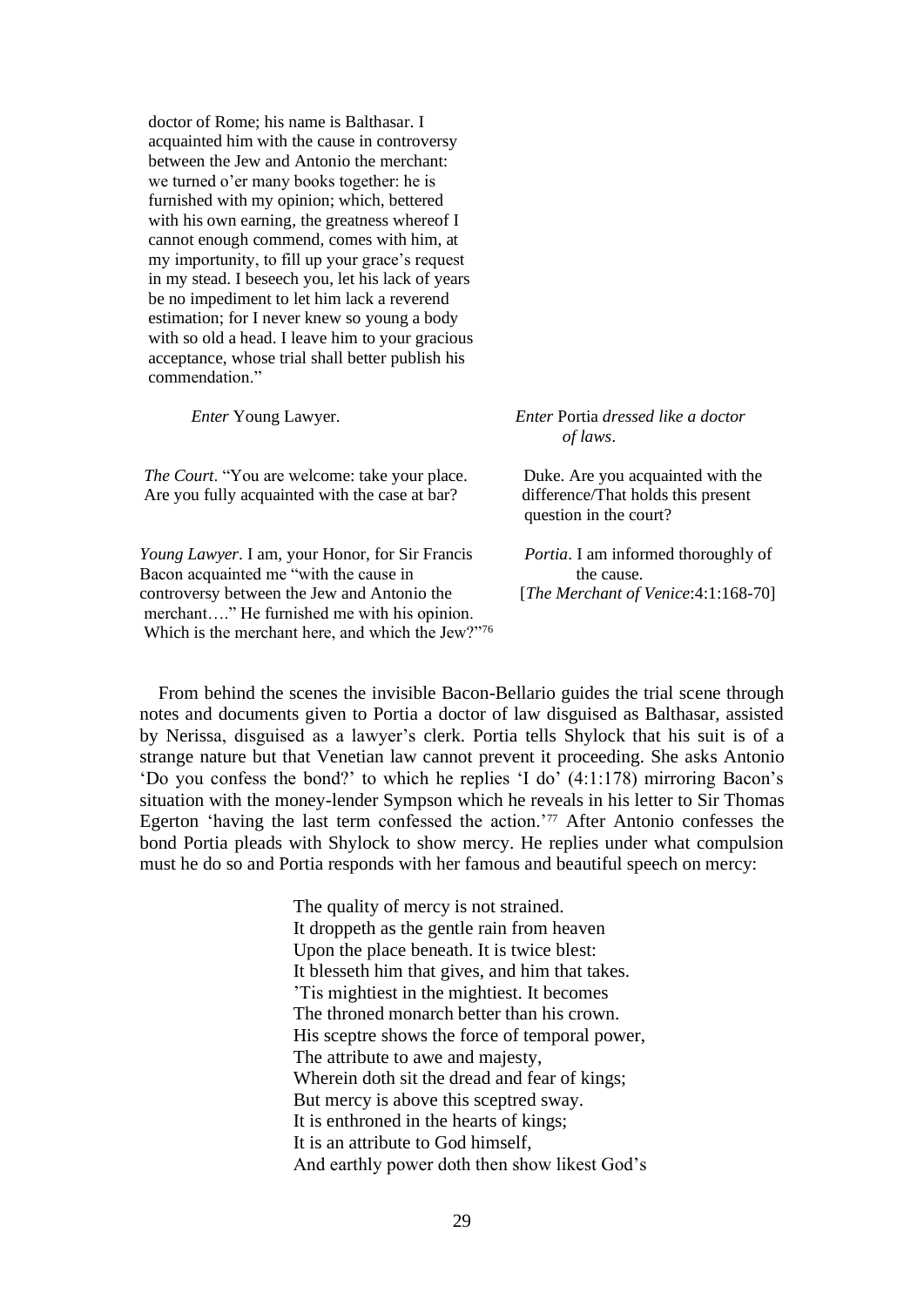doctor of Rome; his name is Balthasar. I acquainted him with the cause in controversy between the Jew and Antonio the merchant: we turned o'er many books together: he is furnished with my opinion; which, bettered with his own earning, the greatness whereof I cannot enough commend, comes with him, at my importunity, to fill up your grace's request in my stead. I beseech you, let his lack of years be no impediment to let him lack a reverend estimation; for I never knew so young a body with so old a head. I leave him to your gracious acceptance, whose trial shall better publish his commendation."

| | |
|---|---|
| *Enter* Young Lawyer. | *Enter* Portia *dressed like a doctor of laws*. |
| *The Court*. "You are welcome: take your place. Are you fully acquainted with the case at bar? | Duke. Are you acquainted with the difference/That holds this present question in the court? |
| *Young Lawyer*. I am, your Honor, for Sir Francis Bacon acquainted me "with the cause in controversy between the Jew and Antonio the merchant…." He furnished me with his opinion. Which is the merchant here, and which the Jew?"[76] | *Portia*. I am informed thoroughly of the cause. [*The Merchant of Venice*:4:1:168-70] |

From behind the scenes the invisible Bacon-Bellario guides the trial scene through notes and documents given to Portia a doctor of law disguised as Balthasar, assisted by Nerissa, disguised as a lawyer's clerk. Portia tells Shylock that his suit is of a strange nature but that Venetian law cannot prevent it proceeding. She asks Antonio 'Do you confess the bond?' to which he replies 'I do' (4:1:178) mirroring Bacon's situation with the money-lender Sympson which he reveals in his letter to Sir Thomas Egerton 'having the last term confessed the action.'[77] After Antonio confesses the bond Portia pleads with Shylock to show mercy. He replies under what compulsion must he do so and Portia responds with her famous and beautiful speech on mercy:

> The quality of mercy is not strained.
> It droppeth as the gentle rain from heaven
> Upon the place beneath. It is twice blest:
> It blesseth him that gives, and him that takes.
> 'Tis mightiest in the mightiest. It becomes
> The throned monarch better than his crown.
> His sceptre shows the force of temporal power,
> The attribute to awe and majesty,
> Wherein doth sit the dread and fear of kings;
> But mercy is above this sceptred sway.
> It is enthroned in the hearts of kings;
> It is an attribute to God himself,
> And earthly power doth then show likest God's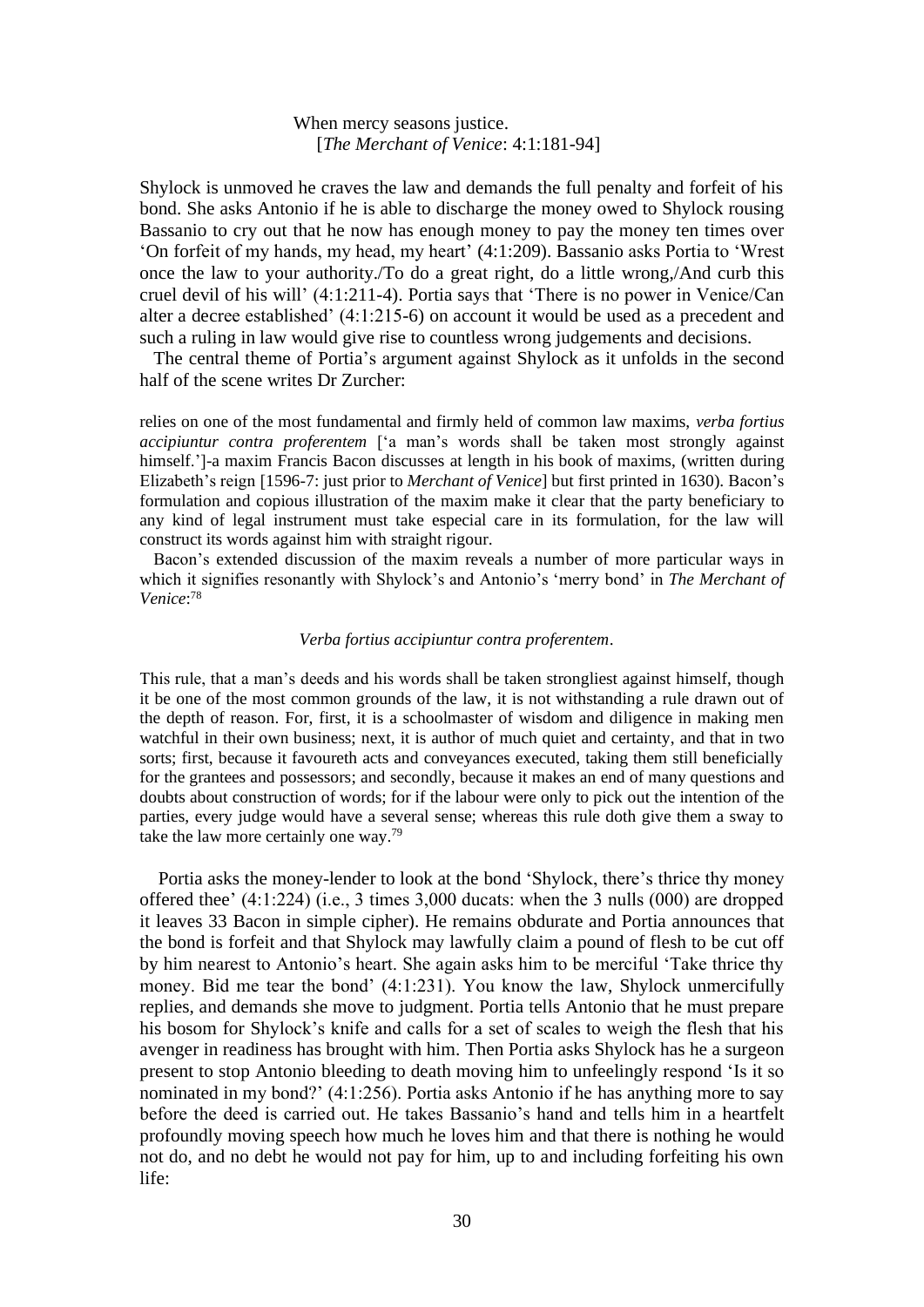When mercy seasons justice.
[*The Merchant of Venice*: 4:1:181-94]

Shylock is unmoved he craves the law and demands the full penalty and forfeit of his bond. She asks Antonio if he is able to discharge the money owed to Shylock rousing Bassanio to cry out that he now has enough money to pay the money ten times over 'On forfeit of my hands, my head, my heart' (4:1:209). Bassanio asks Portia to 'Wrest once the law to your authority./To do a great right, do a little wrong,/And curb this cruel devil of his will' (4:1:211-4). Portia says that 'There is no power in Venice/Can alter a decree established' (4:1:215-6) on account it would be used as a precedent and such a ruling in law would give rise to countless wrong judgements and decisions.

The central theme of Portia's argument against Shylock as it unfolds in the second half of the scene writes Dr Zurcher:

> relies on one of the most fundamental and firmly held of common law maxims, *verba fortius accipiuntur contra proferentem* ['a man's words shall be taken most strongly against himself.']-a maxim Francis Bacon discusses at length in his book of maxims, (written during Elizabeth's reign [1596-7: just prior to *Merchant of Venice*] but first printed in 1630). Bacon's formulation and copious illustration of the maxim make it clear that the party beneficiary to any kind of legal instrument must take especial care in its formulation, for the law will construct its words against him with straight rigour.
>
> Bacon's extended discussion of the maxim reveals a number of more particular ways in which it signifies resonantly with Shylock's and Antonio's 'merry bond' in *The Merchant of Venice*:[78]

*Verba fortius accipiuntur contra proferentem*.

> This rule, that a man's deeds and his words shall be taken strongliest against himself, though it be one of the most common grounds of the law, it is not withstanding a rule drawn out of the depth of reason. For, first, it is a schoolmaster of wisdom and diligence in making men watchful in their own business; next, it is author of much quiet and certainty, and that in two sorts; first, because it favoureth acts and conveyances executed, taking them still beneficially for the grantees and possessors; and secondly, because it makes an end of many questions and doubts about construction of words; for if the labour were only to pick out the intention of the parties, every judge would have a several sense; whereas this rule doth give them a sway to take the law more certainly one way.[79]

Portia asks the money-lender to look at the bond 'Shylock, there's thrice thy money offered thee' (4:1:224) (i.e., 3 times 3,000 ducats: when the 3 nulls (000) are dropped it leaves 33 Bacon in simple cipher). He remains obdurate and Portia announces that the bond is forfeit and that Shylock may lawfully claim a pound of flesh to be cut off by him nearest to Antonio's heart. She again asks him to be merciful 'Take thrice thy money. Bid me tear the bond' (4:1:231). You know the law, Shylock unmercifully replies, and demands she move to judgment. Portia tells Antonio that he must prepare his bosom for Shylock's knife and calls for a set of scales to weigh the flesh that his avenger in readiness has brought with him. Then Portia asks Shylock has he a surgeon present to stop Antonio bleeding to death moving him to unfeelingly respond 'Is it so nominated in my bond?' (4:1:256). Portia asks Antonio if he has anything more to say before the deed is carried out. He takes Bassanio's hand and tells him in a heartfelt profoundly moving speech how much he loves him and that there is nothing he would not do, and no debt he would not pay for him, up to and including forfeiting his own life: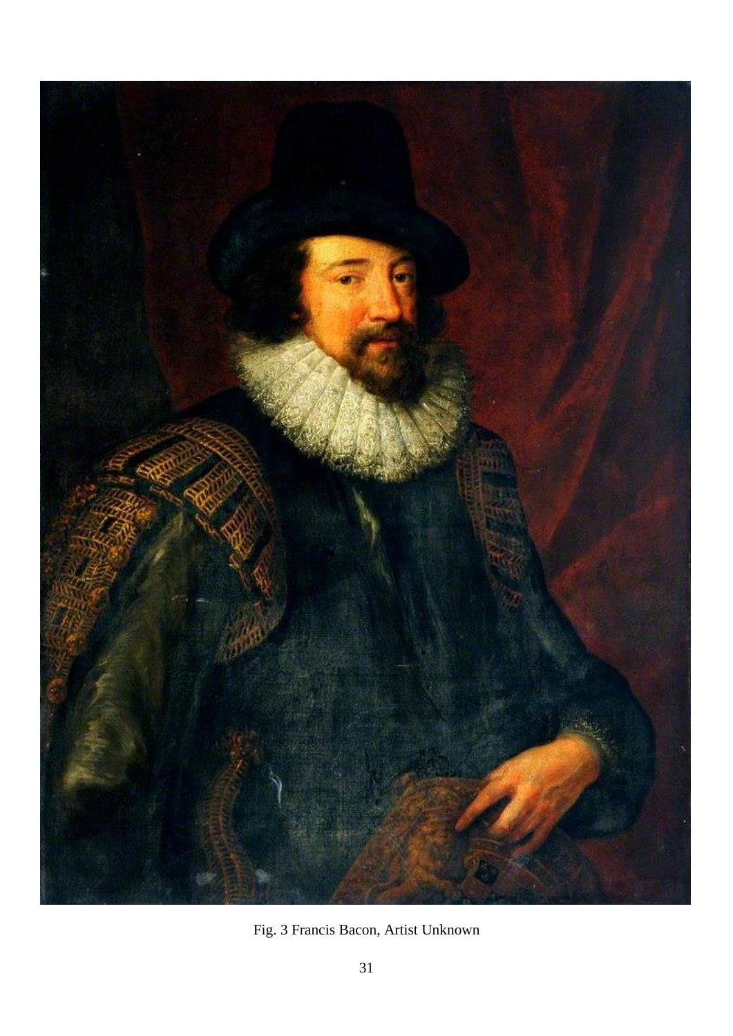Fig. 3 Francis Bacon, Artist Unknown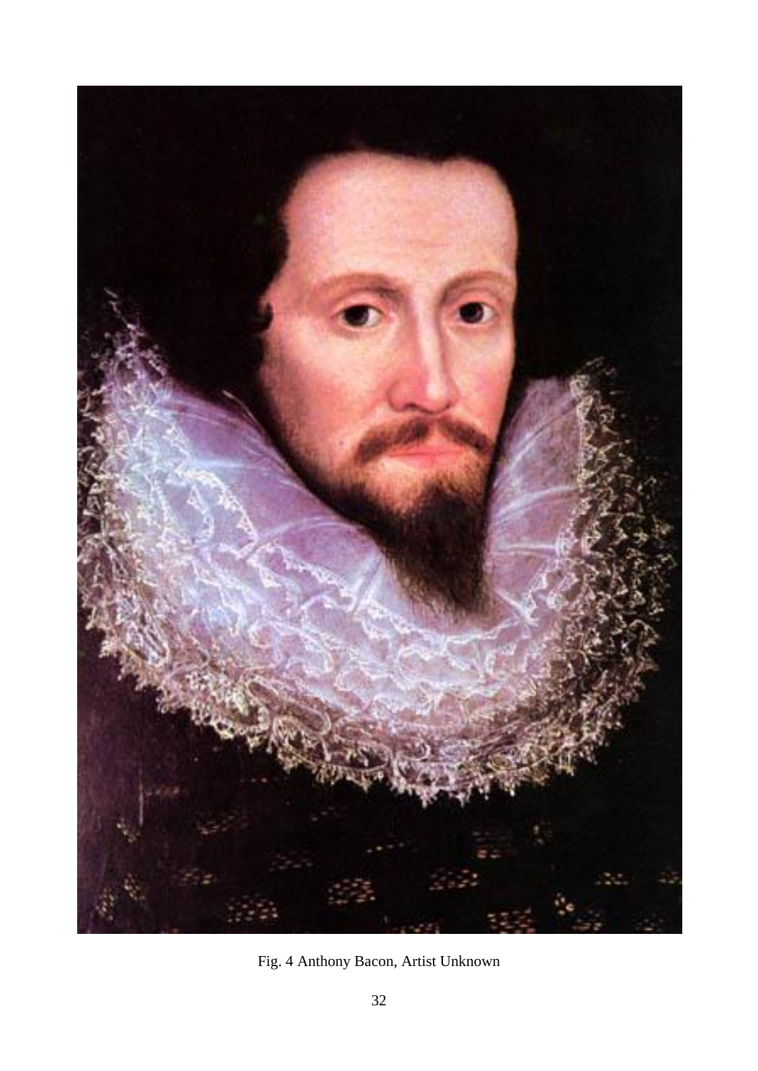Fig. 4 Anthony Bacon, Artist Unknown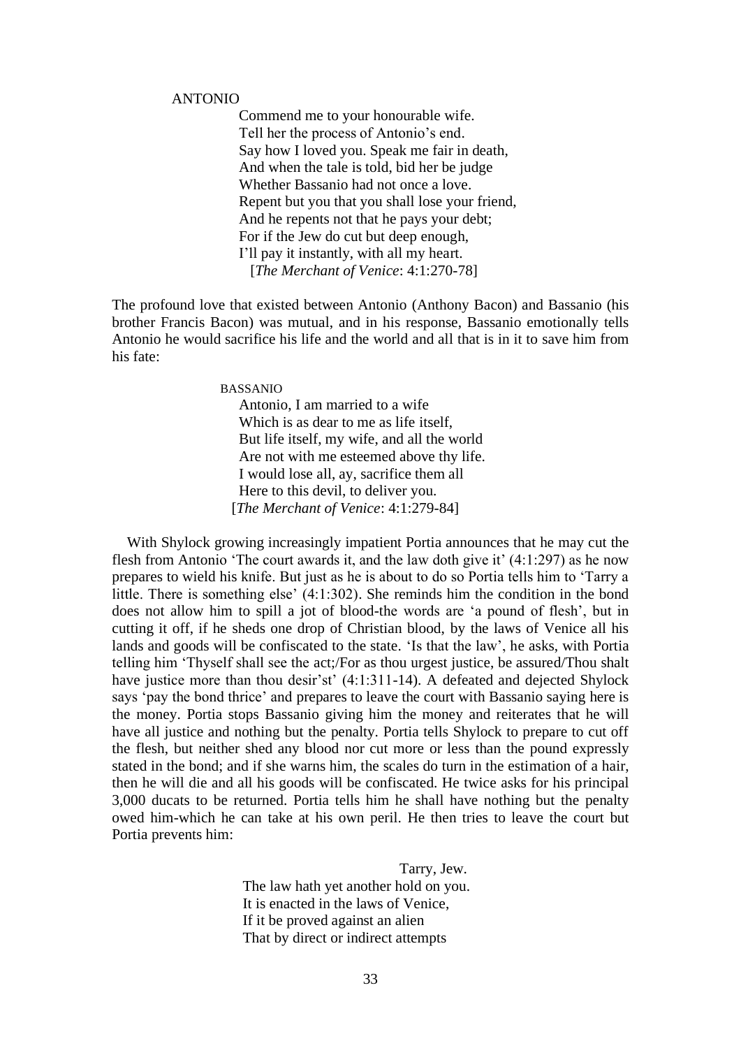ANTONIO

> Commend me to your honourable wife.
> Tell her the process of Antonio's end.
> Say how I loved you. Speak me fair in death,
> And when the tale is told, bid her be judge
> Whether Bassanio had not once a love.
> Repent but you that you shall lose your friend,
> And he repents not that he pays your debt;
> For if the Jew do cut but deep enough,
> I'll pay it instantly, with all my heart.
> [*The Merchant of Venice*: 4:1:270-78]

The profound love that existed between Antonio (Anthony Bacon) and Bassanio (his brother Francis Bacon) was mutual, and in his response, Bassanio emotionally tells Antonio he would sacrifice his life and the world and all that is in it to save him from his fate:

BASSANIO

> Antonio, I am married to a wife
> Which is as dear to me as life itself,
> But life itself, my wife, and all the world
> Are not with me esteemed above thy life.
> I would lose all, ay, sacrifice them all
> Here to this devil, to deliver you.
> [*The Merchant of Venice*: 4:1:279-84]

With Shylock growing increasingly impatient Portia announces that he may cut the flesh from Antonio 'The court awards it, and the law doth give it' (4:1:297) as he now prepares to wield his knife. But just as he is about to do so Portia tells him to 'Tarry a little. There is something else' (4:1:302). She reminds him the condition in the bond does not allow him to spill a jot of blood-the words are 'a pound of flesh', but in cutting it off, if he sheds one drop of Christian blood, by the laws of Venice all his lands and goods will be confiscated to the state. 'Is that the law', he asks, with Portia telling him 'Thyself shall see the act;/For as thou urgest justice, be assured/Thou shalt have justice more than thou desir'st' (4:1:311-14). A defeated and dejected Shylock says 'pay the bond thrice' and prepares to leave the court with Bassanio saying here is the money. Portia stops Bassanio giving him the money and reiterates that he will have all justice and nothing but the penalty. Portia tells Shylock to prepare to cut off the flesh, but neither shed any blood nor cut more or less than the pound expressly stated in the bond; and if she warns him, the scales do turn in the estimation of a hair, then he will die and all his goods will be confiscated. He twice asks for his principal 3,000 ducats to be returned. Portia tells him he shall have nothing but the penalty owed him-which he can take at his own peril. He then tries to leave the court but Portia prevents him:

> Tarry, Jew.
> The law hath yet another hold on you.
> It is enacted in the laws of Venice,
> If it be proved against an alien
> That by direct or indirect attempts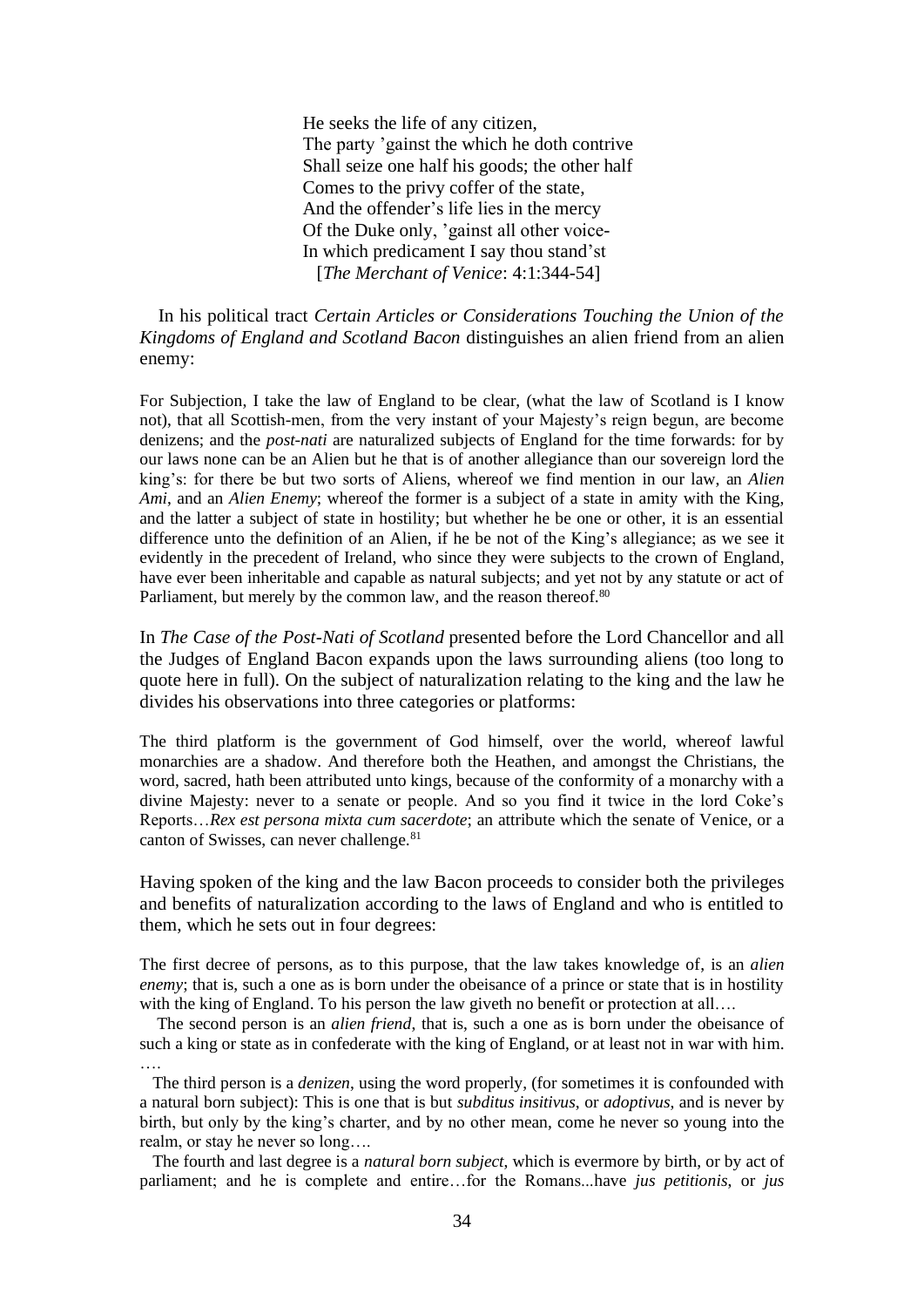> He seeks the life of any citizen,
> The party 'gainst the which he doth contrive
> Shall seize one half his goods; the other half
> Comes to the privy coffer of the state,
> And the offender's life lies in the mercy
> Of the Duke only, 'gainst all other voice-
> In which predicament I say thou stand'st
> [*The Merchant of Venice*: 4:1:344-54]

In his political tract *Certain Articles or Considerations Touching the Union of the Kingdoms of England and Scotland Bacon* distinguishes an alien friend from an alien enemy:

> For Subjection, I take the law of England to be clear, (what the law of Scotland is I know not), that all Scottish-men, from the very instant of your Majesty's reign begun, are become denizens; and the *post-nati* are naturalized subjects of England for the time forwards: for by our laws none can be an Alien but he that is of another allegiance than our sovereign lord the king's: for there be but two sorts of Aliens, whereof we find mention in our law, an *Alien Ami*, and an *Alien Enemy*; whereof the former is a subject of a state in amity with the King, and the latter a subject of state in hostility; but whether he be one or other, it is an essential difference unto the definition of an Alien, if he be not of the King's allegiance; as we see it evidently in the precedent of Ireland, who since they were subjects to the crown of England, have ever been inheritable and capable as natural subjects; and yet not by any statute or act of Parliament, but merely by the common law, and the reason thereof.[80]

In *The Case of the Post-Nati of Scotland* presented before the Lord Chancellor and all the Judges of England Bacon expands upon the laws surrounding aliens (too long to quote here in full). On the subject of naturalization relating to the king and the law he divides his observations into three categories or platforms:

> The third platform is the government of God himself, over the world, whereof lawful monarchies are a shadow. And therefore both the Heathen, and amongst the Christians, the word, sacred, hath been attributed unto kings, because of the conformity of a monarchy with a divine Majesty: never to a senate or people. And so you find it twice in the lord Coke's Reports…*Rex est persona mixta cum sacerdote*; an attribute which the senate of Venice, or a canton of Swisses, can never challenge.[81]

Having spoken of the king and the law Bacon proceeds to consider both the privileges and benefits of naturalization according to the laws of England and who is entitled to them, which he sets out in four degrees:

> The first decree of persons, as to this purpose, that the law takes knowledge of, is an *alien enemy*; that is, such a one as is born under the obeisance of a prince or state that is in hostility with the king of England. To his person the law giveth no benefit or protection at all….
>
> The second person is an *alien friend*, that is, such a one as is born under the obeisance of such a king or state as in confederate with the king of England, or at least not in war with him. ….
>
> The third person is a *denizen*, using the word properly, (for sometimes it is confounded with a natural born subject): This is one that is but *subditus insitivus*, or *adoptivus*, and is never by birth, but only by the king's charter, and by no other mean, come he never so young into the realm, or stay he never so long….
>
> The fourth and last degree is a *natural born subject*, which is evermore by birth, or by act of parliament; and he is complete and entire…for the Romans...have *jus petitionis*, or *jus*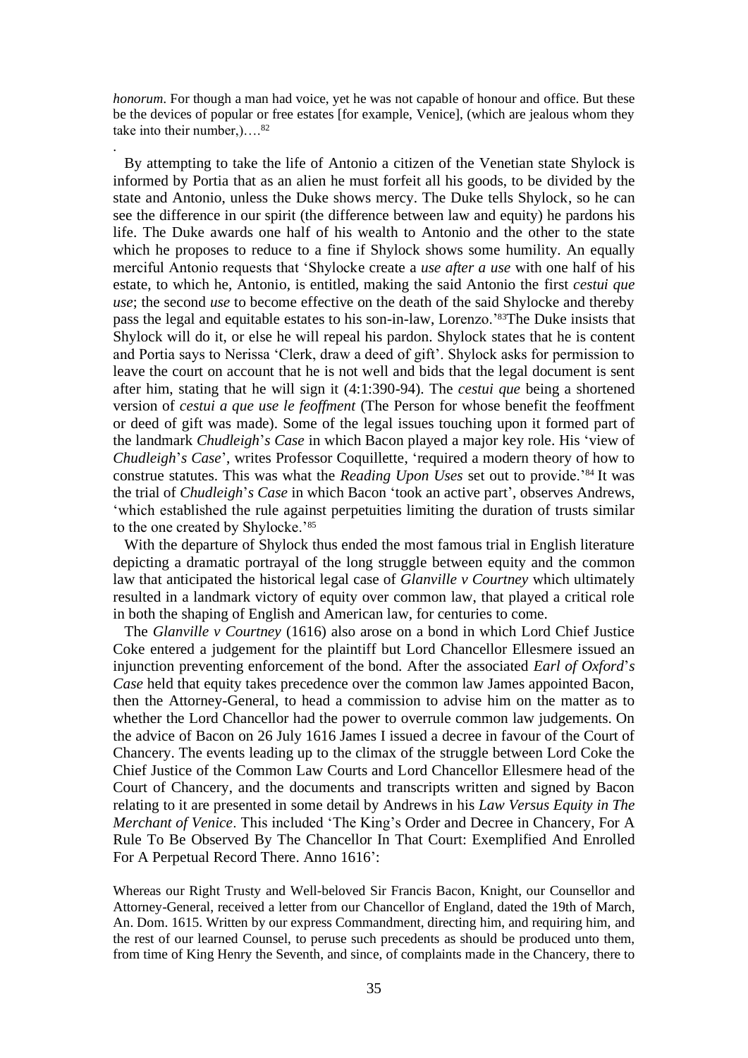*honorum*. For though a man had voice, yet he was not capable of honour and office. But these be the devices of popular or free estates [for example, Venice], (which are jealous whom they take into their number,)….[82]

.

By attempting to take the life of Antonio a citizen of the Venetian state Shylock is informed by Portia that as an alien he must forfeit all his goods, to be divided by the state and Antonio, unless the Duke shows mercy. The Duke tells Shylock, so he can see the difference in our spirit (the difference between law and equity) he pardons his life. The Duke awards one half of his wealth to Antonio and the other to the state which he proposes to reduce to a fine if Shylock shows some humility. An equally merciful Antonio requests that 'Shylocke create a *use after a use* with one half of his estate, to which he, Antonio, is entitled, making the said Antonio the first *cestui que use*; the second *use* to become effective on the death of the said Shylocke and thereby pass the legal and equitable estates to his son-in-law, Lorenzo.'[83]The Duke insists that Shylock will do it, or else he will repeal his pardon. Shylock states that he is content and Portia says to Nerissa 'Clerk, draw a deed of gift'. Shylock asks for permission to leave the court on account that he is not well and bids that the legal document is sent after him, stating that he will sign it (4:1:390-94). The *cestui que* being a shortened version of *cestui a que use le feoffment* (The Person for whose benefit the feoffment or deed of gift was made). Some of the legal issues touching upon it formed part of the landmark *Chudleigh*'*s Case* in which Bacon played a major key role. His 'view of *Chudleigh*'*s Case*', writes Professor Coquillette, 'required a modern theory of how to construe statutes. This was what the *Reading Upon Uses* set out to provide.'[84] It was the trial of *Chudleigh*'*s Case* in which Bacon 'took an active part', observes Andrews, 'which established the rule against perpetuities limiting the duration of trusts similar to the one created by Shylocke.'[85]

With the departure of Shylock thus ended the most famous trial in English literature depicting a dramatic portrayal of the long struggle between equity and the common law that anticipated the historical legal case of *Glanville v Courtney* which ultimately resulted in a landmark victory of equity over common law, that played a critical role in both the shaping of English and American law, for centuries to come.

The *Glanville v Courtney* (1616) also arose on a bond in which Lord Chief Justice Coke entered a judgement for the plaintiff but Lord Chancellor Ellesmere issued an injunction preventing enforcement of the bond. After the associated *Earl of Oxford*'*s Case* held that equity takes precedence over the common law James appointed Bacon, then the Attorney-General, to head a commission to advise him on the matter as to whether the Lord Chancellor had the power to overrule common law judgements. On the advice of Bacon on 26 July 1616 James I issued a decree in favour of the Court of Chancery. The events leading up to the climax of the struggle between Lord Coke the Chief Justice of the Common Law Courts and Lord Chancellor Ellesmere head of the Court of Chancery, and the documents and transcripts written and signed by Bacon relating to it are presented in some detail by Andrews in his *Law Versus Equity in The Merchant of Venice*. This included 'The King's Order and Decree in Chancery, For A Rule To Be Observed By The Chancellor In That Court: Exemplified And Enrolled For A Perpetual Record There. Anno 1616':

Whereas our Right Trusty and Well-beloved Sir Francis Bacon, Knight, our Counsellor and Attorney-General, received a letter from our Chancellor of England, dated the 19th of March, An. Dom. 1615. Written by our express Commandment, directing him, and requiring him, and the rest of our learned Counsel, to peruse such precedents as should be produced unto them, from time of King Henry the Seventh, and since, of complaints made in the Chancery, there to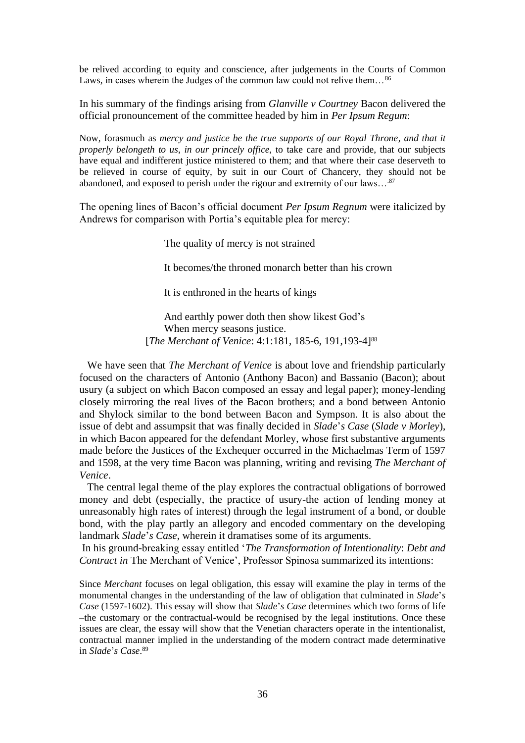be relived according to equity and conscience, after judgements in the Courts of Common Laws, in cases wherein the Judges of the common law could not relive them…[86]

In his summary of the findings arising from *Glanville v Courtney* Bacon delivered the official pronouncement of the committee headed by him in *Per Ipsum Regum*:

> Now, forasmuch as *mercy and justice be the true supports of our Royal Throne*, *and that it properly belongeth to us*, *in our princely office*, to take care and provide, that our subjects have equal and indifferent justice ministered to them; and that where their case deserveth to be relieved in course of equity, by suit in our Court of Chancery, they should not be abandoned, and exposed to perish under the rigour and extremity of our laws…[87]

The opening lines of Bacon's official document *Per Ipsum Regnum* were italicized by Andrews for comparison with Portia's equitable plea for mercy:

> The quality of mercy is not strained
>
> It becomes/the throned monarch better than his crown
>
> It is enthroned in the hearts of kings
>
> And earthly power doth then show likest God's
> When mercy seasons justice.
> [*The Merchant of Venice*: 4:1:181, 185-6, 191,193-4][88]

We have seen that *The Merchant of Venice* is about love and friendship particularly focused on the characters of Antonio (Anthony Bacon) and Bassanio (Bacon); about usury (a subject on which Bacon composed an essay and legal paper); money-lending closely mirroring the real lives of the Bacon brothers; and a bond between Antonio and Shylock similar to the bond between Bacon and Sympson. It is also about the issue of debt and assumpsit that was finally decided in *Slade*'*s Case* (*Slade v Morley*), in which Bacon appeared for the defendant Morley, whose first substantive arguments made before the Justices of the Exchequer occurred in the Michaelmas Term of 1597 and 1598, at the very time Bacon was planning, writing and revising *The Merchant of Venice*.

The central legal theme of the play explores the contractual obligations of borrowed money and debt (especially, the practice of usury-the action of lending money at unreasonably high rates of interest) through the legal instrument of a bond, or double bond, with the play partly an allegory and encoded commentary on the developing landmark *Slade*'*s Case*, wherein it dramatises some of its arguments.

In his ground-breaking essay entitled '*The Transformation of Intentionality*: *Debt and Contract in* The Merchant of Venice', Professor Spinosa summarized its intentions:

> Since *Merchant* focuses on legal obligation, this essay will examine the play in terms of the monumental changes in the understanding of the law of obligation that culminated in *Slade*'*s Case* (1597-1602). This essay will show that *Slade*'*s Case* determines which two forms of life –the customary or the contractual-would be recognised by the legal institutions. Once these issues are clear, the essay will show that the Venetian characters operate in the intentionalist, contractual manner implied in the understanding of the modern contract made determinative in *Slade*'*s Case*.[89]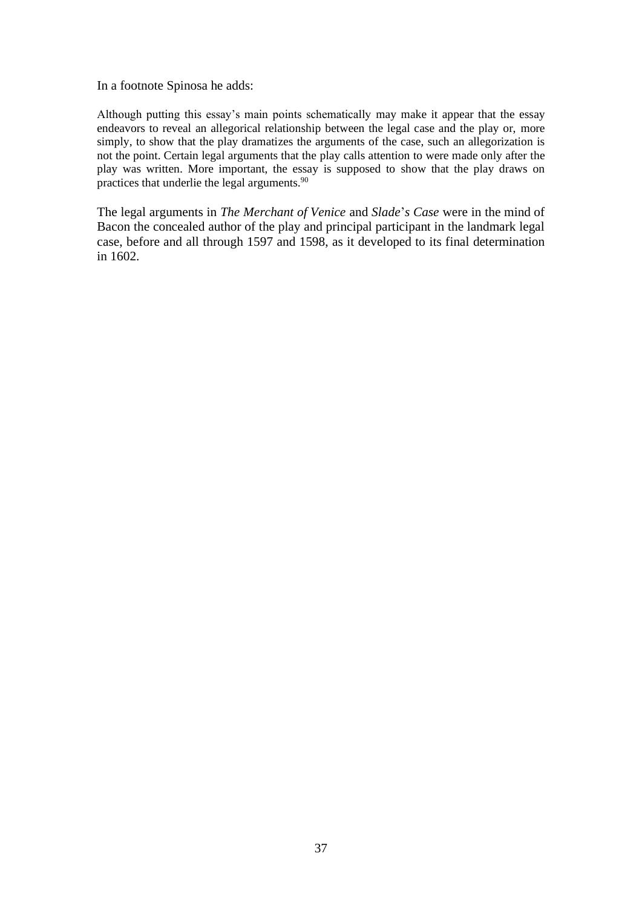In a footnote Spinosa he adds:

> Although putting this essay's main points schematically may make it appear that the essay endeavors to reveal an allegorical relationship between the legal case and the play or, more simply, to show that the play dramatizes the arguments of the case, such an allegorization is not the point. Certain legal arguments that the play calls attention to were made only after the play was written. More important, the essay is supposed to show that the play draws on practices that underlie the legal arguments.[90]

The legal arguments in *The Merchant of Venice* and *Slade*'*s Case* were in the mind of Bacon the concealed author of the play and principal participant in the landmark legal case, before and all through 1597 and 1598, as it developed to its final determination in 1602.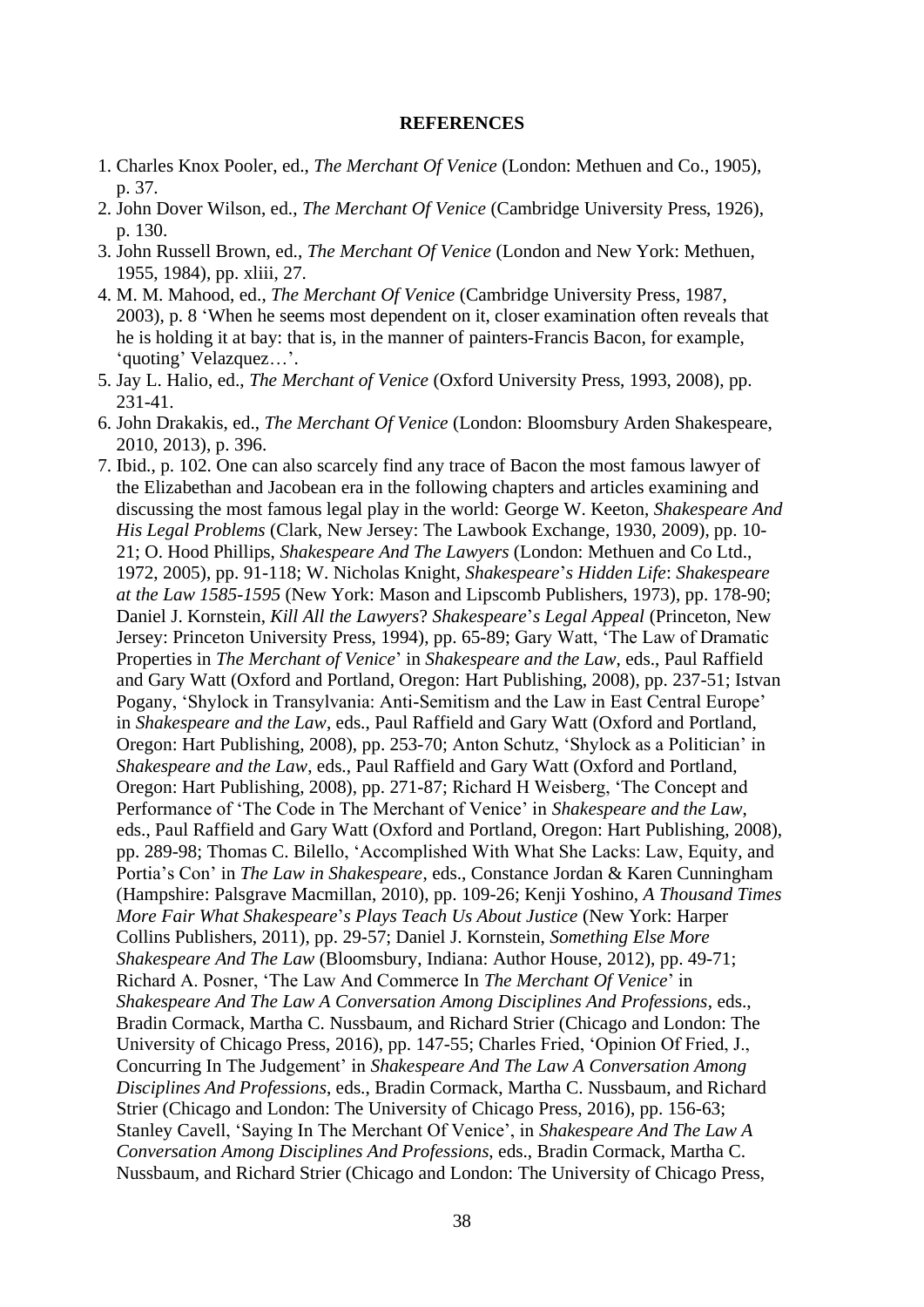**REFERENCES**

1. Charles Knox Pooler, ed., *The Merchant Of Venice* (London: Methuen and Co., 1905), p. 37.
2. John Dover Wilson, ed., *The Merchant Of Venice* (Cambridge University Press, 1926), p. 130.
3. John Russell Brown, ed., *The Merchant Of Venice* (London and New York: Methuen, 1955, 1984), pp. xliii, 27.
4. M. M. Mahood, ed., *The Merchant Of Venice* (Cambridge University Press, 1987, 2003), p. 8 'When he seems most dependent on it, closer examination often reveals that he is holding it at bay: that is, in the manner of painters-Francis Bacon, for example, 'quoting' Velazquez…'.
5. Jay L. Halio, ed., *The Merchant of Venice* (Oxford University Press, 1993, 2008), pp. 231-41.
6. John Drakakis, ed., *The Merchant Of Venice* (London: Bloomsbury Arden Shakespeare, 2010, 2013), p. 396.
7. Ibid., p. 102. One can also scarcely find any trace of Bacon the most famous lawyer of the Elizabethan and Jacobean era in the following chapters and articles examining and discussing the most famous legal play in the world: George W. Keeton, *Shakespeare And His Legal Problems* (Clark, New Jersey: The Lawbook Exchange, 1930, 2009), pp. 10-21; O. Hood Phillips, *Shakespeare And The Lawyers* (London: Methuen and Co Ltd., 1972, 2005), pp. 91-118; W. Nicholas Knight, *Shakespeare*'*s Hidden Life*: *Shakespeare at the Law 1585-1595* (New York: Mason and Lipscomb Publishers, 1973), pp. 178-90; Daniel J. Kornstein, *Kill All the Lawyers*? *Shakespeare*'*s Legal Appeal* (Princeton, New Jersey: Princeton University Press, 1994), pp. 65-89; Gary Watt, 'The Law of Dramatic Properties in *The Merchant of Venice*' in *Shakespeare and the Law*, eds., Paul Raffield and Gary Watt (Oxford and Portland, Oregon: Hart Publishing, 2008), pp. 237-51; Istvan Pogany, 'Shylock in Transylvania: Anti-Semitism and the Law in East Central Europe' in *Shakespeare and the Law*, eds., Paul Raffield and Gary Watt (Oxford and Portland, Oregon: Hart Publishing, 2008), pp. 253-70; Anton Schutz, 'Shylock as a Politician' in *Shakespeare and the Law*, eds., Paul Raffield and Gary Watt (Oxford and Portland, Oregon: Hart Publishing, 2008), pp. 271-87; Richard H Weisberg, 'The Concept and Performance of 'The Code in The Merchant of Venice' in *Shakespeare and the Law*, eds., Paul Raffield and Gary Watt (Oxford and Portland, Oregon: Hart Publishing, 2008), pp. 289-98; Thomas C. Bilello, 'Accomplished With What She Lacks: Law, Equity, and Portia's Con' in *The Law in Shakespeare*, eds., Constance Jordan & Karen Cunningham (Hampshire: Palsgrave Macmillan, 2010), pp. 109-26; Kenji Yoshino, *A Thousand Times More Fair What Shakespeare*'*s Plays Teach Us About Justice* (New York: Harper Collins Publishers, 2011), pp. 29-57; Daniel J. Kornstein, *Something Else More Shakespeare And The Law* (Bloomsbury, Indiana: Author House, 2012), pp. 49-71; Richard A. Posner, 'The Law And Commerce In *The Merchant Of Venice*' in *Shakespeare And The Law A Conversation Among Disciplines And Professions*, eds., Bradin Cormack, Martha C. Nussbaum, and Richard Strier (Chicago and London: The University of Chicago Press, 2016), pp. 147-55; Charles Fried, 'Opinion Of Fried, J., Concurring In The Judgement' in *Shakespeare And The Law A Conversation Among Disciplines And Professions*, eds., Bradin Cormack, Martha C. Nussbaum, and Richard Strier (Chicago and London: The University of Chicago Press, 2016), pp. 156-63; Stanley Cavell, 'Saying In The Merchant Of Venice', in *Shakespeare And The Law A Conversation Among Disciplines And Professions*, eds., Bradin Cormack, Martha C. Nussbaum, and Richard Strier (Chicago and London: The University of Chicago Press,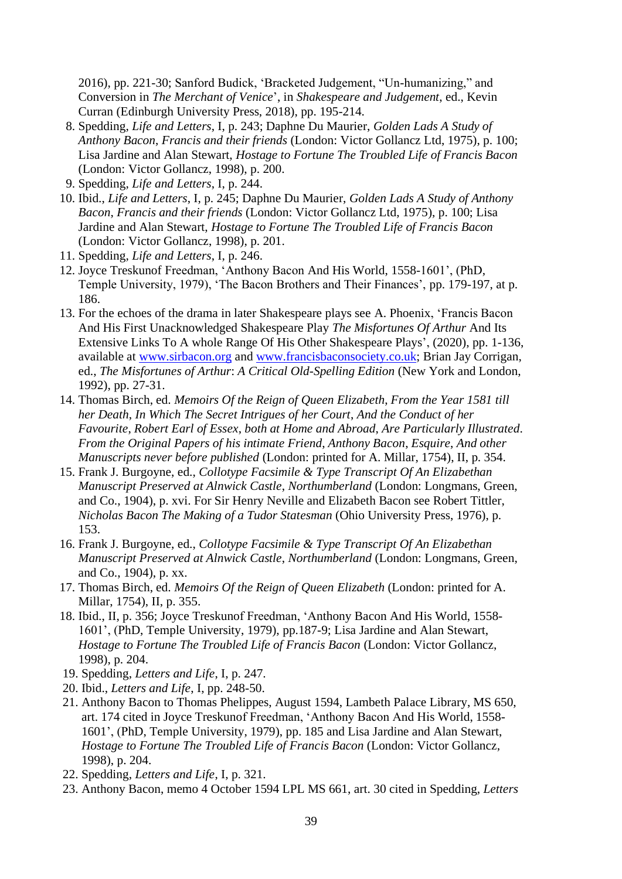2016), pp. 221-30; Sanford Budick, 'Bracketed Judgement, "Un-humanizing," and Conversion in *The Merchant of Venice*', in *Shakespeare and Judgement*, ed., Kevin Curran (Edinburgh University Press, 2018), pp. 195-214.

8. Spedding, *Life and Letters*, I, p. 243; Daphne Du Maurier, *Golden Lads A Study of Anthony Bacon*, *Francis and their friends* (London: Victor Gollancz Ltd, 1975), p. 100; Lisa Jardine and Alan Stewart, *Hostage to Fortune The Troubled Life of Francis Bacon* (London: Victor Gollancz, 1998), p. 200.
9. Spedding, *Life and Letters*, I, p. 244.
10. Ibid., *Life and Letters*, I, p. 245; Daphne Du Maurier, *Golden Lads A Study of Anthony Bacon*, *Francis and their friends* (London: Victor Gollancz Ltd, 1975), p. 100; Lisa Jardine and Alan Stewart, *Hostage to Fortune The Troubled Life of Francis Bacon* (London: Victor Gollancz, 1998), p. 201.
11. Spedding, *Life and Letters*, I, p. 246.
12. Joyce Treskunof Freedman, 'Anthony Bacon And His World, 1558-1601', (PhD, Temple University, 1979), 'The Bacon Brothers and Their Finances', pp. 179-197, at p. 186.
13. For the echoes of the drama in later Shakespeare plays see A. Phoenix, 'Francis Bacon And His First Unacknowledged Shakespeare Play *The Misfortunes Of Arthur* And Its Extensive Links To A whole Range Of His Other Shakespeare Plays', (2020), pp. 1-136, available at www.sirbacon.org and www.francisbaconsociety.co.uk; Brian Jay Corrigan, ed., *The Misfortunes of Arthur*: *A Critical Old-Spelling Edition* (New York and London, 1992), pp. 27-31.
14. Thomas Birch, ed. *Memoirs Of the Reign of Queen Elizabeth*, *From the Year 1581 till her Death*, *In Which The Secret Intrigues of her Court*, *And the Conduct of her Favourite*, *Robert Earl of Essex*, *both at Home and Abroad*, *Are Particularly Illustrated*. *From the Original Papers of his intimate Friend*, *Anthony Bacon*, *Esquire*, *And other Manuscripts never before published* (London: printed for A. Millar, 1754), II, p. 354.
15. Frank J. Burgoyne, ed., *Collotype Facsimile & Type Transcript Of An Elizabethan Manuscript Preserved at Alnwick Castle*, *Northumberland* (London: Longmans, Green, and Co., 1904), p. xvi. For Sir Henry Neville and Elizabeth Bacon see Robert Tittler, *Nicholas Bacon The Making of a Tudor Statesman* (Ohio University Press, 1976), p. 153.
16. Frank J. Burgoyne, ed., *Collotype Facsimile & Type Transcript Of An Elizabethan Manuscript Preserved at Alnwick Castle*, *Northumberland* (London: Longmans, Green, and Co., 1904), p. xx.
17. Thomas Birch, ed. *Memoirs Of the Reign of Queen Elizabeth* (London: printed for A. Millar, 1754), II, p. 355.
18. Ibid., II, p. 356; Joyce Treskunof Freedman, 'Anthony Bacon And His World, 1558-1601', (PhD, Temple University, 1979), pp.187-9; Lisa Jardine and Alan Stewart, *Hostage to Fortune The Troubled Life of Francis Bacon* (London: Victor Gollancz, 1998), p. 204.
19. Spedding, *Letters and Life*, I, p. 247.
20. Ibid., *Letters and Life*, I, pp. 248-50.
21. Anthony Bacon to Thomas Phelippes, August 1594, Lambeth Palace Library, MS 650, art. 174 cited in Joyce Treskunof Freedman, 'Anthony Bacon And His World, 1558-1601', (PhD, Temple University, 1979), pp. 185 and Lisa Jardine and Alan Stewart, *Hostage to Fortune The Troubled Life of Francis Bacon* (London: Victor Gollancz, 1998), p. 204.
22. Spedding, *Letters and Life*, I, p. 321.
23. Anthony Bacon, memo 4 October 1594 LPL MS 661, art. 30 cited in Spedding, *Letters*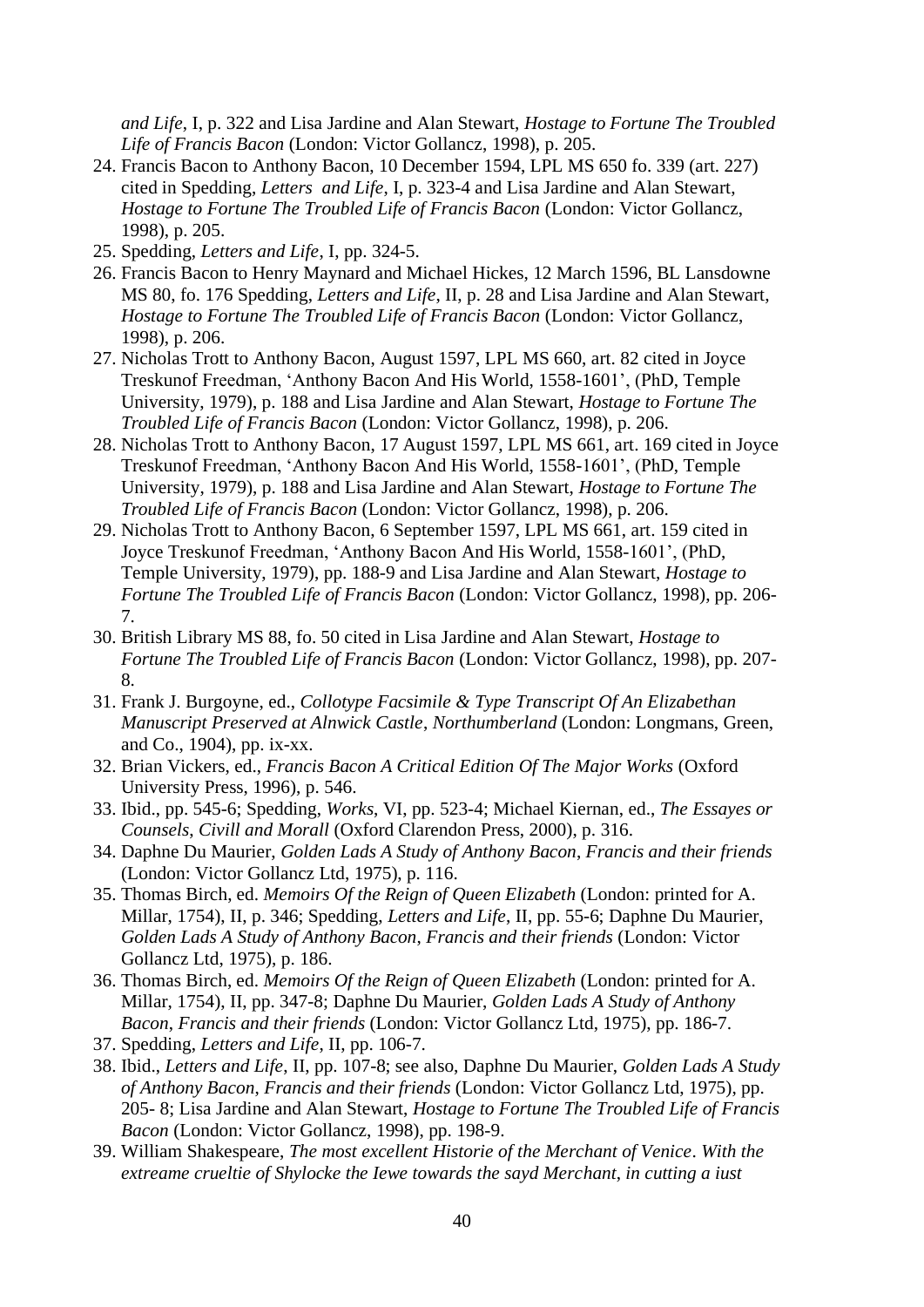*and Life*, I, p. 322 and Lisa Jardine and Alan Stewart, *Hostage to Fortune The Troubled Life of Francis Bacon* (London: Victor Gollancz, 1998), p. 205.

24. Francis Bacon to Anthony Bacon, 10 December 1594, LPL MS 650 fo. 339 (art. 227) cited in Spedding, *Letters  and Life*, I, p. 323-4 and Lisa Jardine and Alan Stewart, *Hostage to Fortune The Troubled Life of Francis Bacon* (London: Victor Gollancz, 1998), p. 205.
25. Spedding, *Letters and Life*, I, pp. 324-5.
26. Francis Bacon to Henry Maynard and Michael Hickes, 12 March 1596, BL Lansdowne MS 80, fo. 176 Spedding, *Letters and Life*, II, p. 28 and Lisa Jardine and Alan Stewart, *Hostage to Fortune The Troubled Life of Francis Bacon* (London: Victor Gollancz, 1998), p. 206.
27. Nicholas Trott to Anthony Bacon, August 1597, LPL MS 660, art. 82 cited in Joyce Treskunof Freedman, 'Anthony Bacon And His World, 1558-1601', (PhD, Temple University, 1979), p. 188 and Lisa Jardine and Alan Stewart, *Hostage to Fortune The Troubled Life of Francis Bacon* (London: Victor Gollancz, 1998), p. 206.
28. Nicholas Trott to Anthony Bacon, 17 August 1597, LPL MS 661, art. 169 cited in Joyce Treskunof Freedman, 'Anthony Bacon And His World, 1558-1601', (PhD, Temple University, 1979), p. 188 and Lisa Jardine and Alan Stewart, *Hostage to Fortune The Troubled Life of Francis Bacon* (London: Victor Gollancz, 1998), p. 206.
29. Nicholas Trott to Anthony Bacon, 6 September 1597, LPL MS 661, art. 159 cited in Joyce Treskunof Freedman, 'Anthony Bacon And His World, 1558-1601', (PhD, Temple University, 1979), pp. 188-9 and Lisa Jardine and Alan Stewart, *Hostage to Fortune The Troubled Life of Francis Bacon* (London: Victor Gollancz, 1998), pp. 206-7.
30. British Library MS 88, fo. 50 cited in Lisa Jardine and Alan Stewart, *Hostage to Fortune The Troubled Life of Francis Bacon* (London: Victor Gollancz, 1998), pp. 207-8.
31. Frank J. Burgoyne, ed., *Collotype Facsimile & Type Transcript Of An Elizabethan Manuscript Preserved at Alnwick Castle*, *Northumberland* (London: Longmans, Green, and Co., 1904), pp. ix-xx.
32. Brian Vickers, ed., *Francis Bacon A Critical Edition Of The Major Works* (Oxford University Press, 1996), p. 546.
33. Ibid., pp. 545-6; Spedding, *Works*, VI, pp. 523-4; Michael Kiernan, ed., *The Essayes or Counsels*, *Civill and Morall* (Oxford Clarendon Press, 2000), p. 316.
34. Daphne Du Maurier, *Golden Lads A Study of Anthony Bacon*, *Francis and their friends* (London: Victor Gollancz Ltd, 1975), p. 116.
35. Thomas Birch, ed. *Memoirs Of the Reign of Queen Elizabeth* (London: printed for A. Millar, 1754), II, p. 346; Spedding, *Letters and Life*, II, pp. 55-6; Daphne Du Maurier, *Golden Lads A Study of Anthony Bacon*, *Francis and their friends* (London: Victor Gollancz Ltd, 1975), p. 186.
36. Thomas Birch, ed. *Memoirs Of the Reign of Queen Elizabeth* (London: printed for A. Millar, 1754), II, pp. 347-8; Daphne Du Maurier, *Golden Lads A Study of Anthony Bacon*, *Francis and their friends* (London: Victor Gollancz Ltd, 1975), pp. 186-7.
37. Spedding, *Letters and Life*, II, pp. 106-7.
38. Ibid., *Letters and Life*, II, pp. 107-8; see also, Daphne Du Maurier, *Golden Lads A Study of Anthony Bacon*, *Francis and their friends* (London: Victor Gollancz Ltd, 1975), pp. 205- 8; Lisa Jardine and Alan Stewart, *Hostage to Fortune The Troubled Life of Francis Bacon* (London: Victor Gollancz, 1998), pp. 198-9.
39. William Shakespeare, *The most excellent Historie of the Merchant of Venice*. *With the extreame crueltie of Shylocke the Iewe towards the sayd Merchant*, *in cutting a iust*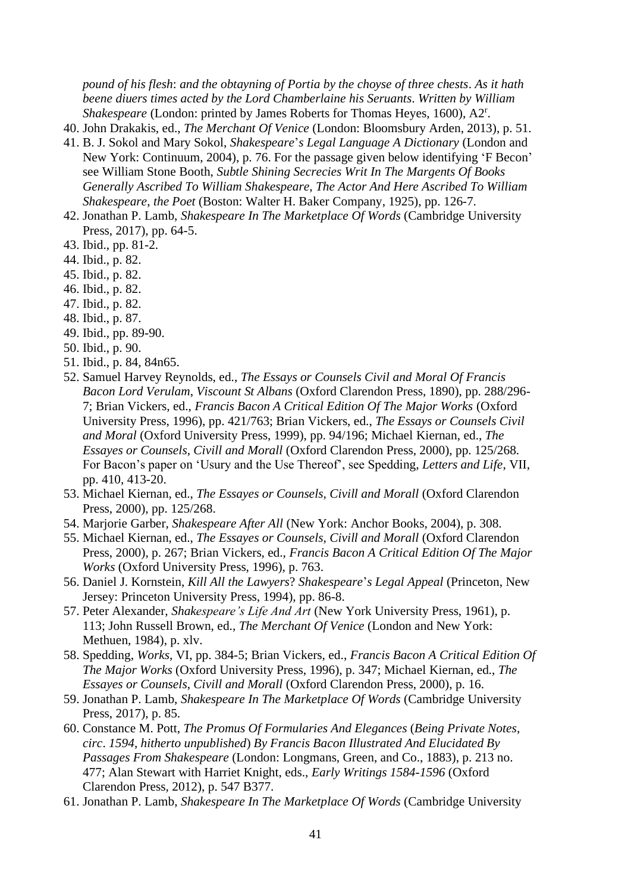*pound of his flesh*: *and the obtayning of Portia by the choyse of three chests*. *As it hath beene diuers times acted by the Lord Chamberlaine his Seruants*. *Written by William Shakespeare* (London: printed by James Roberts for Thomas Heyes, 1600), A2r.

40. John Drakakis, ed., *The Merchant Of Venice* (London: Bloomsbury Arden, 2013), p. 51.
41. B. J. Sokol and Mary Sokol, *Shakespeare*'*s Legal Language A Dictionary* (London and New York: Continuum, 2004), p. 76. For the passage given below identifying 'F Becon' see William Stone Booth, *Subtle Shining Secrecies Writ In The Margents Of Books Generally Ascribed To William Shakespeare*, *The Actor And Here Ascribed To William Shakespeare*, *the Poet* (Boston: Walter H. Baker Company, 1925), pp. 126-7.
42. Jonathan P. Lamb, *Shakespeare In The Marketplace Of Words* (Cambridge University Press, 2017), pp. 64-5.
43. Ibid., pp. 81-2.
44. Ibid., p. 82.
45. Ibid., p. 82.
46. Ibid., p. 82.
47. Ibid., p. 82.
48. Ibid., p. 87.
49. Ibid., pp. 89-90.
50. Ibid., p. 90.
51. Ibid., p. 84, 84n65.
52. Samuel Harvey Reynolds, ed., *The Essays or Counsels Civil and Moral Of Francis Bacon Lord Verulam*, *Viscount St Albans* (Oxford Clarendon Press, 1890), pp. 288/296-7; Brian Vickers, ed., *Francis Bacon A Critical Edition Of The Major Works* (Oxford University Press, 1996), pp. 421/763; Brian Vickers, ed., *The Essays or Counsels Civil and Moral* (Oxford University Press, 1999), pp. 94/196; Michael Kiernan, ed., *The Essayes or Counsels*, *Civill and Morall* (Oxford Clarendon Press, 2000), pp. 125/268. For Bacon's paper on 'Usury and the Use Thereof', see Spedding, *Letters and Life*, VII, pp. 410, 413-20.
53. Michael Kiernan, ed., *The Essayes or Counsels*, *Civill and Morall* (Oxford Clarendon Press, 2000), pp. 125/268.
54. Marjorie Garber, *Shakespeare After All* (New York: Anchor Books, 2004), p. 308.
55. Michael Kiernan, ed., *The Essayes or Counsels*, *Civill and Morall* (Oxford Clarendon Press, 2000), p. 267; Brian Vickers, ed., *Francis Bacon A Critical Edition Of The Major Works* (Oxford University Press, 1996), p. 763.
56. Daniel J. Kornstein, *Kill All the Lawyers*? *Shakespeare*'*s Legal Appeal* (Princeton, New Jersey: Princeton University Press, 1994), pp. 86-8.
57. Peter Alexander, *Shakespeare's Life And Art* (New York University Press, 1961), p. 113; John Russell Brown, ed., *The Merchant Of Venice* (London and New York: Methuen, 1984), p. xlv.
58. Spedding, *Works*, VI, pp. 384-5; Brian Vickers, ed., *Francis Bacon A Critical Edition Of The Major Works* (Oxford University Press, 1996), p. 347; Michael Kiernan, ed., *The Essayes or Counsels*, *Civill and Morall* (Oxford Clarendon Press, 2000), p. 16.
59. Jonathan P. Lamb, *Shakespeare In The Marketplace Of Words* (Cambridge University Press, 2017), p. 85.
60. Constance M. Pott, *The Promus Of Formularies And Elegances* (*Being Private Notes*, *circ*. *1594*, *hitherto unpublished*) *By Francis Bacon Illustrated And Elucidated By Passages From Shakespeare* (London: Longmans, Green, and Co., 1883), p. 213 no. 477; Alan Stewart with Harriet Knight, eds., *Early Writings 1584-1596* (Oxford Clarendon Press, 2012), p. 547 B377.
61. Jonathan P. Lamb, *Shakespeare In The Marketplace Of Words* (Cambridge University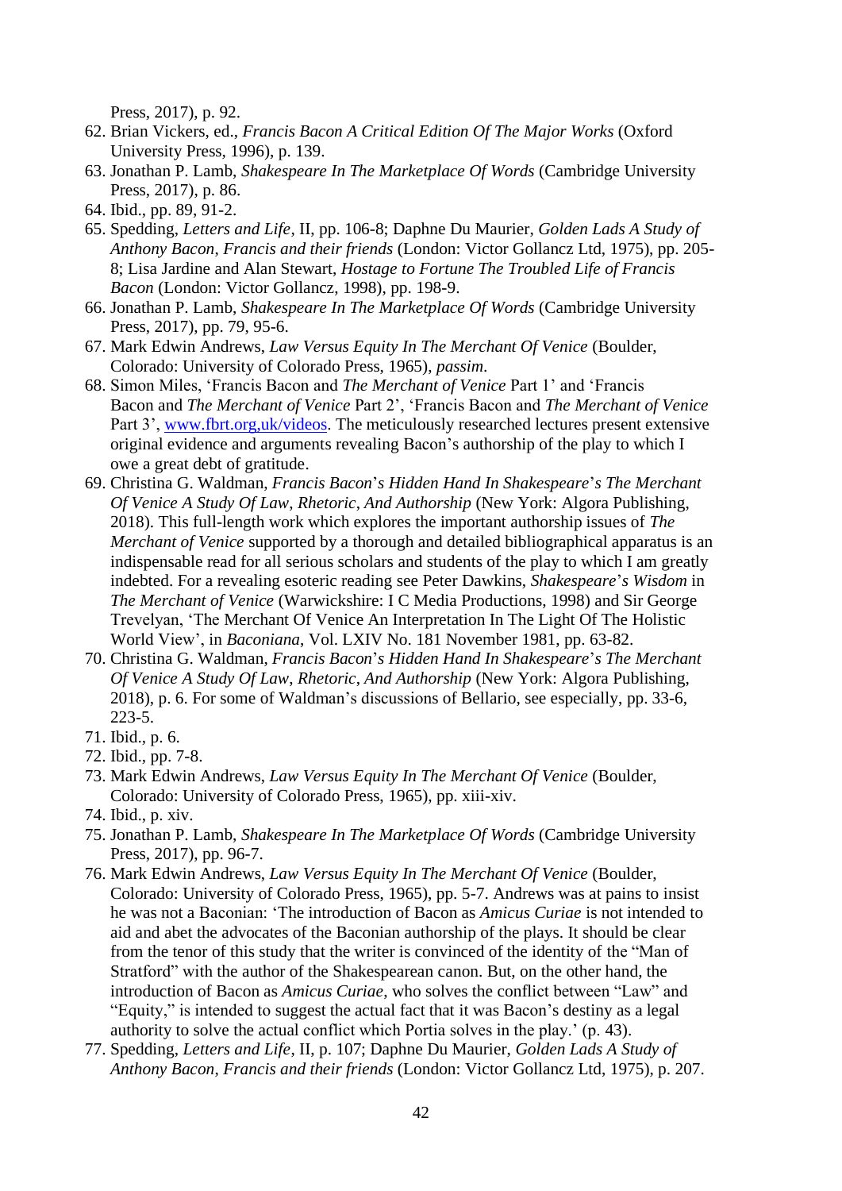Press, 2017), p. 92.

62. Brian Vickers, ed., *Francis Bacon A Critical Edition Of The Major Works* (Oxford University Press, 1996), p. 139.
63. Jonathan P. Lamb, *Shakespeare In The Marketplace Of Words* (Cambridge University Press, 2017), p. 86.
64. Ibid., pp. 89, 91-2.
65. Spedding, *Letters and Life*, II, pp. 106-8; Daphne Du Maurier, *Golden Lads A Study of Anthony Bacon, Francis and their friends* (London: Victor Gollancz Ltd, 1975), pp. 205-8; Lisa Jardine and Alan Stewart, *Hostage to Fortune The Troubled Life of Francis Bacon* (London: Victor Gollancz, 1998), pp. 198-9.
66. Jonathan P. Lamb, *Shakespeare In The Marketplace Of Words* (Cambridge University Press, 2017), pp. 79, 95-6.
67. Mark Edwin Andrews, *Law Versus Equity In The Merchant Of Venice* (Boulder, Colorado: University of Colorado Press, 1965), *passim*.
68. Simon Miles, 'Francis Bacon and *The Merchant of Venice* Part 1' and 'Francis Bacon and *The Merchant of Venice* Part 2', 'Francis Bacon and *The Merchant of Venice* Part 3', [www.fbrt.org,uk/videos](www.fbrt.org,uk/videos). The meticulously researched lectures present extensive original evidence and arguments revealing Bacon's authorship of the play to which I owe a great debt of gratitude.
69. Christina G. Waldman, *Francis Bacon's Hidden Hand In Shakespeare's The Merchant Of Venice A Study Of Law, Rhetoric, And Authorship* (New York: Algora Publishing, 2018). This full-length work which explores the important authorship issues of *The Merchant of Venice* supported by a thorough and detailed bibliographical apparatus is an indispensable read for all serious scholars and students of the play to which I am greatly indebted. For a revealing esoteric reading see Peter Dawkins, *Shakespeare's Wisdom* in *The Merchant of Venice* (Warwickshire: I C Media Productions, 1998) and Sir George Trevelyan, 'The Merchant Of Venice An Interpretation In The Light Of The Holistic World View', in *Baconiana*, Vol. LXIV No. 181 November 1981, pp. 63-82.
70. Christina G. Waldman, *Francis Bacon's Hidden Hand In Shakespeare's The Merchant Of Venice A Study Of Law, Rhetoric, And Authorship* (New York: Algora Publishing, 2018), p. 6. For some of Waldman's discussions of Bellario, see especially, pp. 33-6, 223-5.
71. Ibid., p. 6.
72. Ibid., pp. 7-8.
73. Mark Edwin Andrews, *Law Versus Equity In The Merchant Of Venice* (Boulder, Colorado: University of Colorado Press, 1965), pp. xiii-xiv.
74. Ibid., p. xiv.
75. Jonathan P. Lamb, *Shakespeare In The Marketplace Of Words* (Cambridge University Press, 2017), pp. 96-7.
76. Mark Edwin Andrews, *Law Versus Equity In The Merchant Of Venice* (Boulder, Colorado: University of Colorado Press, 1965), pp. 5-7. Andrews was at pains to insist he was not a Baconian: 'The introduction of Bacon as *Amicus Curiae* is not intended to aid and abet the advocates of the Baconian authorship of the plays. It should be clear from the tenor of this study that the writer is convinced of the identity of the "Man of Stratford" with the author of the Shakespearean canon. But, on the other hand, the introduction of Bacon as *Amicus Curiae*, who solves the conflict between "Law" and "Equity," is intended to suggest the actual fact that it was Bacon's destiny as a legal authority to solve the actual conflict which Portia solves in the play.' (p. 43).
77. Spedding, *Letters and Life*, II, p. 107; Daphne Du Maurier, *Golden Lads A Study of Anthony Bacon, Francis and their friends* (London: Victor Gollancz Ltd, 1975), p. 207.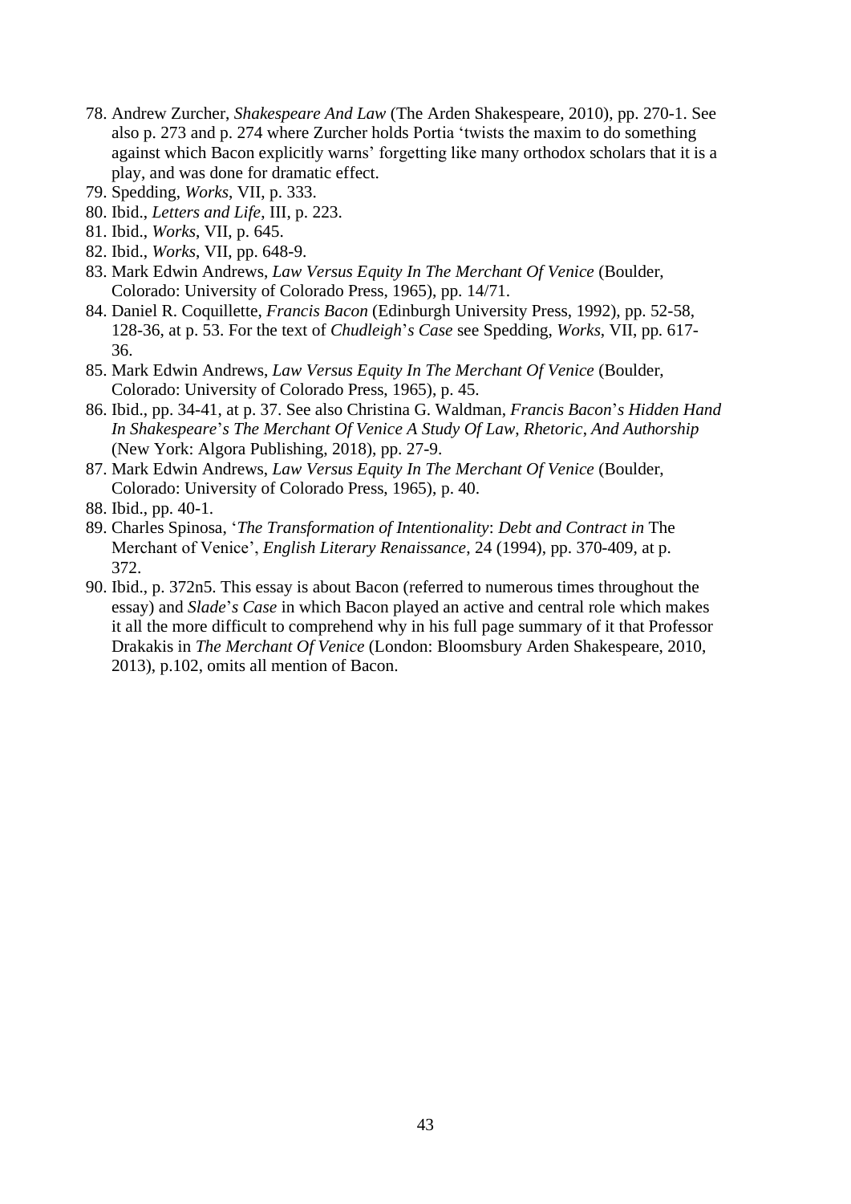78. Andrew Zurcher, *Shakespeare And Law* (The Arden Shakespeare, 2010), pp. 270-1. See also p. 273 and p. 274 where Zurcher holds Portia 'twists the maxim to do something against which Bacon explicitly warns' forgetting like many orthodox scholars that it is a play, and was done for dramatic effect.
79. Spedding, *Works*, VII, p. 333.
80. Ibid., *Letters and Life*, III, p. 223.
81. Ibid., *Works*, VII, p. 645.
82. Ibid., *Works*, VII, pp. 648-9.
83. Mark Edwin Andrews, *Law Versus Equity In The Merchant Of Venice* (Boulder, Colorado: University of Colorado Press, 1965), pp. 14/71.
84. Daniel R. Coquillette, *Francis Bacon* (Edinburgh University Press, 1992), pp. 52-58, 128-36, at p. 53. For the text of *Chudleigh*'*s Case* see Spedding, *Works*, VII, pp. 617-36.
85. Mark Edwin Andrews, *Law Versus Equity In The Merchant Of Venice* (Boulder, Colorado: University of Colorado Press, 1965), p. 45.
86. Ibid., pp. 34-41, at p. 37. See also Christina G. Waldman, *Francis Bacon*'*s Hidden Hand In Shakespeare*'*s The Merchant Of Venice A Study Of Law, Rhetoric, And Authorship* (New York: Algora Publishing, 2018), pp. 27-9.
87. Mark Edwin Andrews, *Law Versus Equity In The Merchant Of Venice* (Boulder, Colorado: University of Colorado Press, 1965), p. 40.
88. Ibid., pp. 40-1.
89. Charles Spinosa, '*The Transformation of Intentionality*: *Debt and Contract in* The Merchant of Venice', *English Literary Renaissance*, 24 (1994), pp. 370-409, at p. 372.
90. Ibid., p. 372n5. This essay is about Bacon (referred to numerous times throughout the essay) and *Slade*'*s Case* in which Bacon played an active and central role which makes it all the more difficult to comprehend why in his full page summary of it that Professor Drakakis in *The Merchant Of Venice* (London: Bloomsbury Arden Shakespeare, 2010, 2013), p.102, omits all mention of Bacon.